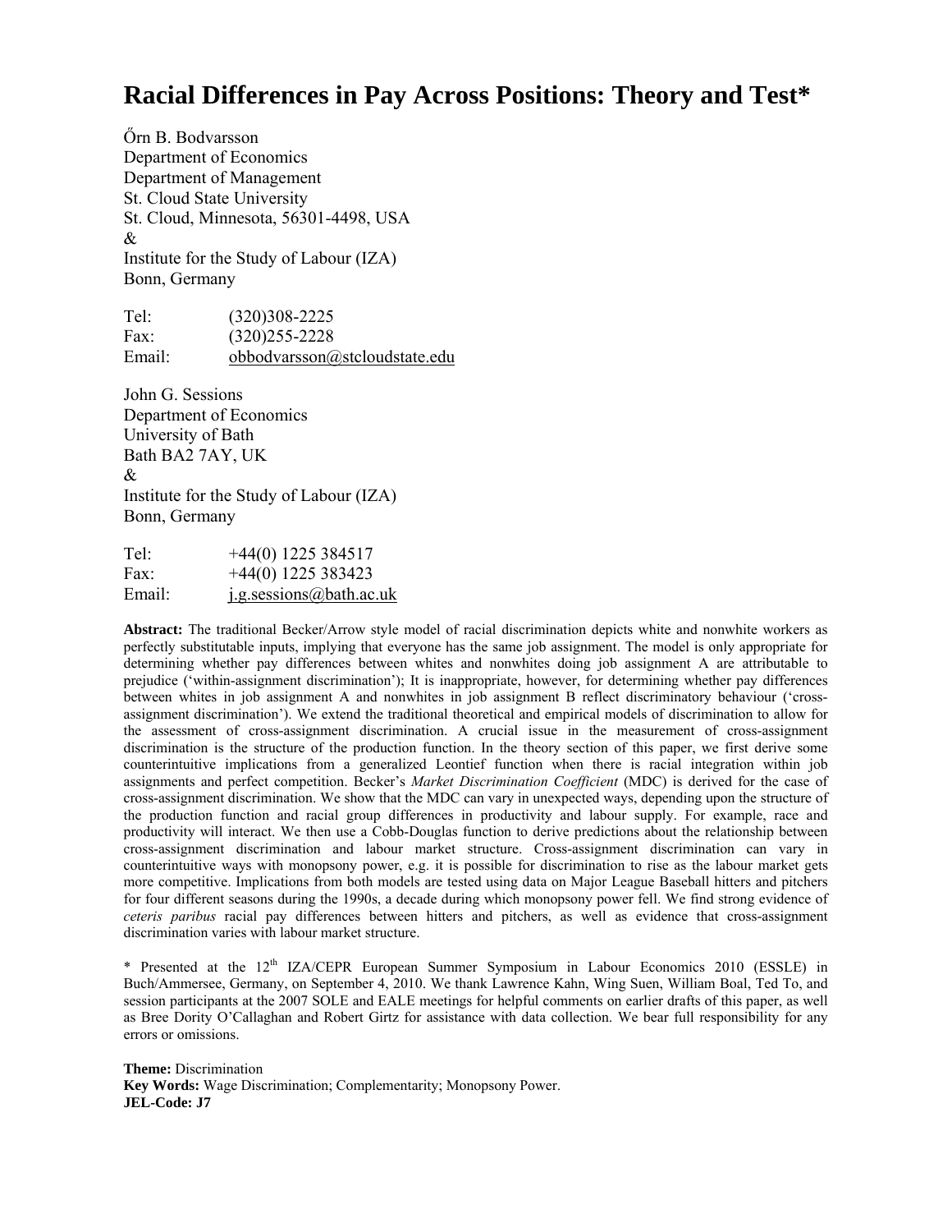# Racial Differences in Pay Across Positions: Theory and Test*

Őrn B. Bodvarsson
Department of Economics
Department of Management
St. Cloud State University
St. Cloud, Minnesota, 56301-4498, USA
&
Institute for the Study of Labour (IZA)
Bonn, Germany

Tel: (320)308-2225
Fax: (320)255-2228
Email: obbodvarsson@stcloudstate.edu

John G. Sessions
Department of Economics
University of Bath
Bath BA2 7AY, UK
&
Institute for the Study of Labour (IZA)
Bonn, Germany

Tel: +44(0) 1225 384517
Fax: +44(0) 1225 383423
Email: j.g.sessions@bath.ac.uk

**Abstract:** The traditional Becker/Arrow style model of racial discrimination depicts white and nonwhite workers as perfectly substitutable inputs, implying that everyone has the same job assignment. The model is only appropriate for determining whether pay differences between whites and nonwhites doing job assignment A are attributable to prejudice ('within-assignment discrimination'); It is inappropriate, however, for determining whether pay differences between whites in job assignment A and nonwhites in job assignment B reflect discriminatory behaviour ('cross-assignment discrimination'). We extend the traditional theoretical and empirical models of discrimination to allow for the assessment of cross-assignment discrimination. A crucial issue in the measurement of cross-assignment discrimination is the structure of the production function. In the theory section of this paper, we first derive some counterintuitive implications from a generalized Leontief function when there is racial integration within job assignments and perfect competition. Becker's *Market Discrimination Coefficient* (MDC) is derived for the case of cross-assignment discrimination. We show that the MDC can vary in unexpected ways, depending upon the structure of the production function and racial group differences in productivity and labour supply. For example, race and productivity will interact. We then use a Cobb-Douglas function to derive predictions about the relationship between cross-assignment discrimination and labour market structure. Cross-assignment discrimination can vary in counterintuitive ways with monopsony power, e.g. it is possible for discrimination to rise as the labour market gets more competitive. Implications from both models are tested using data on Major League Baseball hitters and pitchers for four different seasons during the 1990s, a decade during which monopsony power fell. We find strong evidence of *ceteris paribus* racial pay differences between hitters and pitchers, as well as evidence that cross-assignment discrimination varies with labour market structure.

\* Presented at the 12th IZA/CEPR European Summer Symposium in Labour Economics 2010 (ESSLE) in Buch/Ammersee, Germany, on September 4, 2010. We thank Lawrence Kahn, Wing Suen, William Boal, Ted To, and session participants at the 2007 SOLE and EALE meetings for helpful comments on earlier drafts of this paper, as well as Bree Dority O'Callaghan and Robert Girtz for assistance with data collection. We bear full responsibility for any errors or omissions.

**Theme:** Discrimination
**Key Words:** Wage Discrimination; Complementarity; Monopsony Power.
**JEL-Code: J7**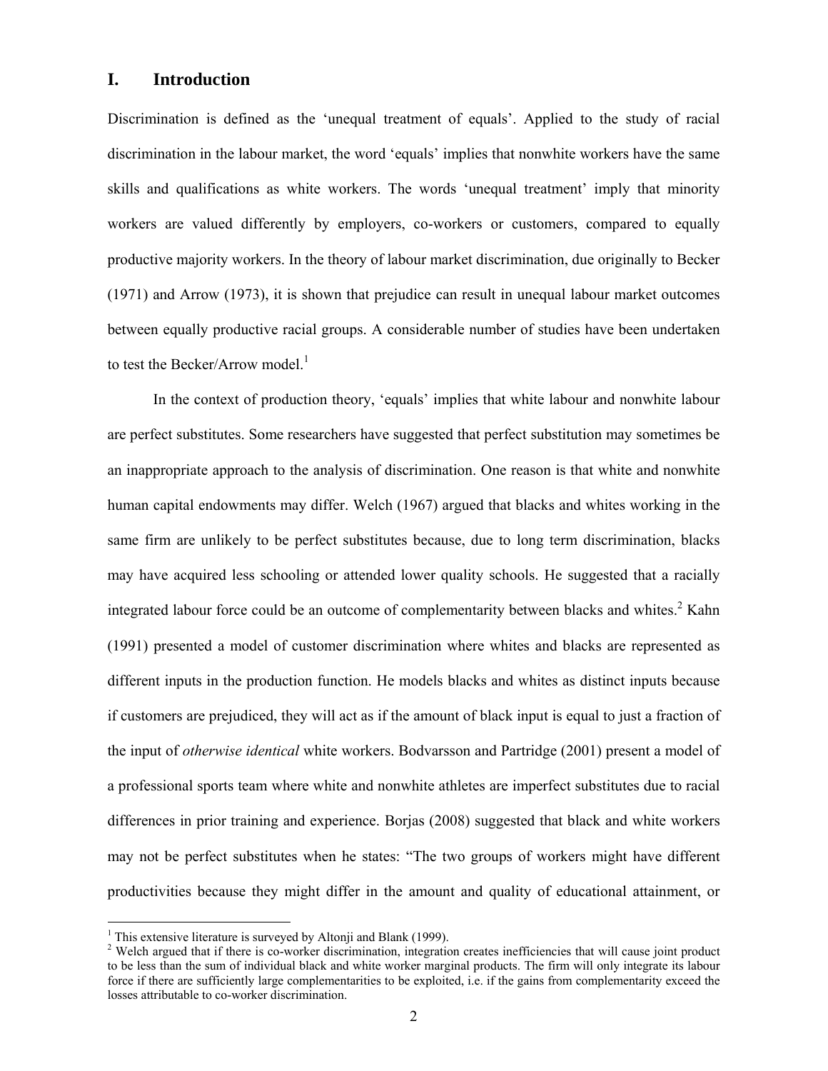# I. Introduction

Discrimination is defined as the 'unequal treatment of equals'. Applied to the study of racial discrimination in the labour market, the word 'equals' implies that nonwhite workers have the same skills and qualifications as white workers. The words 'unequal treatment' imply that minority workers are valued differently by employers, co-workers or customers, compared to equally productive majority workers. In the theory of labour market discrimination, due originally to Becker (1971) and Arrow (1973), it is shown that prejudice can result in unequal labour market outcomes between equally productive racial groups. A considerable number of studies have been undertaken to test the Becker/Arrow model.[1]

In the context of production theory, 'equals' implies that white labour and nonwhite labour are perfect substitutes. Some researchers have suggested that perfect substitution may sometimes be an inappropriate approach to the analysis of discrimination. One reason is that white and nonwhite human capital endowments may differ. Welch (1967) argued that blacks and whites working in the same firm are unlikely to be perfect substitutes because, due to long term discrimination, blacks may have acquired less schooling or attended lower quality schools. He suggested that a racially integrated labour force could be an outcome of complementarity between blacks and whites.[2] Kahn (1991) presented a model of customer discrimination where whites and blacks are represented as different inputs in the production function. He models blacks and whites as distinct inputs because if customers are prejudiced, they will act as if the amount of black input is equal to just a fraction of the input of *otherwise identical* white workers. Bodvarsson and Partridge (2001) present a model of a professional sports team where white and nonwhite athletes are imperfect substitutes due to racial differences in prior training and experience. Borjas (2008) suggested that black and white workers may not be perfect substitutes when he states: "The two groups of workers might have different productivities because they might differ in the amount and quality of educational attainment, or

[1] This extensive literature is surveyed by Altonji and Blank (1999).

[2] Welch argued that if there is co-worker discrimination, integration creates inefficiencies that will cause joint product to be less than the sum of individual black and white worker marginal products. The firm will only integrate its labour force if there are sufficiently large complementarities to be exploited, i.e. if the gains from complementarity exceed the losses attributable to co-worker discrimination.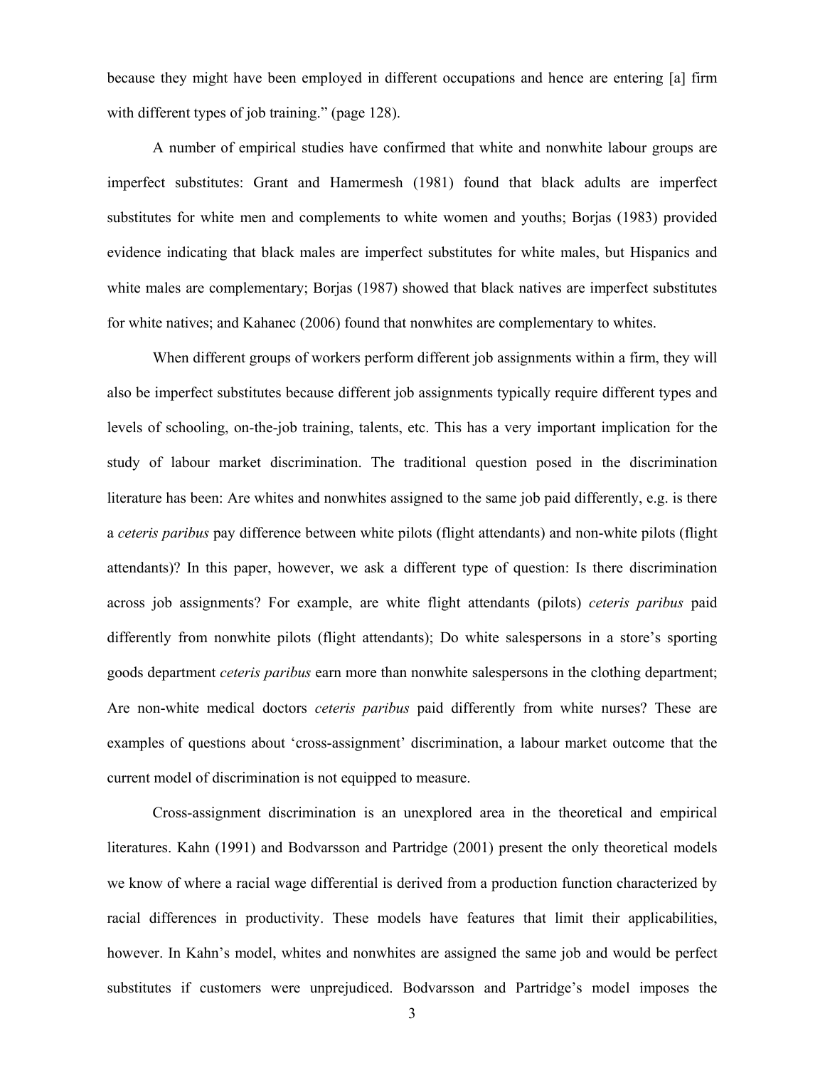because they might have been employed in different occupations and hence are entering [a] firm with different types of job training." (page 128).

A number of empirical studies have confirmed that white and nonwhite labour groups are imperfect substitutes: Grant and Hamermesh (1981) found that black adults are imperfect substitutes for white men and complements to white women and youths; Borjas (1983) provided evidence indicating that black males are imperfect substitutes for white males, but Hispanics and white males are complementary; Borjas (1987) showed that black natives are imperfect substitutes for white natives; and Kahanec (2006) found that nonwhites are complementary to whites.

When different groups of workers perform different job assignments within a firm, they will also be imperfect substitutes because different job assignments typically require different types and levels of schooling, on-the-job training, talents, etc. This has a very important implication for the study of labour market discrimination. The traditional question posed in the discrimination literature has been: Are whites and nonwhites assigned to the same job paid differently, e.g. is there a *ceteris paribus* pay difference between white pilots (flight attendants) and non-white pilots (flight attendants)? In this paper, however, we ask a different type of question: Is there discrimination across job assignments? For example, are white flight attendants (pilots) *ceteris paribus* paid differently from nonwhite pilots (flight attendants); Do white salespersons in a store's sporting goods department *ceteris paribus* earn more than nonwhite salespersons in the clothing department; Are non-white medical doctors *ceteris paribus* paid differently from white nurses? These are examples of questions about 'cross-assignment' discrimination, a labour market outcome that the current model of discrimination is not equipped to measure.

Cross-assignment discrimination is an unexplored area in the theoretical and empirical literatures. Kahn (1991) and Bodvarsson and Partridge (2001) present the only theoretical models we know of where a racial wage differential is derived from a production function characterized by racial differences in productivity. These models have features that limit their applicabilities, however. In Kahn's model, whites and nonwhites are assigned the same job and would be perfect substitutes if customers were unprejudiced. Bodvarsson and Partridge's model imposes the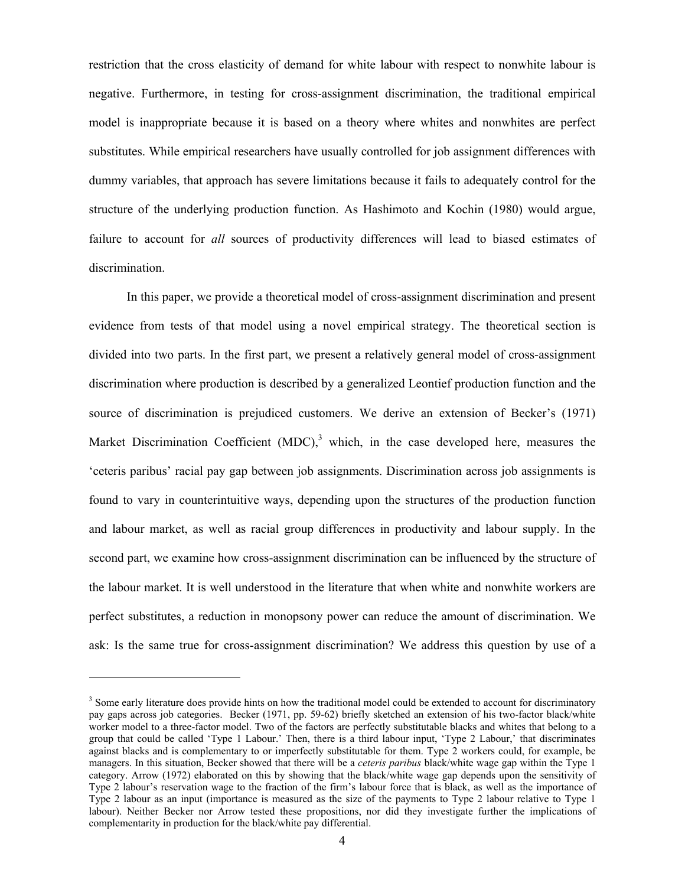restriction that the cross elasticity of demand for white labour with respect to nonwhite labour is negative. Furthermore, in testing for cross-assignment discrimination, the traditional empirical model is inappropriate because it is based on a theory where whites and nonwhites are perfect substitutes. While empirical researchers have usually controlled for job assignment differences with dummy variables, that approach has severe limitations because it fails to adequately control for the structure of the underlying production function. As Hashimoto and Kochin (1980) would argue, failure to account for *all* sources of productivity differences will lead to biased estimates of discrimination.

In this paper, we provide a theoretical model of cross-assignment discrimination and present evidence from tests of that model using a novel empirical strategy. The theoretical section is divided into two parts. In the first part, we present a relatively general model of cross-assignment discrimination where production is described by a generalized Leontief production function and the source of discrimination is prejudiced customers. We derive an extension of Becker's (1971) Market Discrimination Coefficient (MDC),[3] which, in the case developed here, measures the 'ceteris paribus' racial pay gap between job assignments. Discrimination across job assignments is found to vary in counterintuitive ways, depending upon the structures of the production function and labour market, as well as racial group differences in productivity and labour supply. In the second part, we examine how cross-assignment discrimination can be influenced by the structure of the labour market. It is well understood in the literature that when white and nonwhite workers are perfect substitutes, a reduction in monopsony power can reduce the amount of discrimination. We ask: Is the same true for cross-assignment discrimination? We address this question by use of a

---

[3] Some early literature does provide hints on how the traditional model could be extended to account for discriminatory pay gaps across job categories. Becker (1971, pp. 59-62) briefly sketched an extension of his two-factor black/white worker model to a three-factor model. Two of the factors are perfectly substitutable blacks and whites that belong to a group that could be called 'Type 1 Labour.' Then, there is a third labour input, 'Type 2 Labour,' that discriminates against blacks and is complementary to or imperfectly substitutable for them. Type 2 workers could, for example, be managers. In this situation, Becker showed that there will be a *ceteris paribus* black/white wage gap within the Type 1 category. Arrow (1972) elaborated on this by showing that the black/white wage gap depends upon the sensitivity of Type 2 labour's reservation wage to the fraction of the firm's labour force that is black, as well as the importance of Type 2 labour as an input (importance is measured as the size of the payments to Type 2 labour relative to Type 1 labour). Neither Becker nor Arrow tested these propositions, nor did they investigate further the implications of complementarity in production for the black/white pay differential.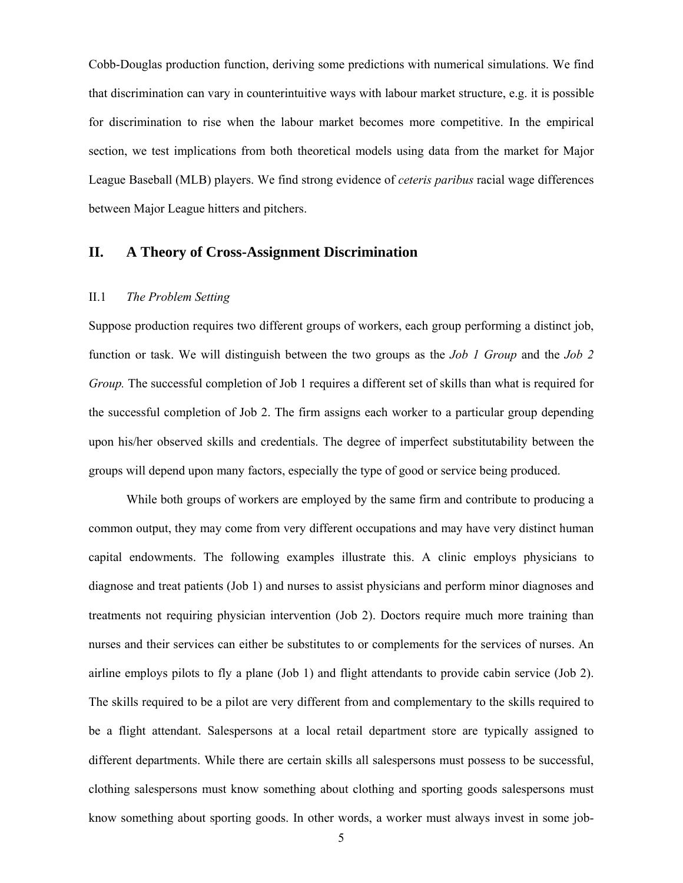Cobb-Douglas production function, deriving some predictions with numerical simulations. We find that discrimination can vary in counterintuitive ways with labour market structure, e.g. it is possible for discrimination to rise when the labour market becomes more competitive. In the empirical section, we test implications from both theoretical models using data from the market for Major League Baseball (MLB) players. We find strong evidence of *ceteris paribus* racial wage differences between Major League hitters and pitchers.

## II. A Theory of Cross-Assignment Discrimination

### II.1 *The Problem Setting*

Suppose production requires two different groups of workers, each group performing a distinct job, function or task. We will distinguish between the two groups as the *Job 1 Group* and the *Job 2 Group.* The successful completion of Job 1 requires a different set of skills than what is required for the successful completion of Job 2. The firm assigns each worker to a particular group depending upon his/her observed skills and credentials. The degree of imperfect substitutability between the groups will depend upon many factors, especially the type of good or service being produced.

While both groups of workers are employed by the same firm and contribute to producing a common output, they may come from very different occupations and may have very distinct human capital endowments. The following examples illustrate this. A clinic employs physicians to diagnose and treat patients (Job 1) and nurses to assist physicians and perform minor diagnoses and treatments not requiring physician intervention (Job 2). Doctors require much more training than nurses and their services can either be substitutes to or complements for the services of nurses. An airline employs pilots to fly a plane (Job 1) and flight attendants to provide cabin service (Job 2). The skills required to be a pilot are very different from and complementary to the skills required to be a flight attendant. Salespersons at a local retail department store are typically assigned to different departments. While there are certain skills all salespersons must possess to be successful, clothing salespersons must know something about clothing and sporting goods salespersons must know something about sporting goods. In other words, a worker must always invest in some job-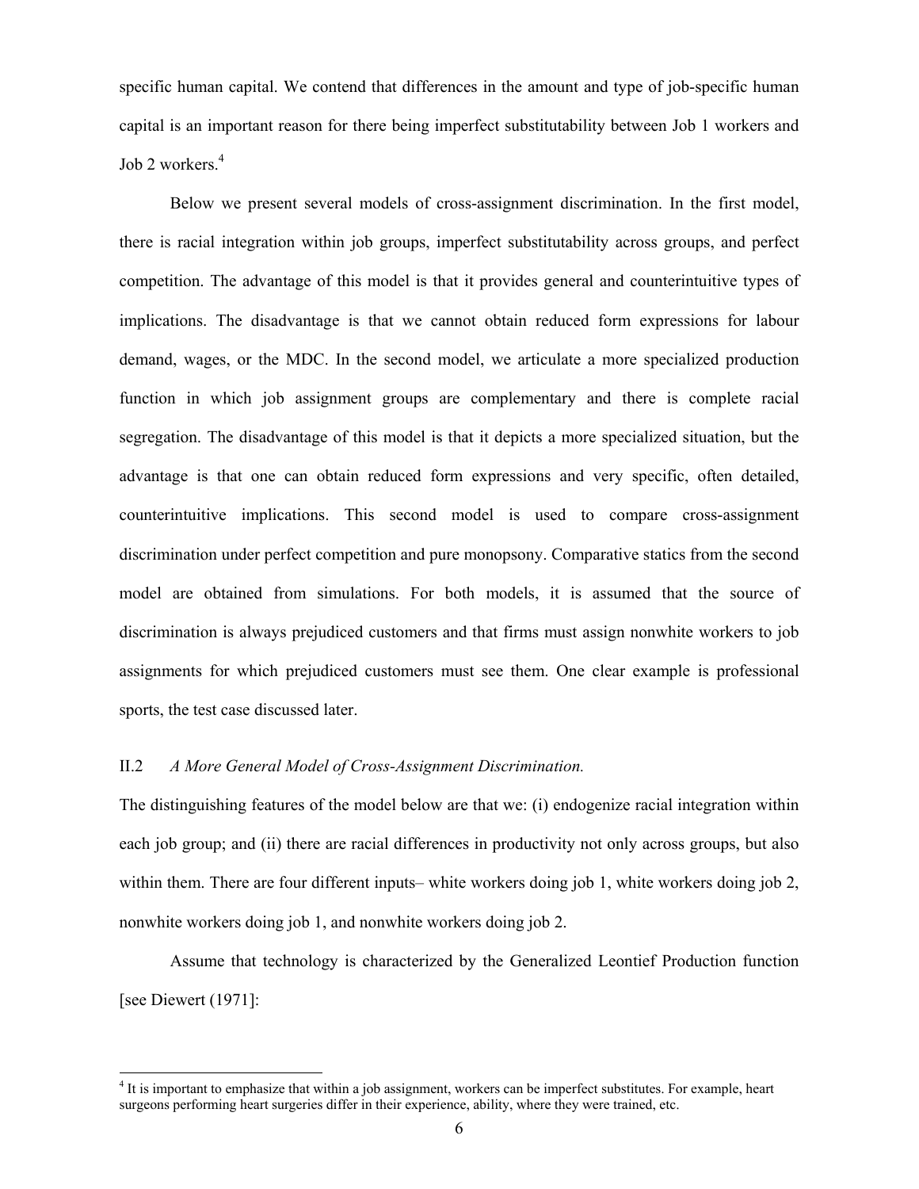specific human capital. We contend that differences in the amount and type of job-specific human capital is an important reason for there being imperfect substitutability between Job 1 workers and Job 2 workers.[4]

Below we present several models of cross-assignment discrimination. In the first model, there is racial integration within job groups, imperfect substitutability across groups, and perfect competition. The advantage of this model is that it provides general and counterintuitive types of implications. The disadvantage is that we cannot obtain reduced form expressions for labour demand, wages, or the MDC. In the second model, we articulate a more specialized production function in which job assignment groups are complementary and there is complete racial segregation. The disadvantage of this model is that it depicts a more specialized situation, but the advantage is that one can obtain reduced form expressions and very specific, often detailed, counterintuitive implications. This second model is used to compare cross-assignment discrimination under perfect competition and pure monopsony. Comparative statics from the second model are obtained from simulations. For both models, it is assumed that the source of discrimination is always prejudiced customers and that firms must assign nonwhite workers to job assignments for which prejudiced customers must see them. One clear example is professional sports, the test case discussed later.

### II.2 *A More General Model of Cross-Assignment Discrimination.*

The distinguishing features of the model below are that we: (i) endogenize racial integration within each job group; and (ii) there are racial differences in productivity not only across groups, but also within them. There are four different inputs– white workers doing job 1, white workers doing job 2, nonwhite workers doing job 1, and nonwhite workers doing job 2.

Assume that technology is characterized by the Generalized Leontief Production function [see Diewert (1971]:

[4] It is important to emphasize that within a job assignment, workers can be imperfect substitutes. For example, heart surgeons performing heart surgeries differ in their experience, ability, where they were trained, etc.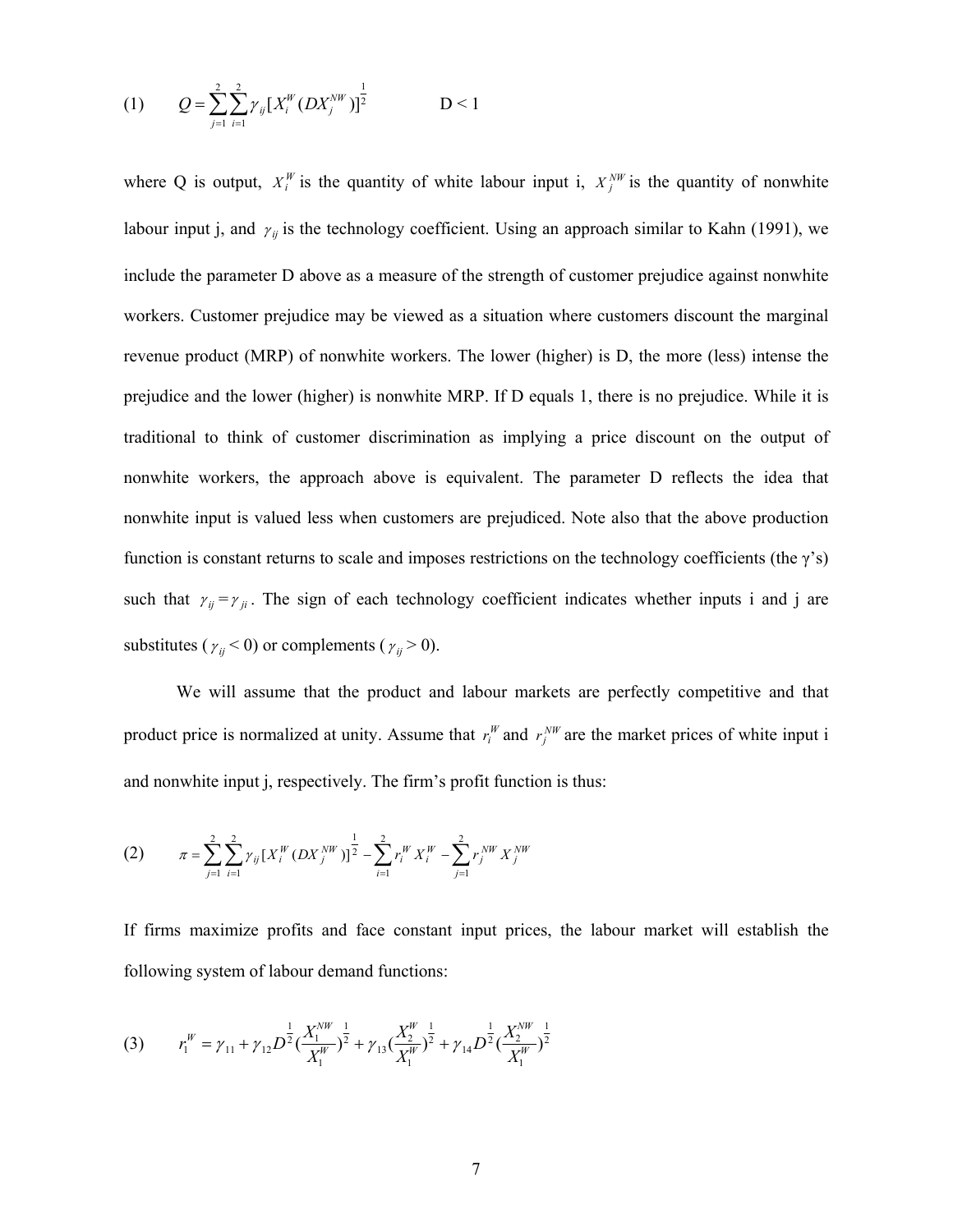$$(1) \qquad Q = \sum_{j=1}^{2}\sum_{i=1}^{2}\gamma_{ij}[X_i^W(DX_j^{NW})]^{\frac{1}{2}} \qquad\qquad D < 1$$

where Q is output, $X_i^W$ is the quantity of white labour input i, $X_j^{NW}$ is the quantity of nonwhite labour input j, and $\gamma_{ij}$ is the technology coefficient. Using an approach similar to Kahn (1991), we include the parameter D above as a measure of the strength of customer prejudice against nonwhite workers. Customer prejudice may be viewed as a situation where customers discount the marginal revenue product (MRP) of nonwhite workers. The lower (higher) is D, the more (less) intense the prejudice and the lower (higher) is nonwhite MRP. If D equals 1, there is no prejudice. While it is traditional to think of customer discrimination as implying a price discount on the output of nonwhite workers, the approach above is equivalent. The parameter D reflects the idea that nonwhite input is valued less when customers are prejudiced. Note also that the above production function is constant returns to scale and imposes restrictions on the technology coefficients (the $\gamma$'s) such that $\gamma_{ij} = \gamma_{ji}$. The sign of each technology coefficient indicates whether inputs i and j are substitutes ($\gamma_{ij} < 0$) or complements ($\gamma_{ij} > 0$).

We will assume that the product and labour markets are perfectly competitive and that product price is normalized at unity. Assume that $r_i^W$ and $r_j^{NW}$ are the market prices of white input i and nonwhite input j, respectively. The firm's profit function is thus:

$$(2) \qquad \pi = \sum_{j=1}^{2}\sum_{i=1}^{2}\gamma_{ij}[X_i^W(DX_j^{NW})]^{\frac{1}{2}} - \sum_{i=1}^{2} r_i^W X_i^W - \sum_{j=1}^{2} r_j^{NW} X_j^{NW}$$

If firms maximize profits and face constant input prices, the labour market will establish the following system of labour demand functions:

$$(3) \qquad r_1^W = \gamma_{11} + \gamma_{12} D^{\frac{1}{2}}(\frac{X_1^{NW}}{X_1^W})^{\frac{1}{2}} + \gamma_{13}(\frac{X_2^W}{X_1^W})^{\frac{1}{2}} + \gamma_{14} D^{\frac{1}{2}}(\frac{X_2^{NW}}{X_1^W})^{\frac{1}{2}}$$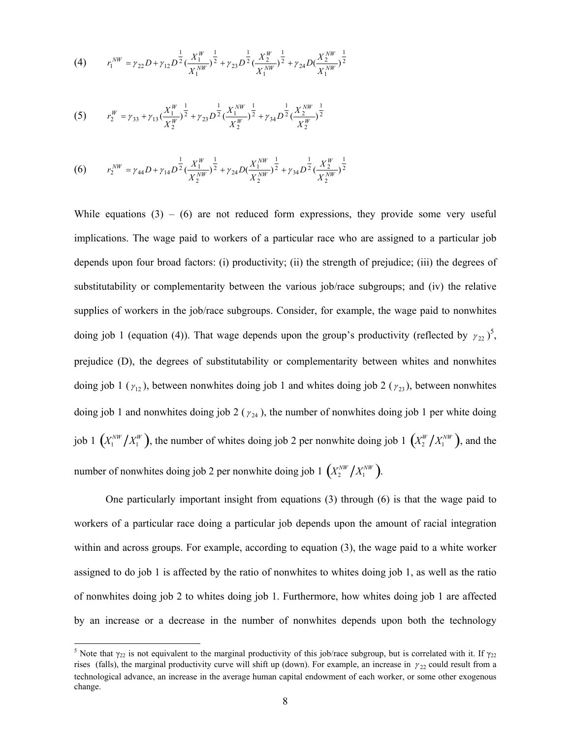$$(4) \qquad r_1^{NW} = \gamma_{22} D + \gamma_{12} D^{\frac{1}{2}} (\frac{X_1^W}{X_1^{NW}})^{\frac{1}{2}} + \gamma_{23} D^{\frac{1}{2}} (\frac{X_2^W}{X_1^{NW}})^{\frac{1}{2}} + \gamma_{24} D (\frac{X_2^{NW}}{X_1^{NW}})^{\frac{1}{2}}$$

$$(5) \qquad r_2^{W} = \gamma_{33} + \gamma_{13} (\frac{X_1^W}{X_2^{W}})^{\frac{1}{2}} + \gamma_{23} D^{\frac{1}{2}} (\frac{X_1^{NW}}{X_2^{W}})^{\frac{1}{2}} + \gamma_{34} D^{\frac{1}{2}} (\frac{X_2^{NW}}{X_2^{W}})^{\frac{1}{2}}$$

$$(6) \qquad r_2^{NW} = \gamma_{44} D + \gamma_{14} D^{\frac{1}{2}} (\frac{X_1^W}{X_2^{NW}})^{\frac{1}{2}} + \gamma_{24} D (\frac{X_1^{NW}}{X_2^{NW}})^{\frac{1}{2}} + \gamma_{34} D^{\frac{1}{2}} (\frac{X_2^{W}}{X_2^{NW}})^{\frac{1}{2}}$$

While equations (3) – (6) are not reduced form expressions, they provide some very useful implications. The wage paid to workers of a particular race who are assigned to a particular job depends upon four broad factors: (i) productivity; (ii) the strength of prejudice; (iii) the degrees of substitutability or complementarity between the various job/race subgroups; and (iv) the relative supplies of workers in the job/race subgroups. Consider, for example, the wage paid to nonwhites doing job 1 (equation (4)). That wage depends upon the group's productivity (reflected by $\gamma_{22}$)[5], prejudice (D), the degrees of substitutability or complementarity between whites and nonwhites doing job 1 ($\gamma_{12}$), between nonwhites doing job 1 and whites doing job 2 ($\gamma_{23}$), between nonwhites doing job 1 and nonwhites doing job 2 ($\gamma_{24}$), the number of nonwhites doing job 1 per white doing job 1 $\left(X_1^{NW}/X_1^{W}\right)$, the number of whites doing job 2 per nonwhite doing job 1 $\left(X_2^{W}/X_1^{NW}\right)$, and the number of nonwhites doing job 2 per nonwhite doing job 1 $\left(X_2^{NW}/X_1^{NW}\right)$.

One particularly important insight from equations (3) through (6) is that the wage paid to workers of a particular race doing a particular job depends upon the amount of racial integration within and across groups. For example, according to equation (3), the wage paid to a white worker assigned to do job 1 is affected by the ratio of nonwhites to whites doing job 1, as well as the ratio of nonwhites doing job 2 to whites doing job 1. Furthermore, how whites doing job 1 are affected by an increase or a decrease in the number of nonwhites depends upon both the technology

[5] Note that $\gamma_{22}$ is not equivalent to the marginal productivity of this job/race subgroup, but is correlated with it. If $\gamma_{22}$ rises (falls), the marginal productivity curve will shift up (down). For example, an increase in $\gamma_{22}$ could result from a technological advance, an increase in the average human capital endowment of each worker, or some other exogenous change.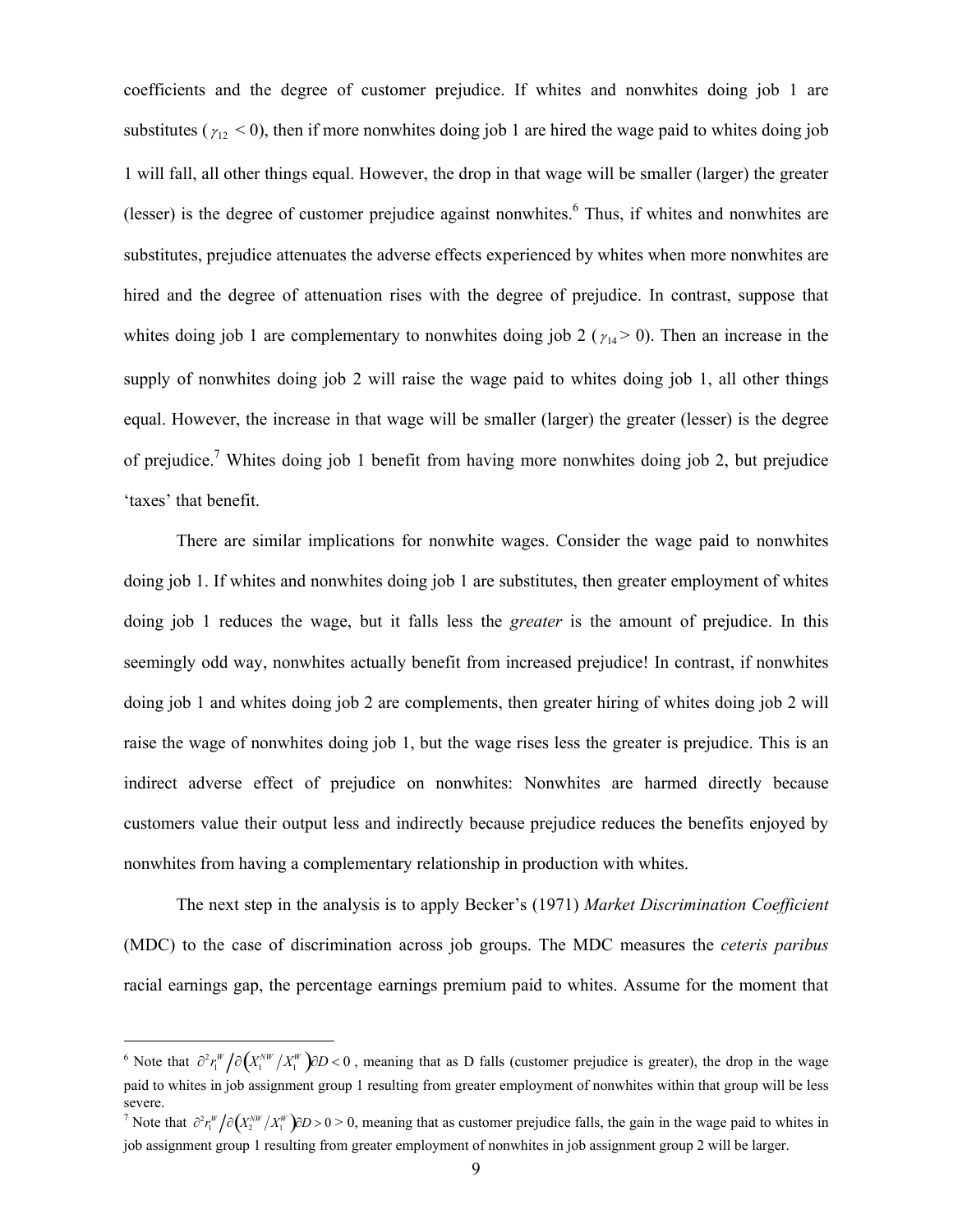coefficients and the degree of customer prejudice. If whites and nonwhites doing job 1 are substitutes ($\gamma_{12} < 0$), then if more nonwhites doing job 1 are hired the wage paid to whites doing job 1 will fall, all other things equal. However, the drop in that wage will be smaller (larger) the greater (lesser) is the degree of customer prejudice against nonwhites.[6] Thus, if whites and nonwhites are substitutes, prejudice attenuates the adverse effects experienced by whites when more nonwhites are hired and the degree of attenuation rises with the degree of prejudice. In contrast, suppose that whites doing job 1 are complementary to nonwhites doing job 2 ($\gamma_{14} > 0$). Then an increase in the supply of nonwhites doing job 2 will raise the wage paid to whites doing job 1, all other things equal. However, the increase in that wage will be smaller (larger) the greater (lesser) is the degree of prejudice.[7] Whites doing job 1 benefit from having more nonwhites doing job 2, but prejudice 'taxes' that benefit.

There are similar implications for nonwhite wages. Consider the wage paid to nonwhites doing job 1. If whites and nonwhites doing job 1 are substitutes, then greater employment of whites doing job 1 reduces the wage, but it falls less the *greater* is the amount of prejudice. In this seemingly odd way, nonwhites actually benefit from increased prejudice! In contrast, if nonwhites doing job 1 and whites doing job 2 are complements, then greater hiring of whites doing job 2 will raise the wage of nonwhites doing job 1, but the wage rises less the greater is prejudice. This is an indirect adverse effect of prejudice on nonwhites: Nonwhites are harmed directly because customers value their output less and indirectly because prejudice reduces the benefits enjoyed by nonwhites from having a complementary relationship in production with whites.

The next step in the analysis is to apply Becker's (1971) *Market Discrimination Coefficient* (MDC) to the case of discrimination across job groups. The MDC measures the *ceteris paribus* racial earnings gap, the percentage earnings premium paid to whites. Assume for the moment that

---

[6] Note that $\partial^2 r_1^W / \partial\left(X_1^{NW}/X_1^W\right)\partial D < 0$, meaning that as D falls (customer prejudice is greater), the drop in the wage paid to whites in job assignment group 1 resulting from greater employment of nonwhites within that group will be less severe.

[7] Note that $\partial^2 r_1^W / \partial\left(X_2^{NW}/X_1^W\right)\partial D > 0 > 0$, meaning that as customer prejudice falls, the gain in the wage paid to whites in job assignment group 1 resulting from greater employment of nonwhites in job assignment group 2 will be larger.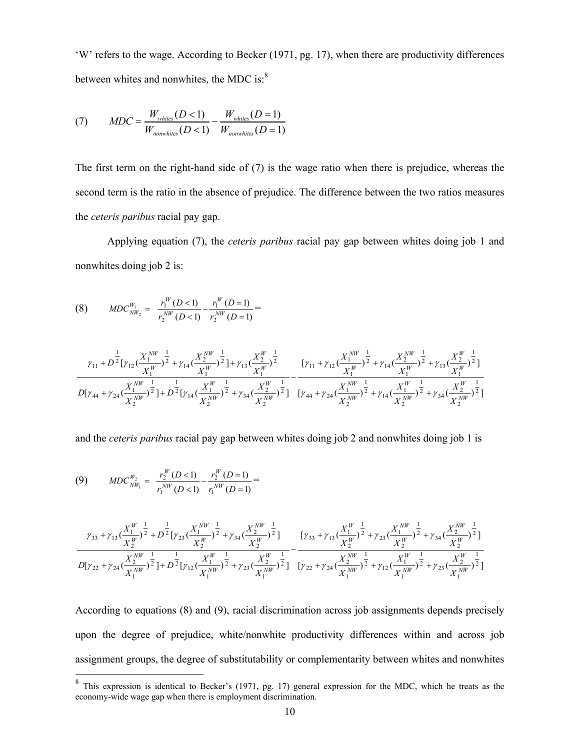'W' refers to the wage. According to Becker (1971, pg. 17), when there are productivity differences between whites and nonwhites, the MDC is:[8]

$$(7) \qquad MDC = \frac{W_{whites}(D<1)}{W_{nonwhites}(D<1)} - \frac{W_{whites}(D=1)}{W_{nonwhites}(D=1)}$$

The first term on the right-hand side of (7) is the wage ratio when there is prejudice, whereas the second term is the ratio in the absence of prejudice. The difference between the two ratios measures the *ceteris paribus* racial pay gap.

Applying equation (7), the *ceteris paribus* racial pay gap between whites doing job 1 and nonwhites doing job 2 is:

$$(8) \qquad MDC_{NW_2}^{W_1} = \frac{r_1^W(D<1)}{r_2^{NW}(D<1)} - \frac{r_1^W(D=1)}{r_2^{NW}(D=1)} =$$

$$\frac{\gamma_{11} + D^{\frac{1}{2}}[\gamma_{12}(\frac{X_1^{NW}}{X_1^W})^{\frac{1}{2}} + \gamma_{14}(\frac{X_2^{NW}}{X_1^W})^{\frac{1}{2}}] + \gamma_{13}(\frac{X_2^W}{X_1^W})^{\frac{1}{2}}}{D[\gamma_{44} + \gamma_{24}(\frac{X_1^{NW}}{X_2^{NW}})^{\frac{1}{2}}] + D^{\frac{1}{2}}[\gamma_{14}(\frac{X_1^W}{X_2^{NW}})^{\frac{1}{2}} + \gamma_{34}(\frac{X_2^W}{X_2^{NW}})^{\frac{1}{2}}]} - \frac{[\gamma_{11} + \gamma_{12}(\frac{X_1^{NW}}{X_1^W})^{\frac{1}{2}} + \gamma_{14}(\frac{X_2^{NW}}{X_1^W})^{\frac{1}{2}} + \gamma_{13}(\frac{X_2^W}{X_1^W})^{\frac{1}{2}}]}{[\gamma_{44} + \gamma_{24}(\frac{X_1^{NW}}{X_2^{NW}})^{\frac{1}{2}} + \gamma_{14}(\frac{X_1^W}{X_2^{NW}})^{\frac{1}{2}} + \gamma_{34}(\frac{X_2^W}{X_2^{NW}})^{\frac{1}{2}}]}$$

and the *ceteris paribus* racial pay gap between whites doing job 2 and nonwhites doing job 1 is

$$(9) \qquad MDC_{NW_1}^{W_2} = \frac{r_2^W(D<1)}{r_1^{NW}(D<1)} - \frac{r_2^W(D=1)}{r_1^{NW}(D=1)} =$$

$$\frac{\gamma_{33} + \gamma_{13}(\frac{X_1^W}{X_2^W})^{\frac{1}{2}} + D^{\frac{1}{2}}[\gamma_{23}(\frac{X_1^{NW}}{X_2^W})^{\frac{1}{2}} + \gamma_{34}(\frac{X_2^{NW}}{X_2^W})^{\frac{1}{2}}]}{D[\gamma_{22} + \gamma_{24}(\frac{X_2^{NW}}{X_1^{NW}})^{\frac{1}{2}}] + D^{\frac{1}{2}}[\gamma_{12}(\frac{X_1^W}{X_1^{NW}})^{\frac{1}{2}} + \gamma_{23}(\frac{X_2^W}{X_1^{NW}})^{\frac{1}{2}}]} - \frac{[\gamma_{33} + \gamma_{13}(\frac{X_1^W}{X_2^W})^{\frac{1}{2}} + \gamma_{23}(\frac{X_1^{NW}}{X_2^W})^{\frac{1}{2}} + \gamma_{34}(\frac{X_2^{NW}}{X_2^W})^{\frac{1}{2}}]}{[\gamma_{22} + \gamma_{24}(\frac{X_2^{NW}}{X_1^{NW}})^{\frac{1}{2}} + \gamma_{12}(\frac{X_1^W}{X_1^{NW}})^{\frac{1}{2}} + \gamma_{23}(\frac{X_2^W}{X_1^{NW}})^{\frac{1}{2}}]}$$

According to equations (8) and (9), racial discrimination across job assignments depends precisely upon the degree of prejudice, white/nonwhite productivity differences within and across job assignment groups, the degree of substitutability or complementarity between whites and nonwhites

---

[8] This expression is identical to Becker's (1971, pg. 17) general expression for the MDC, which he treats as the economy-wide wage gap when there is employment discrimination.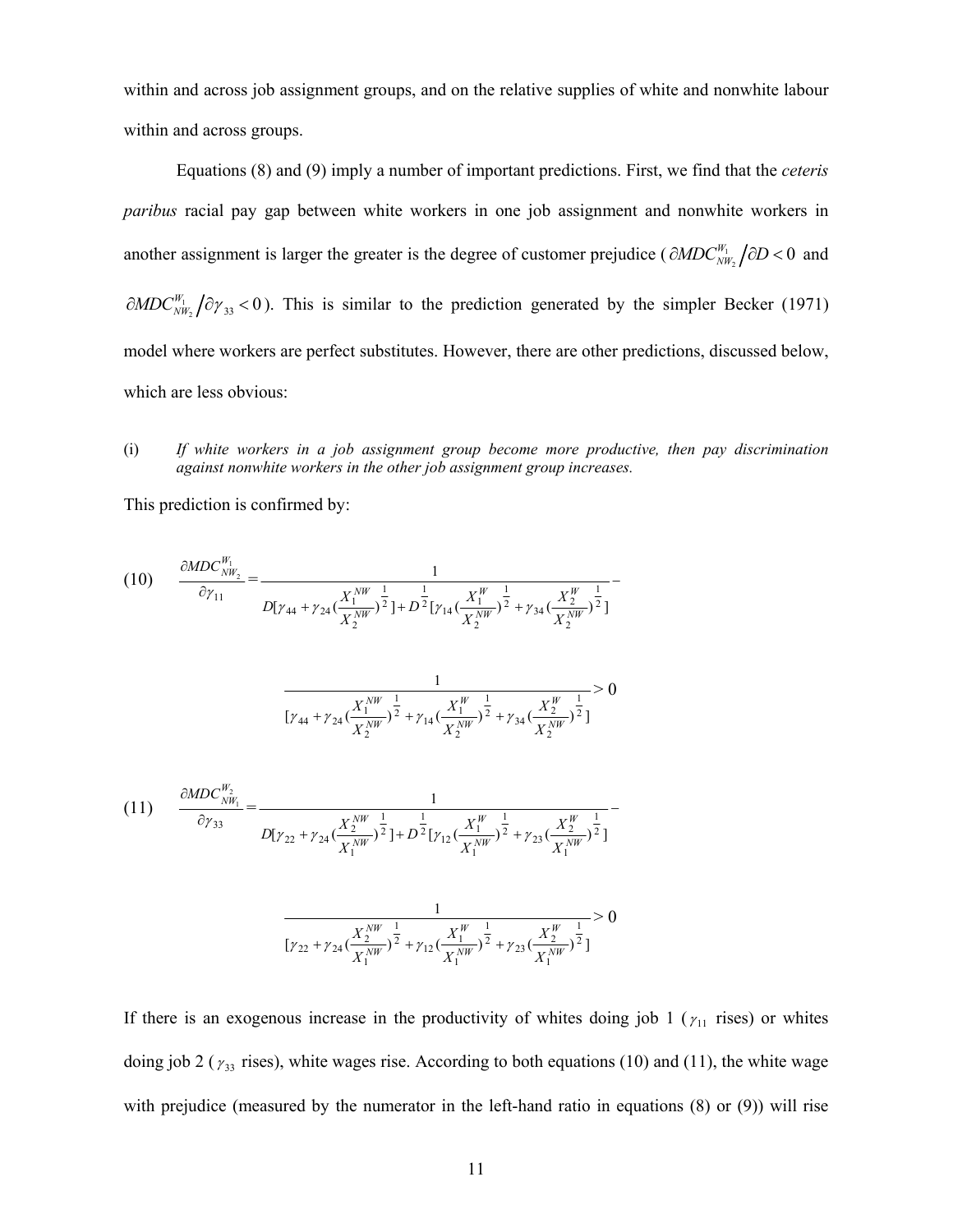within and across job assignment groups, and on the relative supplies of white and nonwhite labour within and across groups.

Equations (8) and (9) imply a number of important predictions. First, we find that the *ceteris paribus* racial pay gap between white workers in one job assignment and nonwhite workers in another assignment is larger the greater is the degree of customer prejudice ($\partial MDC_{NW_2}^{W_1} / \partial D < 0$ and $\partial MDC_{NW_2}^{W_1} / \partial \gamma_{33} < 0$). This is similar to the prediction generated by the simpler Becker (1971) model where workers are perfect substitutes. However, there are other predictions, discussed below, which are less obvious:

(i) *If white workers in a job assignment group become more productive, then pay discrimination against nonwhite workers in the other job assignment group increases.*

This prediction is confirmed by:

$$\text{(10)} \quad \frac{\partial MDC_{NW_2}^{W_1}}{\partial \gamma_{11}} = \frac{1}{D[\gamma_{44} + \gamma_{24}(\frac{X_1^{NW}}{X_2^{NW}})^{\frac{1}{2}}] + D^{\frac{1}{2}}[\gamma_{14}(\frac{X_1^{W}}{X_2^{NW}})^{\frac{1}{2}} + \gamma_{34}(\frac{X_2^{W}}{X_2^{NW}})^{\frac{1}{2}}]} - \frac{1}{[\gamma_{44} + \gamma_{24}(\frac{X_1^{NW}}{X_2^{NW}})^{\frac{1}{2}} + \gamma_{14}(\frac{X_1^{W}}{X_2^{NW}})^{\frac{1}{2}} + \gamma_{34}(\frac{X_2^{W}}{X_2^{NW}})^{\frac{1}{2}}]} > 0$$

$$\text{(11)} \quad \frac{\partial MDC_{NW_1}^{W_2}}{\partial \gamma_{33}} = \frac{1}{D[\gamma_{22} + \gamma_{24}(\frac{X_2^{NW}}{X_1^{NW}})^{\frac{1}{2}}] + D^{\frac{1}{2}}[\gamma_{12}(\frac{X_1^{W}}{X_1^{NW}})^{\frac{1}{2}} + \gamma_{23}(\frac{X_2^{W}}{X_1^{NW}})^{\frac{1}{2}}]} - \frac{1}{[\gamma_{22} + \gamma_{24}(\frac{X_2^{NW}}{X_1^{NW}})^{\frac{1}{2}} + \gamma_{12}(\frac{X_1^{W}}{X_1^{NW}})^{\frac{1}{2}} + \gamma_{23}(\frac{X_2^{W}}{X_1^{NW}})^{\frac{1}{2}}]} > 0$$

If there is an exogenous increase in the productivity of whites doing job 1 ($\gamma_{11}$ rises) or whites doing job 2 ($\gamma_{33}$ rises), white wages rise. According to both equations (10) and (11), the white wage with prejudice (measured by the numerator in the left-hand ratio in equations (8) or (9)) will rise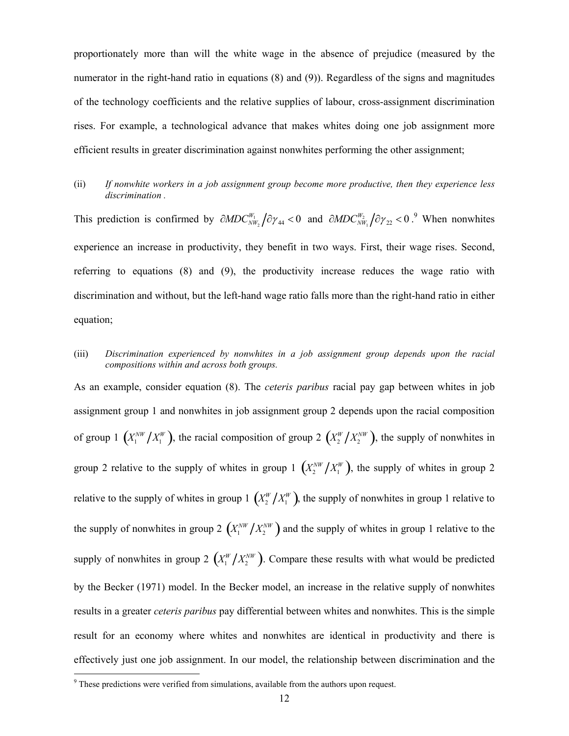proportionately more than will the white wage in the absence of prejudice (measured by the numerator in the right-hand ratio in equations (8) and (9)). Regardless of the signs and magnitudes of the technology coefficients and the relative supplies of labour, cross-assignment discrimination rises. For example, a technological advance that makes whites doing one job assignment more efficient results in greater discrimination against nonwhites performing the other assignment;

(ii) *If nonwhite workers in a job assignment group become more productive, then they experience less discrimination*.

This prediction is confirmed by $\partial MDC_{NW_2}^{W_1} / \partial \gamma_{44} < 0$ and $\partial MDC_{NW_1}^{W_2} / \partial \gamma_{22} < 0$.[9] When nonwhites experience an increase in productivity, they benefit in two ways. First, their wage rises. Second, referring to equations (8) and (9), the productivity increase reduces the wage ratio with discrimination and without, but the left-hand wage ratio falls more than the right-hand ratio in either equation;

(iii) *Discrimination experienced by nonwhites in a job assignment group depends upon the racial compositions within and across both groups.*

As an example, consider equation (8). The *ceteris paribus* racial pay gap between whites in job assignment group 1 and nonwhites in job assignment group 2 depends upon the racial composition of group 1 $\left(X_1^{NW} / X_1^W\right)$, the racial composition of group 2 $\left(X_2^W / X_2^{NW}\right)$, the supply of nonwhites in group 2 relative to the supply of whites in group 1 $\left(X_2^{NW} / X_1^W\right)$, the supply of whites in group 2 relative to the supply of whites in group 1 $\left(X_2^W / X_1^W\right)$, the supply of nonwhites in group 1 relative to the supply of nonwhites in group 2 $\left(X_1^{NW} / X_2^{NW}\right)$ and the supply of whites in group 1 relative to the supply of nonwhites in group 2 $\left(X_1^W / X_2^{NW}\right)$. Compare these results with what would be predicted by the Becker (1971) model. In the Becker model, an increase in the relative supply of nonwhites results in a greater *ceteris paribus* pay differential between whites and nonwhites. This is the simple result for an economy where whites and nonwhites are identical in productivity and there is effectively just one job assignment. In our model, the relationship between discrimination and the

[9] These predictions were verified from simulations, available from the authors upon request.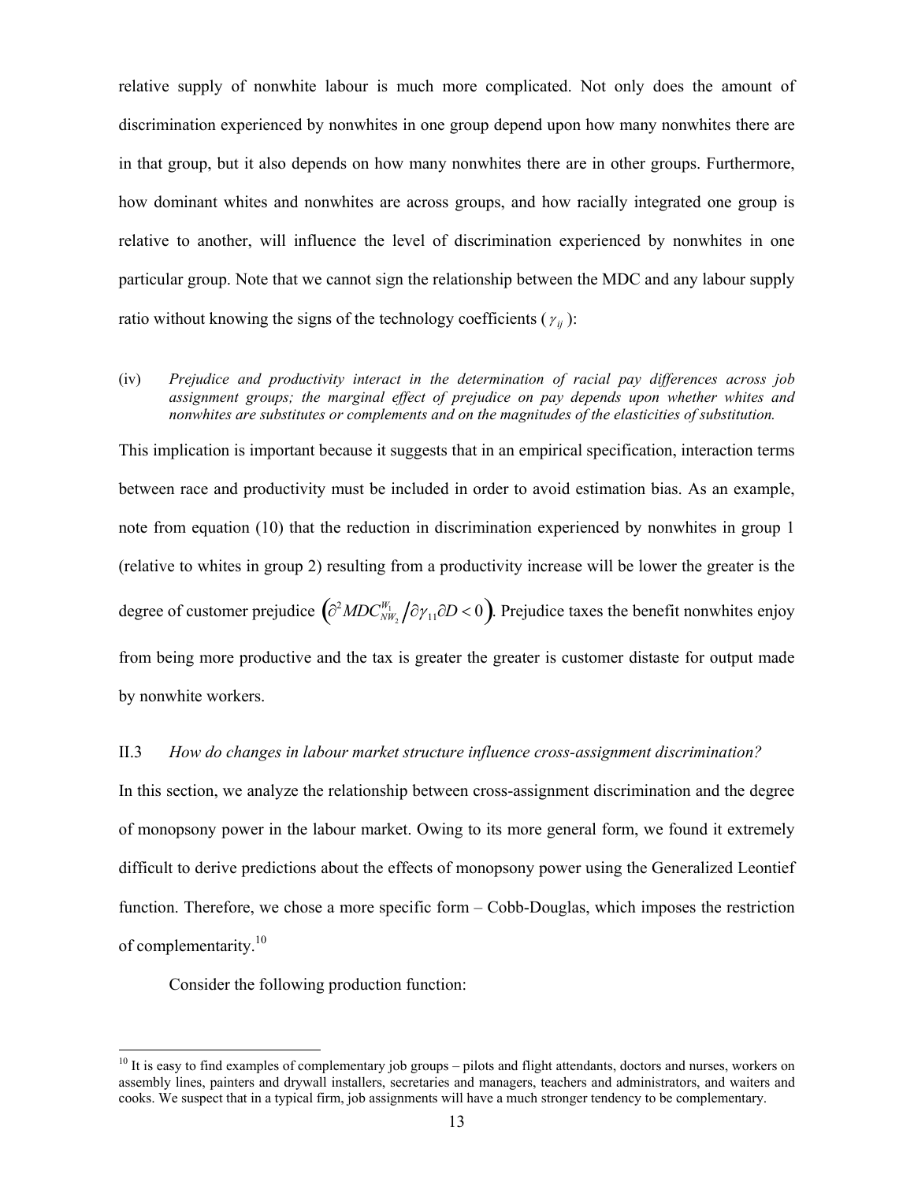relative supply of nonwhite labour is much more complicated. Not only does the amount of discrimination experienced by nonwhites in one group depend upon how many nonwhites there are in that group, but it also depends on how many nonwhites there are in other groups. Furthermore, how dominant whites and nonwhites are across groups, and how racially integrated one group is relative to another, will influence the level of discrimination experienced by nonwhites in one particular group. Note that we cannot sign the relationship between the MDC and any labour supply ratio without knowing the signs of the technology coefficients ($\gamma_{ij}$):

(iv) *Prejudice and productivity interact in the determination of racial pay differences across job assignment groups; the marginal effect of prejudice on pay depends upon whether whites and nonwhites are substitutes or complements and on the magnitudes of the elasticities of substitution.*

This implication is important because it suggests that in an empirical specification, interaction terms between race and productivity must be included in order to avoid estimation bias. As an example, note from equation (10) that the reduction in discrimination experienced by nonwhites in group 1 (relative to whites in group 2) resulting from a productivity increase will be lower the greater is the degree of customer prejudice $\left(\partial^2 MDC_{NW_2}^{W_1} / \partial\gamma_{11}\partial D < 0\right)$. Prejudice taxes the benefit nonwhites enjoy from being more productive and the tax is greater the greater is customer distaste for output made by nonwhite workers.

### II.3 *How do changes in labour market structure influence cross-assignment discrimination?*

In this section, we analyze the relationship between cross-assignment discrimination and the degree of monopsony power in the labour market. Owing to its more general form, we found it extremely difficult to derive predictions about the effects of monopsony power using the Generalized Leontief function. Therefore, we chose a more specific form – Cobb-Douglas, which imposes the restriction of complementarity.[10]

Consider the following production function:

[10] It is easy to find examples of complementary job groups – pilots and flight attendants, doctors and nurses, workers on assembly lines, painters and drywall installers, secretaries and managers, teachers and administrators, and waiters and cooks. We suspect that in a typical firm, job assignments will have a much stronger tendency to be complementary.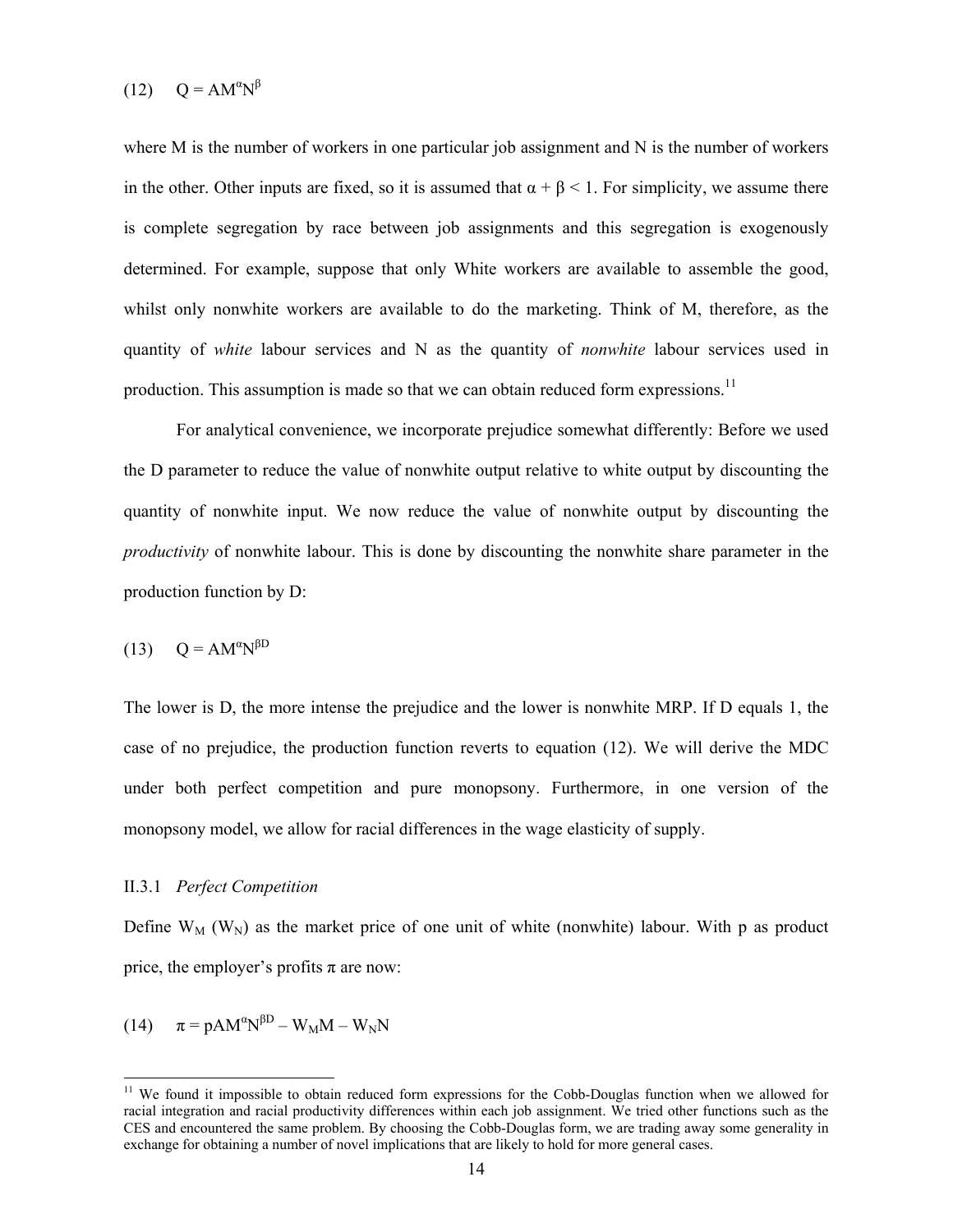$$(12) \quad Q = AM^{\alpha}N^{\beta}$$

where M is the number of workers in one particular job assignment and N is the number of workers in the other. Other inputs are fixed, so it is assumed that $\alpha + \beta < 1$. For simplicity, we assume there is complete segregation by race between job assignments and this segregation is exogenously determined. For example, suppose that only White workers are available to assemble the good, whilst only nonwhite workers are available to do the marketing. Think of M, therefore, as the quantity of *white* labour services and N as the quantity of *nonwhite* labour services used in production. This assumption is made so that we can obtain reduced form expressions.[11]

For analytical convenience, we incorporate prejudice somewhat differently: Before we used the D parameter to reduce the value of nonwhite output relative to white output by discounting the quantity of nonwhite input. We now reduce the value of nonwhite output by discounting the *productivity* of nonwhite labour. This is done by discounting the nonwhite share parameter in the production function by D:

$$(13) \quad Q = AM^{\alpha}N^{\beta D}$$

The lower is D, the more intense the prejudice and the lower is nonwhite MRP. If D equals 1, the case of no prejudice, the production function reverts to equation (12). We will derive the MDC under both perfect competition and pure monopsony. Furthermore, in one version of the monopsony model, we allow for racial differences in the wage elasticity of supply.

### II.3.1 *Perfect Competition*

Define $W_M$ ($W_N$) as the market price of one unit of white (nonwhite) labour. With p as product price, the employer's profits $\pi$ are now:

$$(14) \quad \pi = pAM^{\alpha}N^{\beta D} - W_M M - W_N N$$

[11] We found it impossible to obtain reduced form expressions for the Cobb-Douglas function when we allowed for racial integration and racial productivity differences within each job assignment. We tried other functions such as the CES and encountered the same problem. By choosing the Cobb-Douglas form, we are trading away some generality in exchange for obtaining a number of novel implications that are likely to hold for more general cases.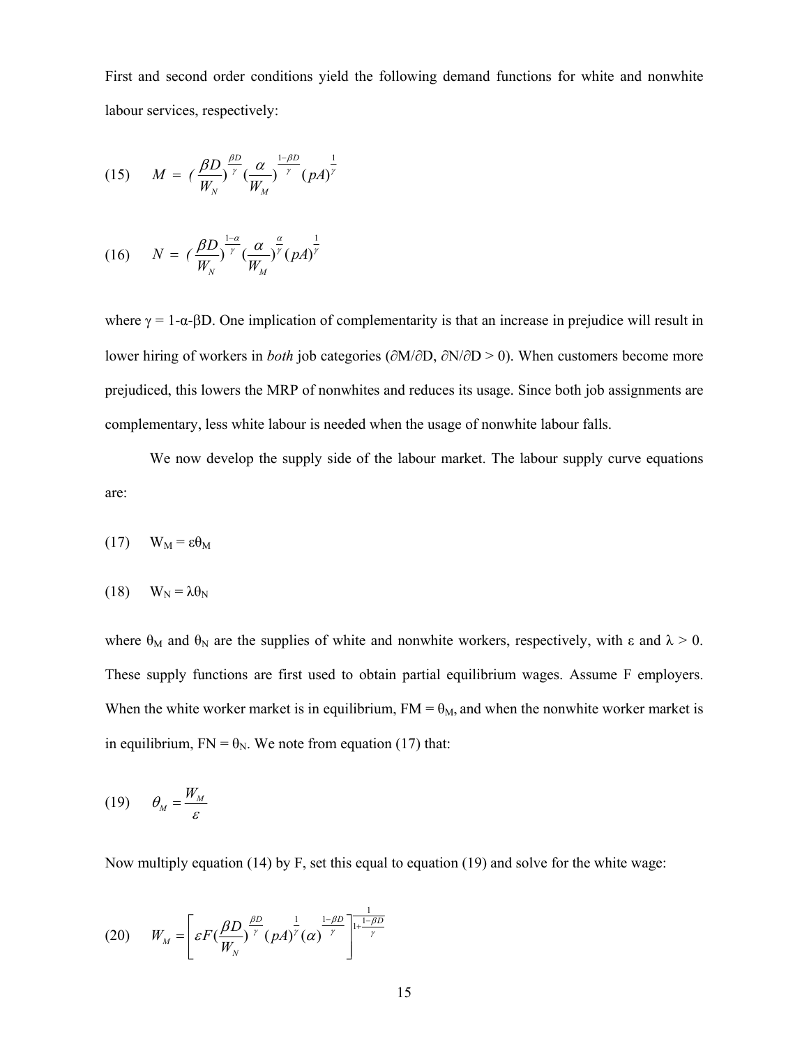First and second order conditions yield the following demand functions for white and nonwhite labour services, respectively:

$$(15) \quad M = \left(\frac{\beta D}{W_N}\right)^{\frac{\beta D}{\gamma}} \left(\frac{\alpha}{W_M}\right)^{\frac{1-\beta D}{\gamma}} (pA)^{\frac{1}{\gamma}}$$

$$(16) \quad N = \left(\frac{\beta D}{W_N}\right)^{\frac{1-\alpha}{\gamma}} \left(\frac{\alpha}{W_M}\right)^{\frac{\alpha}{\gamma}} (pA)^{\frac{1}{\gamma}}$$

where $\gamma = 1-\alpha-\beta D$. One implication of complementarity is that an increase in prejudice will result in lower hiring of workers in *both* job categories ($\partial M/\partial D$, $\partial N/\partial D > 0$). When customers become more prejudiced, this lowers the MRP of nonwhites and reduces its usage. Since both job assignments are complementary, less white labour is needed when the usage of nonwhite labour falls.

We now develop the supply side of the labour market. The labour supply curve equations are:

$$(17) \quad W_M = \varepsilon\theta_M$$

$$(18) \quad W_N = \lambda\theta_N$$

where $\theta_M$ and $\theta_N$ are the supplies of white and nonwhite workers, respectively, with $\varepsilon$ and $\lambda > 0$. These supply functions are first used to obtain partial equilibrium wages. Assume F employers. When the white worker market is in equilibrium, $FM = \theta_M$, and when the nonwhite worker market is in equilibrium, $FN = \theta_N$. We note from equation (17) that:

$$(19) \quad \theta_M = \frac{W_M}{\varepsilon}$$

Now multiply equation (14) by F, set this equal to equation (19) and solve for the white wage:

$$(20) \quad W_M = \left[\varepsilon F\left(\frac{\beta D}{W_N}\right)^{\frac{\beta D}{\gamma}} (pA)^{\frac{1}{\gamma}} (\alpha)^{\frac{1-\beta D}{\gamma}}\right]^{\frac{1}{1+\frac{1-\beta D}{\gamma}}}$$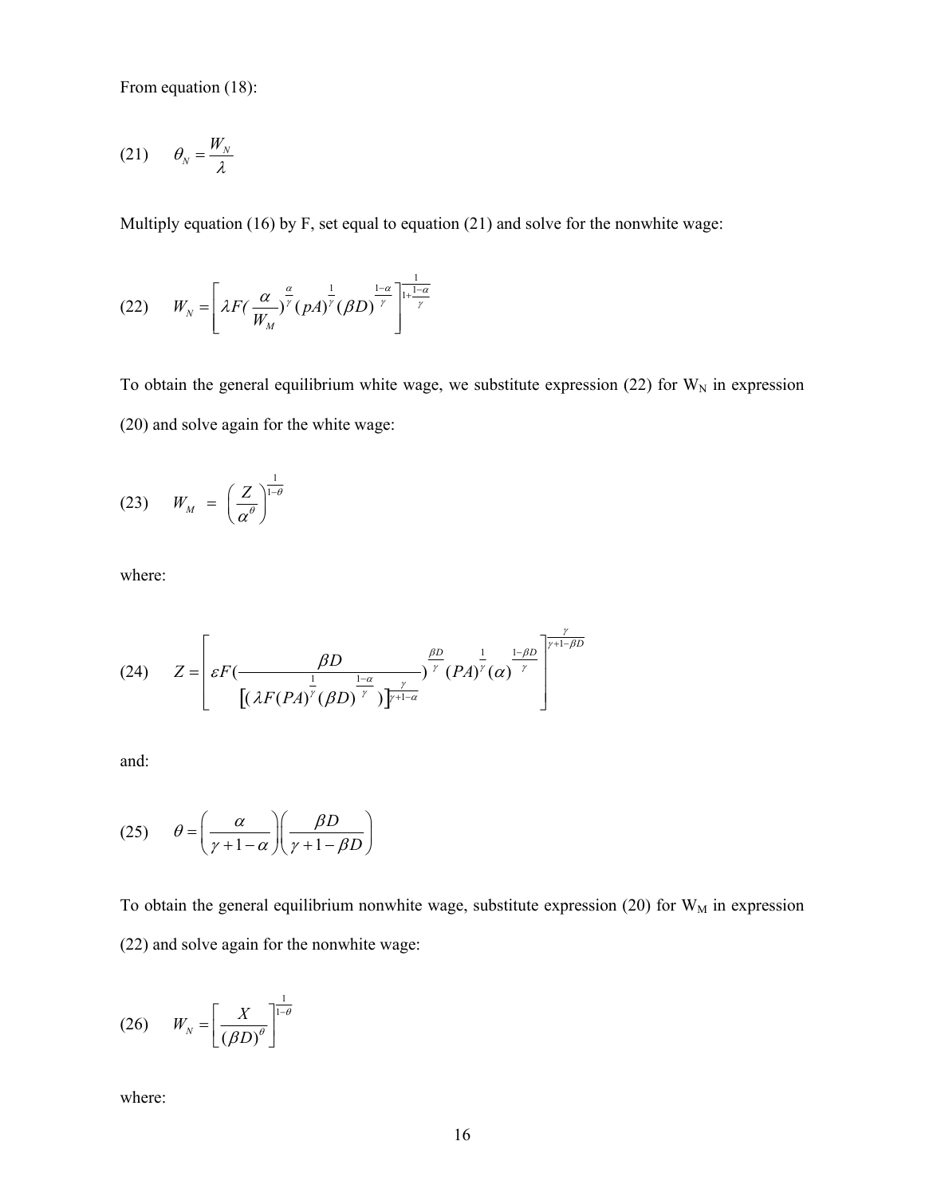From equation (18):

$$(21) \qquad \theta_N = \frac{W_N}{\lambda}$$

Multiply equation (16) by F, set equal to equation (21) and solve for the nonwhite wage:

$$(22) \qquad W_N = \left[ \lambda F(\frac{\alpha}{W_M})^{\frac{\alpha}{\gamma}} (pA)^{\frac{1}{\gamma}} (\beta D)^{\frac{1-\alpha}{\gamma}} \right]^{\frac{1}{1+\frac{1-\alpha}{\gamma}}}$$

To obtain the general equilibrium white wage, we substitute expression (22) for $W_N$ in expression (20) and solve again for the white wage:

$$(23) \qquad W_M = \left( \frac{Z}{\alpha^{\theta}} \right)^{\frac{1}{1-\theta}}$$

where:

$$(24) \qquad Z = \left[ \varepsilon F( \frac{\beta D}{\left[ (\lambda F (PA)^{\frac{1}{\gamma}} (\beta D)^{\frac{1-\alpha}{\gamma}} ) \right]^{\frac{\gamma}{\gamma+1-\alpha}}} )^{\frac{\beta D}{\gamma}} (PA)^{\frac{1}{\gamma}} (\alpha)^{\frac{1-\beta D}{\gamma}} \right]^{\frac{\gamma}{\gamma+1-\beta D}}$$

and:

$$(25) \qquad \theta = \left( \frac{\alpha}{\gamma + 1 - \alpha} \right) \left( \frac{\beta D}{\gamma + 1 - \beta D} \right)$$

To obtain the general equilibrium nonwhite wage, substitute expression (20) for $W_M$ in expression (22) and solve again for the nonwhite wage:

$$(26) \qquad W_N = \left[ \frac{X}{(\beta D)^{\theta}} \right]^{\frac{1}{1-\theta}}$$

where: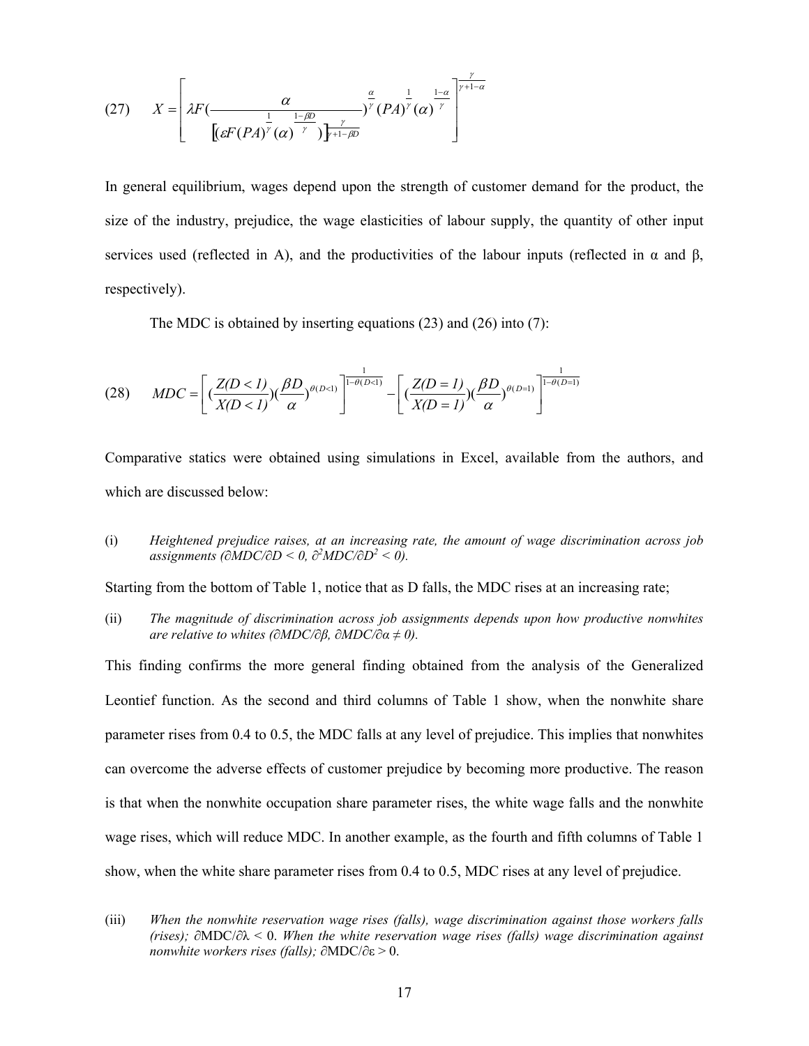$$(27) \qquad X = \left[ \lambda F\left( \frac{\alpha}{\left[ (\varepsilon F (PA)^{\frac{1}{\gamma}} (\alpha)^{\frac{1-\beta D}{\gamma}} ) \right]^{\frac{\gamma}{\gamma+1-\beta D}}} \right)^{\frac{\alpha}{\gamma}} (PA)^{\frac{1}{\gamma}} (\alpha)^{\frac{1-\alpha}{\gamma}} \right]^{\frac{\gamma}{\gamma+1-\alpha}}$$

In general equilibrium, wages depend upon the strength of customer demand for the product, the size of the industry, prejudice, the wage elasticities of labour supply, the quantity of other input services used (reflected in A), and the productivities of the labour inputs (reflected in α and β, respectively).

The MDC is obtained by inserting equations (23) and (26) into (7):

$$(28) \qquad MDC = \left[ \left(\frac{Z(D<1)}{X(D<1)}\right)\left(\frac{\beta D}{\alpha}\right)^{\theta(D<1)} \right]^{\frac{1}{1-\theta(D<1)}} - \left[ \left(\frac{Z(D=1)}{X(D=1)}\right)\left(\frac{\beta D}{\alpha}\right)^{\theta(D=1)} \right]^{\frac{1}{1-\theta(D=1)}}$$

Comparative statics were obtained using simulations in Excel, available from the authors, and which are discussed below:

(i) *Heightened prejudice raises, at an increasing rate, the amount of wage discrimination across job assignments ($\partial MDC/\partial D < 0$, $\partial^2 MDC/\partial D^2 < 0$).*

Starting from the bottom of Table 1, notice that as D falls, the MDC rises at an increasing rate;

(ii) *The magnitude of discrimination across job assignments depends upon how productive nonwhites are relative to whites ($\partial MDC/\partial \beta$, $\partial MDC/\partial \alpha \neq 0$).*

This finding confirms the more general finding obtained from the analysis of the Generalized Leontief function. As the second and third columns of Table 1 show, when the nonwhite share parameter rises from 0.4 to 0.5, the MDC falls at any level of prejudice. This implies that nonwhites can overcome the adverse effects of customer prejudice by becoming more productive. The reason is that when the nonwhite occupation share parameter rises, the white wage falls and the nonwhite wage rises, which will reduce MDC. In another example, as the fourth and fifth columns of Table 1 show, when the white share parameter rises from 0.4 to 0.5, MDC rises at any level of prejudice.

(iii) *When the nonwhite reservation wage rises (falls), wage discrimination against those workers falls (rises); $\partial MDC/\partial \lambda < 0$. When the white reservation wage rises (falls) wage discrimination against nonwhite workers rises (falls); $\partial MDC/\partial \varepsilon > 0$.*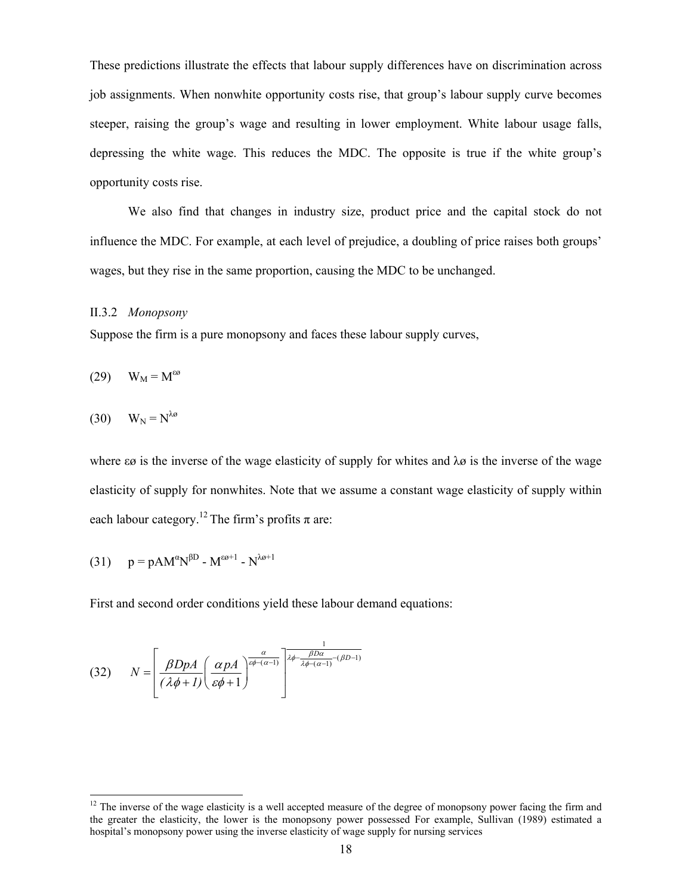These predictions illustrate the effects that labour supply differences have on discrimination across job assignments. When nonwhite opportunity costs rise, that group's labour supply curve becomes steeper, raising the group's wage and resulting in lower employment. White labour usage falls, depressing the white wage. This reduces the MDC. The opposite is true if the white group's opportunity costs rise.

We also find that changes in industry size, product price and the capital stock do not influence the MDC. For example, at each level of prejudice, a doubling of price raises both groups' wages, but they rise in the same proportion, causing the MDC to be unchanged.

II.3.2 *Monopsony*

Suppose the firm is a pure monopsony and faces these labour supply curves,

$$(29) \quad W_M = M^{\varepsilon ø}$$

$$(30) \quad W_N = N^{\lambda ø}$$

where $\varepsilon ø$ is the inverse of the wage elasticity of supply for whites and $\lambda ø$ is the inverse of the wage elasticity of supply for nonwhites. Note that we assume a constant wage elasticity of supply within each labour category.[12] The firm's profits $\pi$ are:

$$(31) \quad p = pAM^{\alpha}N^{\beta D} - M^{\varepsilon ø+1} - N^{\lambda ø+1}$$

First and second order conditions yield these labour demand equations:

$$(32) \quad N = \left[ \frac{\beta DpA}{(\lambda\phi+1)} \left( \frac{\alpha pA}{\varepsilon\phi+1} \right)^{\frac{\alpha}{\varepsilon\phi-(\alpha-1)}} \right]^{\frac{1}{\lambda\phi - \frac{\beta D\alpha}{\lambda\phi-(\alpha-1)} - (\beta D-1)}}$$

[12] The inverse of the wage elasticity is a well accepted measure of the degree of monopsony power facing the firm and the greater the elasticity, the lower is the monopsony power possessed For example, Sullivan (1989) estimated a hospital's monopsony power using the inverse elasticity of wage supply for nursing services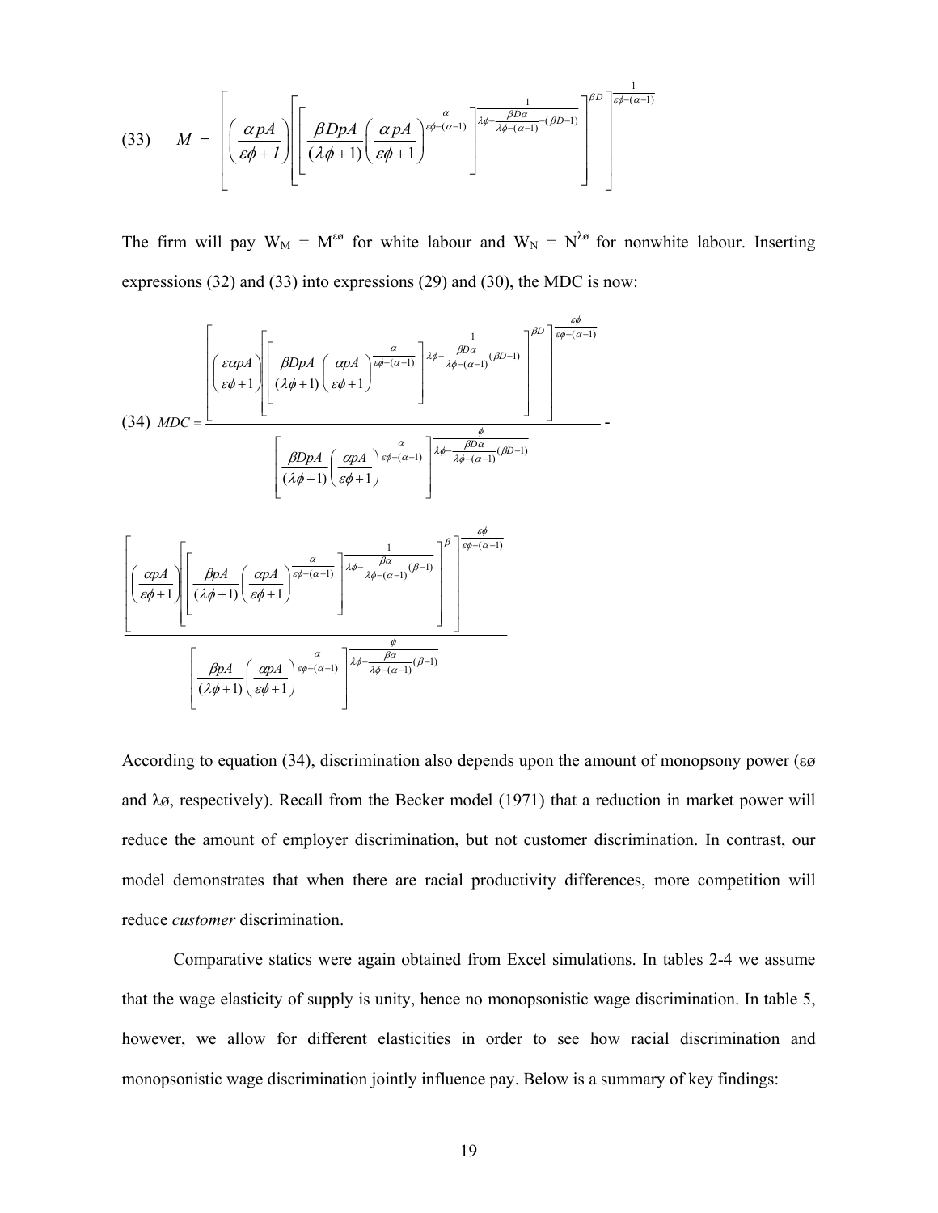$$(33) \quad M = \left[ \left( \frac{\alpha pA}{\varepsilon\phi + 1} \right) \left[ \left[ \frac{\beta DpA}{(\lambda\phi + 1)} \left( \frac{\alpha pA}{\varepsilon\phi + 1} \right)^{\frac{\alpha}{\varepsilon\phi - (\alpha - 1)}} \right]^{\frac{1}{\lambda\phi - \frac{\beta D\alpha}{\lambda\phi - (\alpha - 1)} - (\beta D - 1)}} \right]^{\beta D} \right]^{\frac{1}{\varepsilon\phi - (\alpha - 1)}}$$

The firm will pay $W_M = M^{\varepsilon ø}$ for white labour and $W_N = N^{\lambda ø}$ for nonwhite labour. Inserting expressions (32) and (33) into expressions (29) and (30), the MDC is now:

$$(34) \quad MDC = \frac{\left[ \left( \frac{\varepsilon\alpha pA}{\varepsilon\phi + 1} \right) \left[ \left[ \frac{\beta DpA}{(\lambda\phi + 1)} \left( \frac{\alpha pA}{\varepsilon\phi + 1} \right)^{\frac{\alpha}{\varepsilon\phi - (\alpha - 1)}} \right]^{\frac{1}{\lambda\phi - \frac{\beta D\alpha}{\lambda\phi - (\alpha - 1)}(\beta D - 1)}} \right]^{\beta D} \right]^{\frac{\varepsilon\phi}{\varepsilon\phi - (\alpha - 1)}}}{\left[ \frac{\beta DpA}{(\lambda\phi + 1)} \left( \frac{\alpha pA}{\varepsilon\phi + 1} \right)^{\frac{\alpha}{\varepsilon\phi - (\alpha - 1)}} \right]^{\frac{\phi}{\lambda\phi - \frac{\beta D\alpha}{\lambda\phi - (\alpha - 1)}(\beta D - 1)}}} -$$

$$\frac{\left[ \left( \frac{\alpha pA}{\varepsilon\phi + 1} \right) \left[ \left[ \frac{\beta pA}{(\lambda\phi + 1)} \left( \frac{\alpha pA}{\varepsilon\phi + 1} \right)^{\frac{\alpha}{\varepsilon\phi - (\alpha - 1)}} \right]^{\frac{1}{\lambda\phi - \frac{\beta\alpha}{\lambda\phi - (\alpha - 1)}(\beta - 1)}} \right]^{\beta} \right]^{\frac{\varepsilon\phi}{\varepsilon\phi - (\alpha - 1)}}}{\left[ \frac{\beta pA}{(\lambda\phi + 1)} \left( \frac{\alpha pA}{\varepsilon\phi + 1} \right)^{\frac{\alpha}{\varepsilon\phi - (\alpha - 1)}} \right]^{\frac{\phi}{\lambda\phi - \frac{\beta\alpha}{\lambda\phi - (\alpha - 1)}(\beta - 1)}}}$$

According to equation (34), discrimination also depends upon the amount of monopsony power ($\varepsilon ø$ and $\lambda ø$, respectively). Recall from the Becker model (1971) that a reduction in market power will reduce the amount of employer discrimination, but not customer discrimination. In contrast, our model demonstrates that when there are racial productivity differences, more competition will reduce *customer* discrimination.

Comparative statics were again obtained from Excel simulations. In tables 2-4 we assume that the wage elasticity of supply is unity, hence no monopsonistic wage discrimination. In table 5, however, we allow for different elasticities in order to see how racial discrimination and monopsonistic wage discrimination jointly influence pay. Below is a summary of key findings: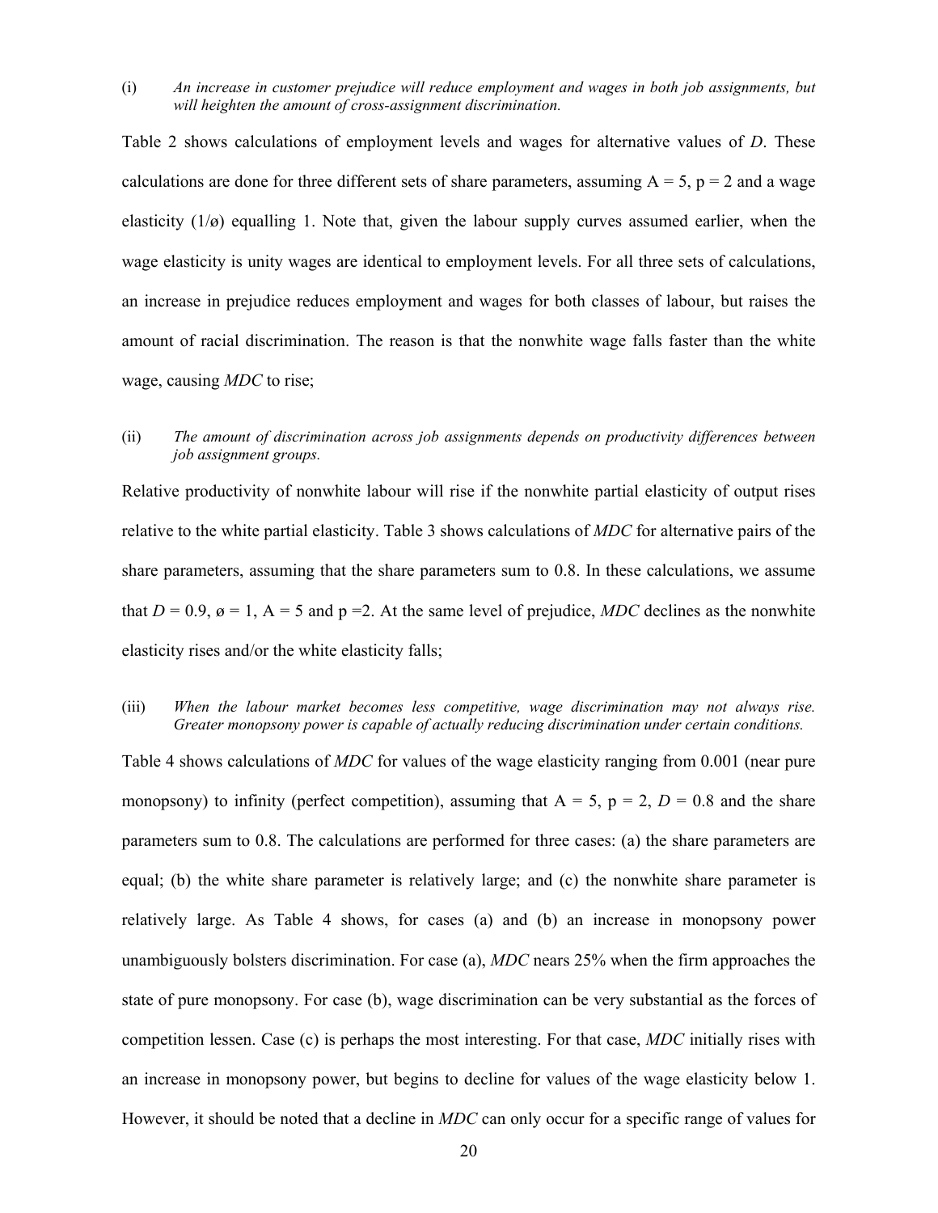(i) *An increase in customer prejudice will reduce employment and wages in both job assignments, but will heighten the amount of cross-assignment discrimination.*

Table 2 shows calculations of employment levels and wages for alternative values of $D$. These calculations are done for three different sets of share parameters, assuming A = 5, p = 2 and a wage elasticity ($1/ø$) equalling 1. Note that, given the labour supply curves assumed earlier, when the wage elasticity is unity wages are identical to employment levels. For all three sets of calculations, an increase in prejudice reduces employment and wages for both classes of labour, but raises the amount of racial discrimination. The reason is that the nonwhite wage falls faster than the white wage, causing *MDC* to rise;

(ii) *The amount of discrimination across job assignments depends on productivity differences between job assignment groups.*

Relative productivity of nonwhite labour will rise if the nonwhite partial elasticity of output rises relative to the white partial elasticity. Table 3 shows calculations of *MDC* for alternative pairs of the share parameters, assuming that the share parameters sum to 0.8. In these calculations, we assume that $D$ = 0.9, ø = 1, A = 5 and p =2. At the same level of prejudice, *MDC* declines as the nonwhite elasticity rises and/or the white elasticity falls;

(iii) *When the labour market becomes less competitive, wage discrimination may not always rise. Greater monopsony power is capable of actually reducing discrimination under certain conditions.*

Table 4 shows calculations of *MDC* for values of the wage elasticity ranging from 0.001 (near pure monopsony) to infinity (perfect competition), assuming that A = 5, p = 2, $D$ = 0.8 and the share parameters sum to 0.8. The calculations are performed for three cases: (a) the share parameters are equal; (b) the white share parameter is relatively large; and (c) the nonwhite share parameter is relatively large. As Table 4 shows, for cases (a) and (b) an increase in monopsony power unambiguously bolsters discrimination. For case (a), *MDC* nears 25% when the firm approaches the state of pure monopsony. For case (b), wage discrimination can be very substantial as the forces of competition lessen. Case (c) is perhaps the most interesting. For that case, *MDC* initially rises with an increase in monopsony power, but begins to decline for values of the wage elasticity below 1. However, it should be noted that a decline in *MDC* can only occur for a specific range of values for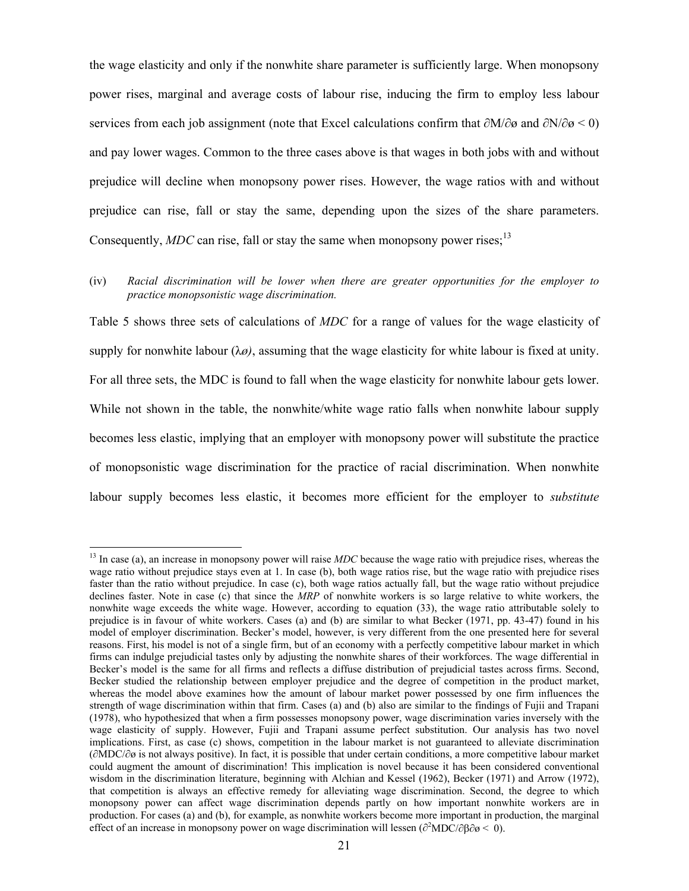the wage elasticity and only if the nonwhite share parameter is sufficiently large. When monopsony power rises, marginal and average costs of labour rise, inducing the firm to employ less labour services from each job assignment (note that Excel calculations confirm that $\partial M/\partial ø$ and $\partial N/\partial ø < 0$) and pay lower wages. Common to the three cases above is that wages in both jobs with and without prejudice will decline when monopsony power rises. However, the wage ratios with and without prejudice can rise, fall or stay the same, depending upon the sizes of the share parameters. Consequently, *MDC* can rise, fall or stay the same when monopsony power rises;[13]

(iv) *Racial discrimination will be lower when there are greater opportunities for the employer to practice monopsonistic wage discrimination.*

Table 5 shows three sets of calculations of *MDC* for a range of values for the wage elasticity of supply for nonwhite labour ($\lambda ø$), assuming that the wage elasticity for white labour is fixed at unity. For all three sets, the MDC is found to fall when the wage elasticity for nonwhite labour gets lower. While not shown in the table, the nonwhite/white wage ratio falls when nonwhite labour supply becomes less elastic, implying that an employer with monopsony power will substitute the practice of monopsonistic wage discrimination for the practice of racial discrimination. When nonwhite labour supply becomes less elastic, it becomes more efficient for the employer to *substitute*

---

[13] In case (a), an increase in monopsony power will raise *MDC* because the wage ratio with prejudice rises, whereas the wage ratio without prejudice stays even at 1. In case (b), both wage ratios rise, but the wage ratio with prejudice rises faster than the ratio without prejudice. In case (c), both wage ratios actually fall, but the wage ratio without prejudice declines faster. Note in case (c) that since the *MRP* of nonwhite workers is so large relative to white workers, the nonwhite wage exceeds the white wage. However, according to equation (33), the wage ratio attributable solely to prejudice is in favour of white workers. Cases (a) and (b) are similar to what Becker (1971, pp. 43-47) found in his model of employer discrimination. Becker's model, however, is very different from the one presented here for several reasons. First, his model is not of a single firm, but of an economy with a perfectly competitive labour market in which firms can indulge prejudicial tastes only by adjusting the nonwhite shares of their workforces. The wage differential in Becker's model is the same for all firms and reflects a diffuse distribution of prejudicial tastes across firms. Second, Becker studied the relationship between employer prejudice and the degree of competition in the product market, whereas the model above examines how the amount of labour market power possessed by one firm influences the strength of wage discrimination within that firm. Cases (a) and (b) also are similar to the findings of Fujii and Trapani (1978), who hypothesized that when a firm possesses monopsony power, wage discrimination varies inversely with the wage elasticity of supply. However, Fujii and Trapani assume perfect substitution. Our analysis has two novel implications. First, as case (c) shows, competition in the labour market is not guaranteed to alleviate discrimination ($\partial MDC/\partial ø$ is not always positive). In fact, it is possible that under certain conditions, a more competitive labour market could augment the amount of discrimination! This implication is novel because it has been considered conventional wisdom in the discrimination literature, beginning with Alchian and Kessel (1962), Becker (1971) and Arrow (1972), that competition is always an effective remedy for alleviating wage discrimination. Second, the degree to which monopsony power can affect wage discrimination depends partly on how important nonwhite workers are in production. For cases (a) and (b), for example, as nonwhite workers become more important in production, the marginal effect of an increase in monopsony power on wage discrimination will lessen ($\partial^2 MDC/\partial\beta\partial ø < 0$).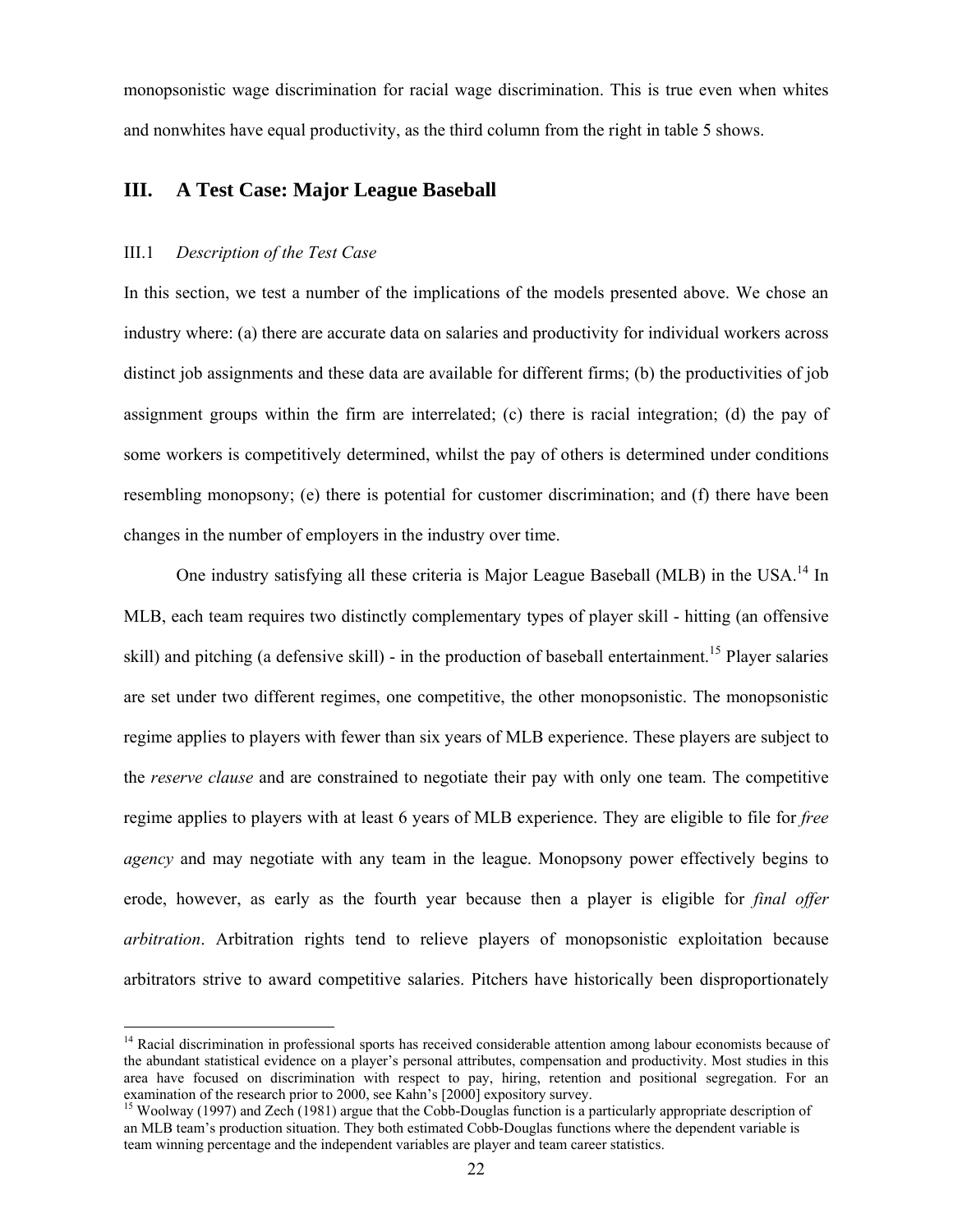monopsonistic wage discrimination for racial wage discrimination. This is true even when whites and nonwhites have equal productivity, as the third column from the right in table 5 shows.

## III. A Test Case: Major League Baseball

### III.1 *Description of the Test Case*

In this section, we test a number of the implications of the models presented above. We chose an industry where: (a) there are accurate data on salaries and productivity for individual workers across distinct job assignments and these data are available for different firms; (b) the productivities of job assignment groups within the firm are interrelated; (c) there is racial integration; (d) the pay of some workers is competitively determined, whilst the pay of others is determined under conditions resembling monopsony; (e) there is potential for customer discrimination; and (f) there have been changes in the number of employers in the industry over time.

One industry satisfying all these criteria is Major League Baseball (MLB) in the USA.[14] In MLB, each team requires two distinctly complementary types of player skill - hitting (an offensive skill) and pitching (a defensive skill) - in the production of baseball entertainment.[15] Player salaries are set under two different regimes, one competitive, the other monopsonistic. The monopsonistic regime applies to players with fewer than six years of MLB experience. These players are subject to the *reserve clause* and are constrained to negotiate their pay with only one team. The competitive regime applies to players with at least 6 years of MLB experience. They are eligible to file for *free agency* and may negotiate with any team in the league. Monopsony power effectively begins to erode, however, as early as the fourth year because then a player is eligible for *final offer arbitration*. Arbitration rights tend to relieve players of monopsonistic exploitation because arbitrators strive to award competitive salaries. Pitchers have historically been disproportionately

---

[14] Racial discrimination in professional sports has received considerable attention among labour economists because of the abundant statistical evidence on a player's personal attributes, compensation and productivity. Most studies in this area have focused on discrimination with respect to pay, hiring, retention and positional segregation. For an examination of the research prior to 2000, see Kahn's [2000] expository survey.

[15] Woolway (1997) and Zech (1981) argue that the Cobb-Douglas function is a particularly appropriate description of an MLB team's production situation. They both estimated Cobb-Douglas functions where the dependent variable is team winning percentage and the independent variables are player and team career statistics.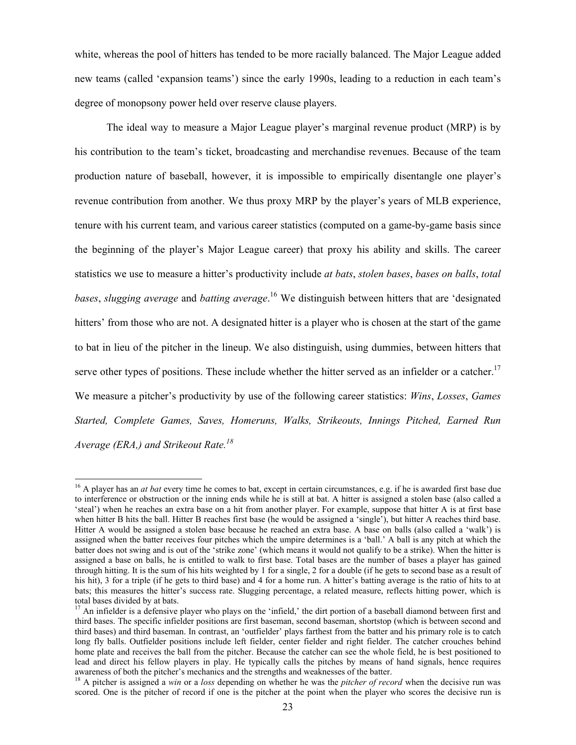white, whereas the pool of hitters has tended to be more racially balanced. The Major League added new teams (called 'expansion teams') since the early 1990s, leading to a reduction in each team's degree of monopsony power held over reserve clause players.

The ideal way to measure a Major League player's marginal revenue product (MRP) is by his contribution to the team's ticket, broadcasting and merchandise revenues. Because of the team production nature of baseball, however, it is impossible to empirically disentangle one player's revenue contribution from another. We thus proxy MRP by the player's years of MLB experience, tenure with his current team, and various career statistics (computed on a game-by-game basis since the beginning of the player's Major League career) that proxy his ability and skills. The career statistics we use to measure a hitter's productivity include *at bats*, *stolen bases*, *bases on balls*, *total bases*, *slugging average* and *batting average*.[16] We distinguish between hitters that are 'designated hitters' from those who are not. A designated hitter is a player who is chosen at the start of the game to bat in lieu of the pitcher in the lineup. We also distinguish, using dummies, between hitters that serve other types of positions. These include whether the hitter served as an infielder or a catcher.[17] We measure a pitcher's productivity by use of the following career statistics: *Wins*, *Losses*, *Games Started, Complete Games, Saves, Homeruns, Walks, Strikeouts, Innings Pitched, Earned Run Average (ERA,) and Strikeout Rate.*[18]

---

[16] A player has an *at bat* every time he comes to bat, except in certain circumstances, e.g. if he is awarded first base due to interference or obstruction or the inning ends while he is still at bat. A hitter is assigned a stolen base (also called a 'steal') when he reaches an extra base on a hit from another player. For example, suppose that hitter A is at first base when hitter B hits the ball. Hitter B reaches first base (he would be assigned a 'single'), but hitter A reaches third base. Hitter A would be assigned a stolen base because he reached an extra base. A base on balls (also called a 'walk') is assigned when the batter receives four pitches which the umpire determines is a 'ball.' A ball is any pitch at which the batter does not swing and is out of the 'strike zone' (which means it would not qualify to be a strike). When the hitter is assigned a base on balls, he is entitled to walk to first base. Total bases are the number of bases a player has gained through hitting. It is the sum of his hits weighted by 1 for a single, 2 for a double (if he gets to second base as a result of his hit), 3 for a triple (if he gets to third base) and 4 for a home run. A hitter's batting average is the ratio of hits to at bats; this measures the hitter's success rate. Slugging percentage, a related measure, reflects hitting power, which is total bases divided by at bats.

[17] An infielder is a defensive player who plays on the 'infield,' the dirt portion of a baseball diamond between first and third bases. The specific infielder positions are first baseman, second baseman, shortstop (which is between second and third bases) and third baseman. In contrast, an 'outfielder' plays farthest from the batter and his primary role is to catch long fly balls. Outfielder positions include left fielder, center fielder and right fielder. The catcher crouches behind home plate and receives the ball from the pitcher. Because the catcher can see the whole field, he is best positioned to lead and direct his fellow players in play. He typically calls the pitches by means of hand signals, hence requires awareness of both the pitcher's mechanics and the strengths and weaknesses of the batter.

[18] A pitcher is assigned a *win* or a *loss* depending on whether he was the *pitcher of record* when the decisive run was scored. One is the pitcher of record if one is the pitcher at the point when the player who scores the decisive run is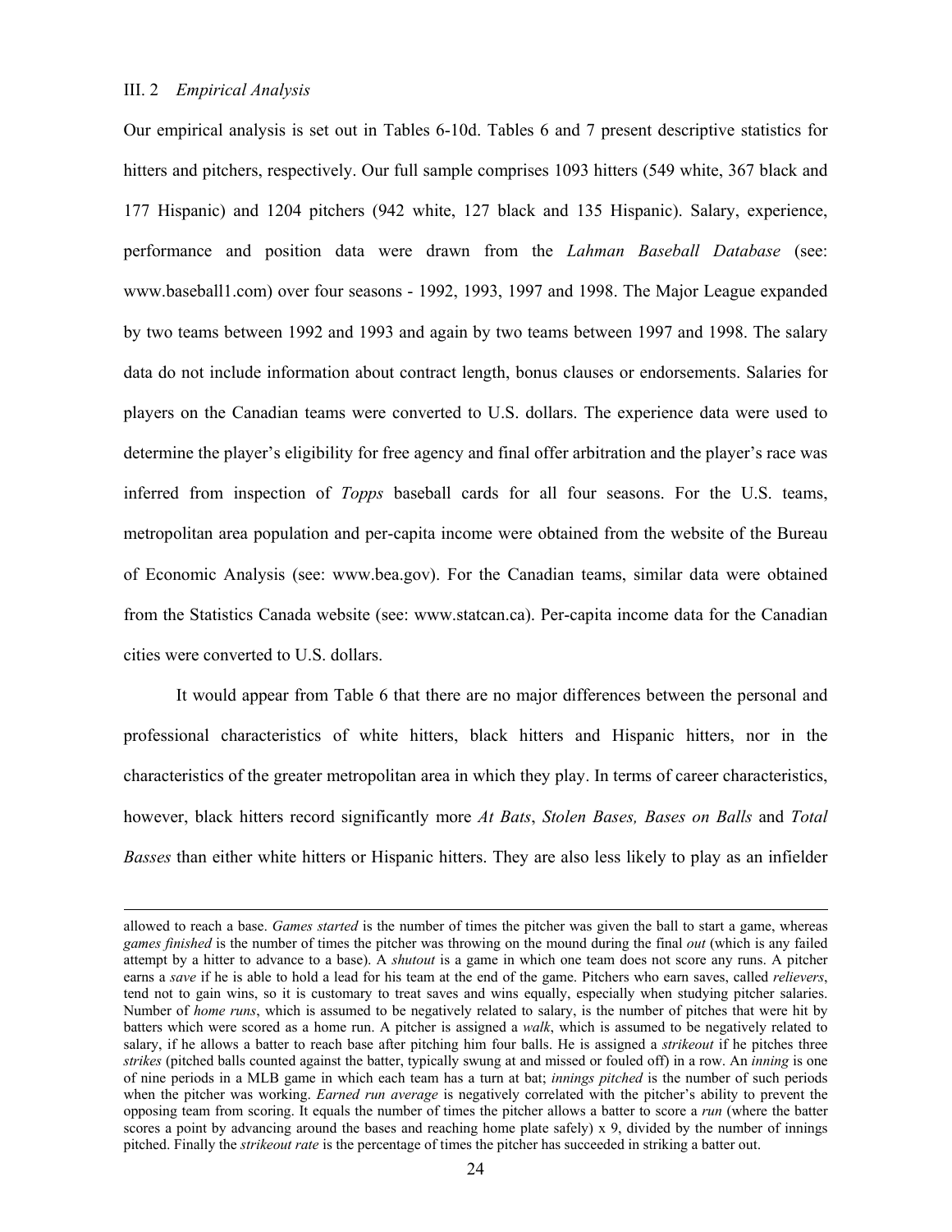### III. 2 *Empirical Analysis*

Our empirical analysis is set out in Tables 6-10d. Tables 6 and 7 present descriptive statistics for hitters and pitchers, respectively. Our full sample comprises 1093 hitters (549 white, 367 black and 177 Hispanic) and 1204 pitchers (942 white, 127 black and 135 Hispanic). Salary, experience, performance and position data were drawn from the *Lahman Baseball Database* (see: www.baseball1.com) over four seasons - 1992, 1993, 1997 and 1998. The Major League expanded by two teams between 1992 and 1993 and again by two teams between 1997 and 1998. The salary data do not include information about contract length, bonus clauses or endorsements. Salaries for players on the Canadian teams were converted to U.S. dollars. The experience data were used to determine the player's eligibility for free agency and final offer arbitration and the player's race was inferred from inspection of *Topps* baseball cards for all four seasons. For the U.S. teams, metropolitan area population and per-capita income were obtained from the website of the Bureau of Economic Analysis (see: www.bea.gov). For the Canadian teams, similar data were obtained from the Statistics Canada website (see: www.statcan.ca). Per-capita income data for the Canadian cities were converted to U.S. dollars.

It would appear from Table 6 that there are no major differences between the personal and professional characteristics of white hitters, black hitters and Hispanic hitters, nor in the characteristics of the greater metropolitan area in which they play. In terms of career characteristics, however, black hitters record significantly more *At Bats*, *Stolen Bases, Bases on Balls* and *Total Basses* than either white hitters or Hispanic hitters. They are also less likely to play as an infielder

allowed to reach a base. *Games started* is the number of times the pitcher was given the ball to start a game, whereas *games finished* is the number of times the pitcher was throwing on the mound during the final *out* (which is any failed attempt by a hitter to advance to a base). A *shutout* is a game in which one team does not score any runs. A pitcher earns a *save* if he is able to hold a lead for his team at the end of the game. Pitchers who earn saves, called *relievers*, tend not to gain wins, so it is customary to treat saves and wins equally, especially when studying pitcher salaries. Number of *home runs*, which is assumed to be negatively related to salary, is the number of pitches that were hit by batters which were scored as a home run. A pitcher is assigned a *walk*, which is assumed to be negatively related to salary, if he allows a batter to reach base after pitching him four balls. He is assigned a *strikeout* if he pitches three *strikes* (pitched balls counted against the batter, typically swung at and missed or fouled off) in a row. An *inning* is one of nine periods in a MLB game in which each team has a turn at bat; *innings pitched* is the number of such periods when the pitcher was working. *Earned run average* is negatively correlated with the pitcher's ability to prevent the opposing team from scoring. It equals the number of times the pitcher allows a batter to score a *run* (where the batter scores a point by advancing around the bases and reaching home plate safely) x 9, divided by the number of innings pitched. Finally the *strikeout rate* is the percentage of times the pitcher has succeeded in striking a batter out.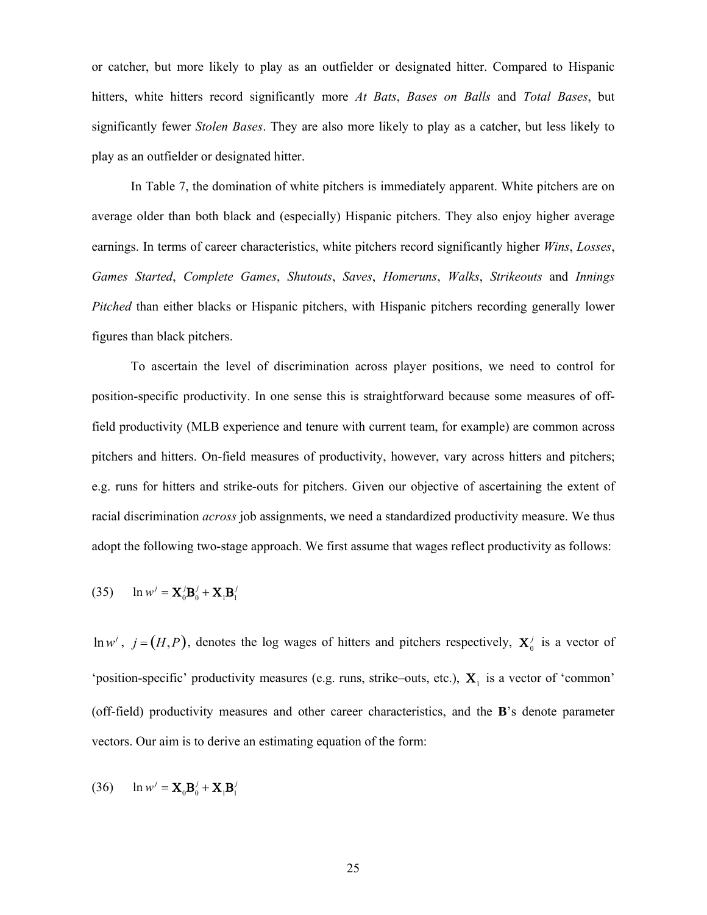or catcher, but more likely to play as an outfielder or designated hitter. Compared to Hispanic hitters, white hitters record significantly more *At Bats*, *Bases on Balls* and *Total Bases*, but significantly fewer *Stolen Bases*. They are also more likely to play as a catcher, but less likely to play as an outfielder or designated hitter.

In Table 7, the domination of white pitchers is immediately apparent. White pitchers are on average older than both black and (especially) Hispanic pitchers. They also enjoy higher average earnings. In terms of career characteristics, white pitchers record significantly higher *Wins*, *Losses*, *Games Started*, *Complete Games*, *Shutouts*, *Saves*, *Homeruns*, *Walks*, *Strikeouts* and *Innings Pitched* than either blacks or Hispanic pitchers, with Hispanic pitchers recording generally lower figures than black pitchers.

To ascertain the level of discrimination across player positions, we need to control for position-specific productivity. In one sense this is straightforward because some measures of off-field productivity (MLB experience and tenure with current team, for example) are common across pitchers and hitters. On-field measures of productivity, however, vary across hitters and pitchers; e.g. runs for hitters and strike-outs for pitchers. Given our objective of ascertaining the extent of racial discrimination *across* job assignments, we need a standardized productivity measure. We thus adopt the following two-stage approach. We first assume that wages reflect productivity as follows:

(35) $$\ln w^j = \mathbf{X}_0^j \mathbf{B}_0^j + \mathbf{X}_1 \mathbf{B}_1^j$$

$\ln w^j$, $j = (H, P)$, denotes the log wages of hitters and pitchers respectively, $\mathbf{X}_0^j$ is a vector of 'position-specific' productivity measures (e.g. runs, strike–outs, etc.), $\mathbf{X}_1$ is a vector of 'common' (off-field) productivity measures and other career characteristics, and the **B**'s denote parameter vectors. Our aim is to derive an estimating equation of the form:

(36) $$\ln w^j = \mathbf{X}_0 \mathbf{B}_0^j + \mathbf{X}_1 \mathbf{B}_1^j$$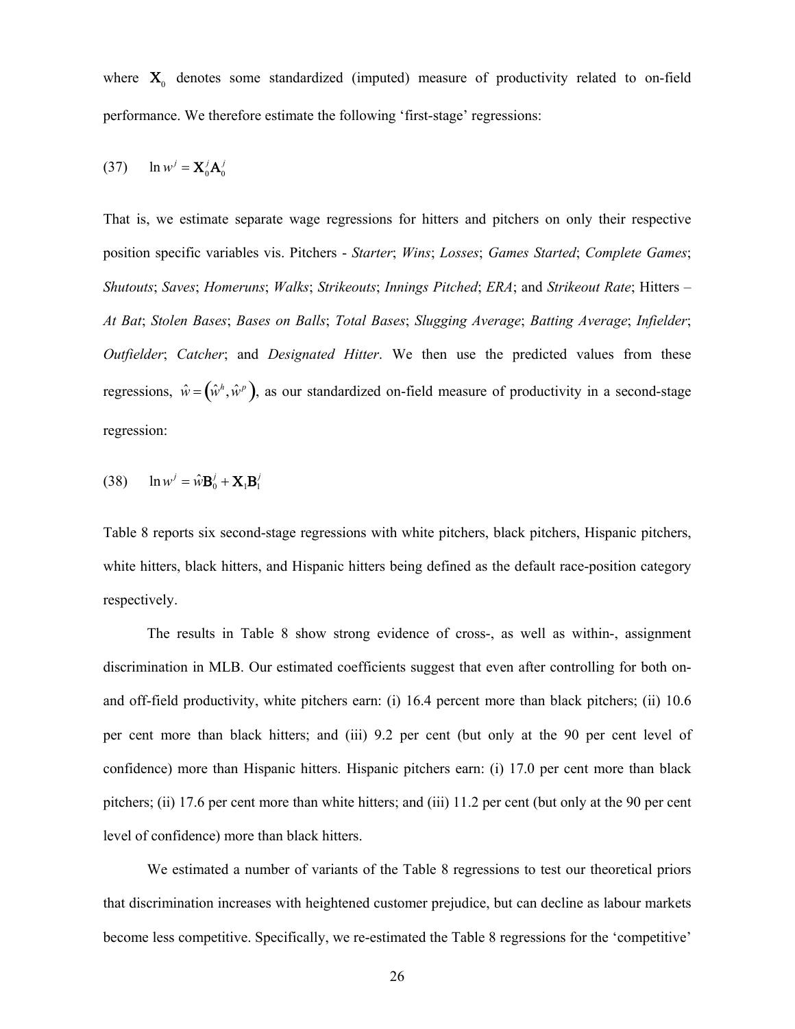where $\mathbf{X}_0$ denotes some standardized (imputed) measure of productivity related to on-field performance. We therefore estimate the following 'first-stage' regressions:

$$(37) \qquad \ln w^j = \mathbf{X}_0^j \mathbf{A}_0^j$$

That is, we estimate separate wage regressions for hitters and pitchers on only their respective position specific variables vis. Pitchers - *Starter*; *Wins*; *Losses*; *Games Started*; *Complete Games*; *Shutouts*; *Saves*; *Homeruns*; *Walks*; *Strikeouts*; *Innings Pitched*; *ERA*; and *Strikeout Rate*; Hitters – *At Bat*; *Stolen Bases*; *Bases on Balls*; *Total Bases*; *Slugging Average*; *Batting Average*; *Infielder*; *Outfielder*; *Catcher*; and *Designated Hitter*. We then use the predicted values from these regressions, $\hat{w} = \left(\hat{w}^h, \hat{w}^p\right)$, as our standardized on-field measure of productivity in a second-stage regression:

$$(38) \qquad \ln w^j = \hat{w}\mathbf{B}_0^j + \mathbf{X}_1 \mathbf{B}_1^j$$

Table 8 reports six second-stage regressions with white pitchers, black pitchers, Hispanic pitchers, white hitters, black hitters, and Hispanic hitters being defined as the default race-position category respectively.

The results in Table 8 show strong evidence of cross-, as well as within-, assignment discrimination in MLB. Our estimated coefficients suggest that even after controlling for both on- and off-field productivity, white pitchers earn: (i) 16.4 percent more than black pitchers; (ii) 10.6 per cent more than black hitters; and (iii) 9.2 per cent (but only at the 90 per cent level of confidence) more than Hispanic hitters. Hispanic pitchers earn: (i) 17.0 per cent more than black pitchers; (ii) 17.6 per cent more than white hitters; and (iii) 11.2 per cent (but only at the 90 per cent level of confidence) more than black hitters.

We estimated a number of variants of the Table 8 regressions to test our theoretical priors that discrimination increases with heightened customer prejudice, but can decline as labour markets become less competitive. Specifically, we re-estimated the Table 8 regressions for the 'competitive'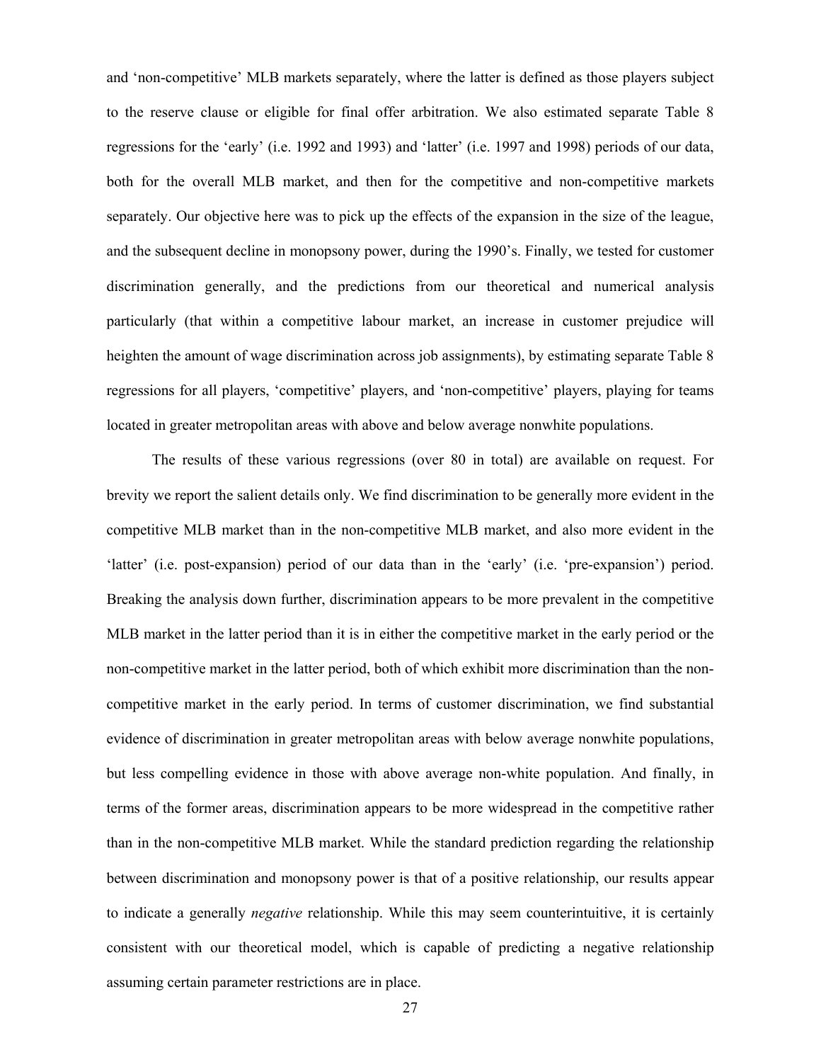and 'non-competitive' MLB markets separately, where the latter is defined as those players subject to the reserve clause or eligible for final offer arbitration. We also estimated separate Table 8 regressions for the 'early' (i.e. 1992 and 1993) and 'latter' (i.e. 1997 and 1998) periods of our data, both for the overall MLB market, and then for the competitive and non-competitive markets separately. Our objective here was to pick up the effects of the expansion in the size of the league, and the subsequent decline in monopsony power, during the 1990's. Finally, we tested for customer discrimination generally, and the predictions from our theoretical and numerical analysis particularly (that within a competitive labour market, an increase in customer prejudice will heighten the amount of wage discrimination across job assignments), by estimating separate Table 8 regressions for all players, 'competitive' players, and 'non-competitive' players, playing for teams located in greater metropolitan areas with above and below average nonwhite populations.

The results of these various regressions (over 80 in total) are available on request. For brevity we report the salient details only. We find discrimination to be generally more evident in the competitive MLB market than in the non-competitive MLB market, and also more evident in the 'latter' (i.e. post-expansion) period of our data than in the 'early' (i.e. 'pre-expansion') period. Breaking the analysis down further, discrimination appears to be more prevalent in the competitive MLB market in the latter period than it is in either the competitive market in the early period or the non-competitive market in the latter period, both of which exhibit more discrimination than the non-competitive market in the early period. In terms of customer discrimination, we find substantial evidence of discrimination in greater metropolitan areas with below average nonwhite populations, but less compelling evidence in those with above average non-white population. And finally, in terms of the former areas, discrimination appears to be more widespread in the competitive rather than in the non-competitive MLB market. While the standard prediction regarding the relationship between discrimination and monopsony power is that of a positive relationship, our results appear to indicate a generally *negative* relationship. While this may seem counterintuitive, it is certainly consistent with our theoretical model, which is capable of predicting a negative relationship assuming certain parameter restrictions are in place.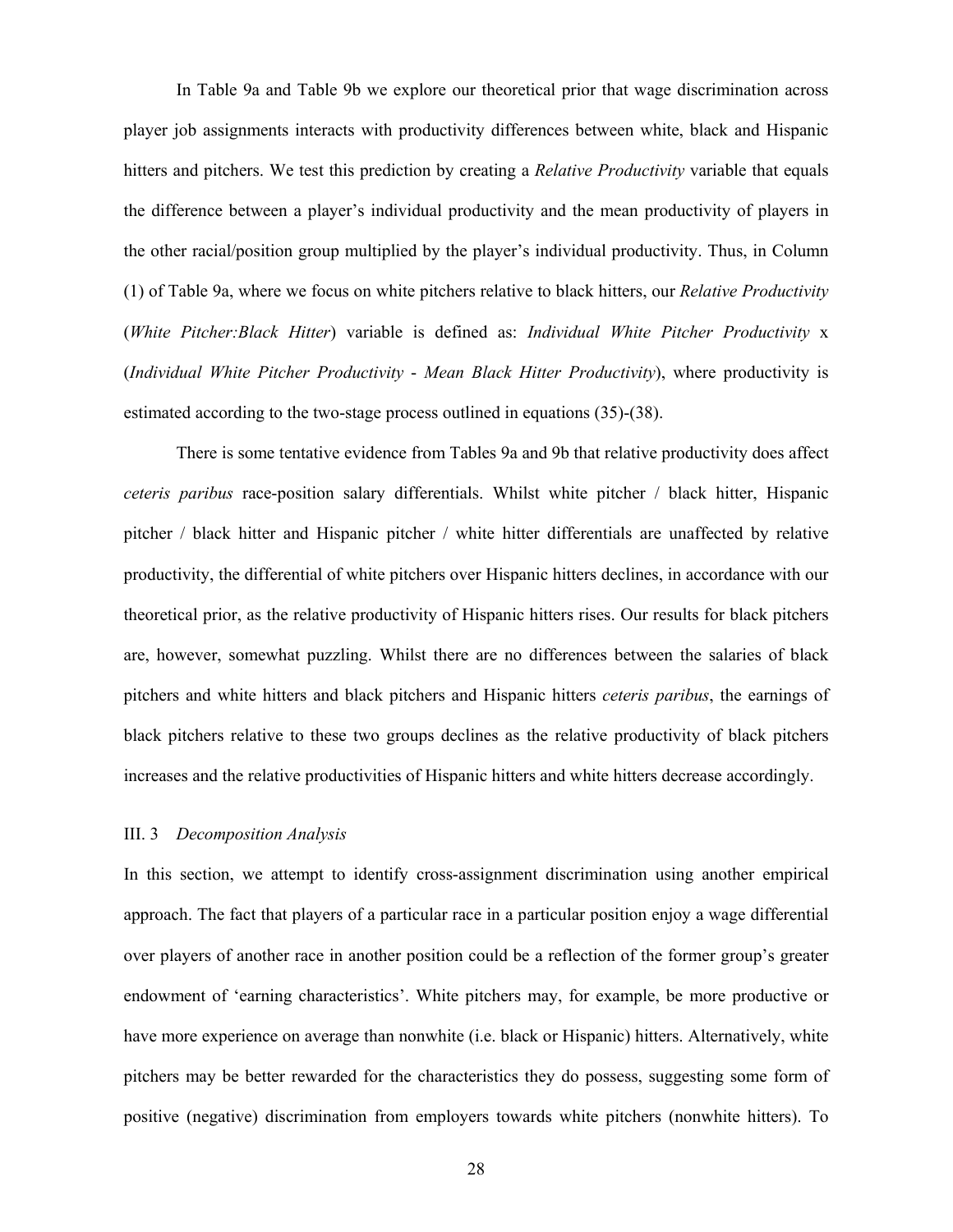In Table 9a and Table 9b we explore our theoretical prior that wage discrimination across player job assignments interacts with productivity differences between white, black and Hispanic hitters and pitchers. We test this prediction by creating a *Relative Productivity* variable that equals the difference between a player's individual productivity and the mean productivity of players in the other racial/position group multiplied by the player's individual productivity. Thus, in Column (1) of Table 9a, where we focus on white pitchers relative to black hitters, our *Relative Productivity* (*White Pitcher:Black Hitter*) variable is defined as: *Individual White Pitcher Productivity* x (*Individual White Pitcher Productivity* - *Mean Black Hitter Productivity*), where productivity is estimated according to the two-stage process outlined in equations (35)-(38).

There is some tentative evidence from Tables 9a and 9b that relative productivity does affect *ceteris paribus* race-position salary differentials. Whilst white pitcher / black hitter, Hispanic pitcher / black hitter and Hispanic pitcher / white hitter differentials are unaffected by relative productivity, the differential of white pitchers over Hispanic hitters declines, in accordance with our theoretical prior, as the relative productivity of Hispanic hitters rises. Our results for black pitchers are, however, somewhat puzzling. Whilst there are no differences between the salaries of black pitchers and white hitters and black pitchers and Hispanic hitters *ceteris paribus*, the earnings of black pitchers relative to these two groups declines as the relative productivity of black pitchers increases and the relative productivities of Hispanic hitters and white hitters decrease accordingly.

### III. 3 *Decomposition Analysis*

In this section, we attempt to identify cross-assignment discrimination using another empirical approach. The fact that players of a particular race in a particular position enjoy a wage differential over players of another race in another position could be a reflection of the former group's greater endowment of 'earning characteristics'. White pitchers may, for example, be more productive or have more experience on average than nonwhite (i.e. black or Hispanic) hitters. Alternatively, white pitchers may be better rewarded for the characteristics they do possess, suggesting some form of positive (negative) discrimination from employers towards white pitchers (nonwhite hitters). To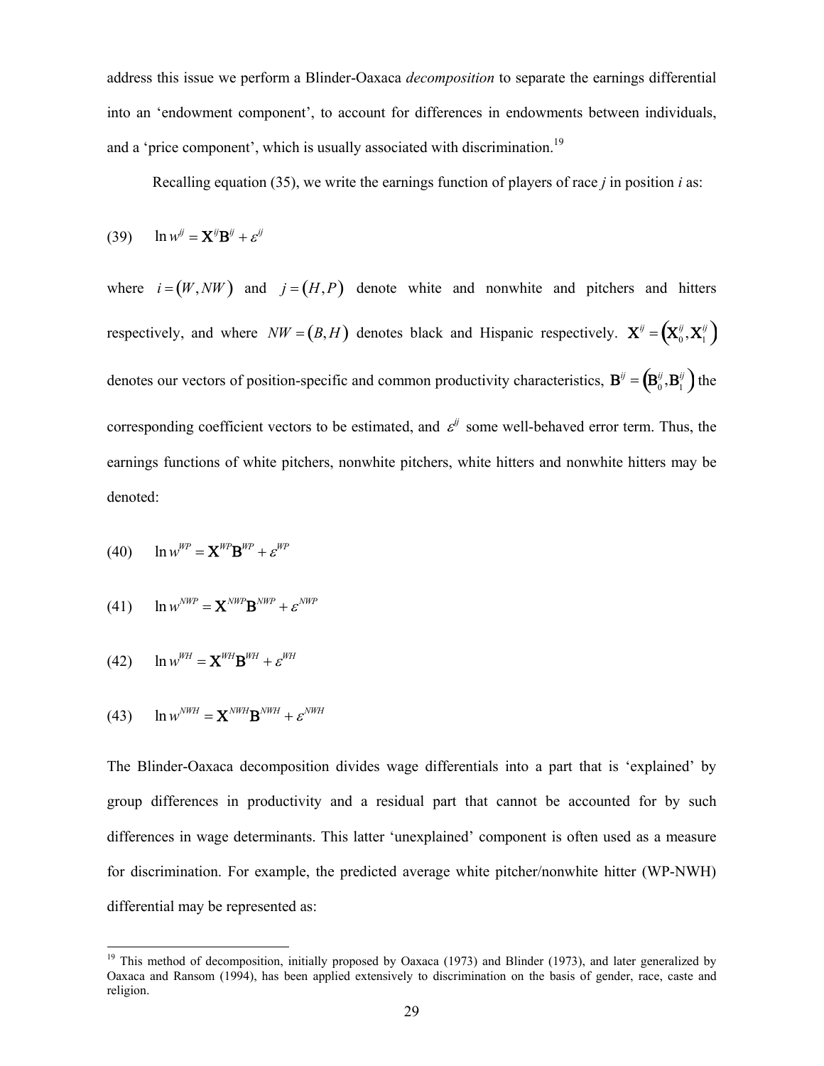address this issue we perform a Blinder-Oaxaca *decomposition* to separate the earnings differential into an 'endowment component', to account for differences in endowments between individuals, and a 'price component', which is usually associated with discrimination.[19]

Recalling equation (35), we write the earnings function of players of race *j* in position *i* as:

$$\ln w^{ij} = \mathbf{X}^{ij}\mathbf{B}^{ij} + \varepsilon^{ij} \tag{39}$$

where $i = (W, NW)$ and $j = (H, P)$ denote white and nonwhite and pitchers and hitters respectively, and where $NW = (B, H)$ denotes black and Hispanic respectively. $\mathbf{X}^{ij} = \left(\mathbf{X}_0^{ij}, \mathbf{X}_1^{ij}\right)$ denotes our vectors of position-specific and common productivity characteristics, $\mathbf{B}^{ij} = \left(\mathbf{B}_0^{ij}, \mathbf{B}_1^{ij}\right)$ the corresponding coefficient vectors to be estimated, and $\varepsilon^{ij}$ some well-behaved error term. Thus, the earnings functions of white pitchers, nonwhite pitchers, white hitters and nonwhite hitters may be denoted:

$$\ln w^{WP} = \mathbf{X}^{WP}\mathbf{B}^{WP} + \varepsilon^{WP} \tag{40}$$

$$\ln w^{NWP} = \mathbf{X}^{NWP}\mathbf{B}^{NWP} + \varepsilon^{NWP} \tag{41}$$

$$\ln w^{WH} = \mathbf{X}^{WH}\mathbf{B}^{WH} + \varepsilon^{WH} \tag{42}$$

$$\ln w^{NWH} = \mathbf{X}^{NWH}\mathbf{B}^{NWH} + \varepsilon^{NWH} \tag{43}$$

The Blinder-Oaxaca decomposition divides wage differentials into a part that is 'explained' by group differences in productivity and a residual part that cannot be accounted for by such differences in wage determinants. This latter 'unexplained' component is often used as a measure for discrimination. For example, the predicted average white pitcher/nonwhite hitter (WP-NWH) differential may be represented as:

[19] This method of decomposition, initially proposed by Oaxaca (1973) and Blinder (1973), and later generalized by Oaxaca and Ransom (1994), has been applied extensively to discrimination on the basis of gender, race, caste and religion.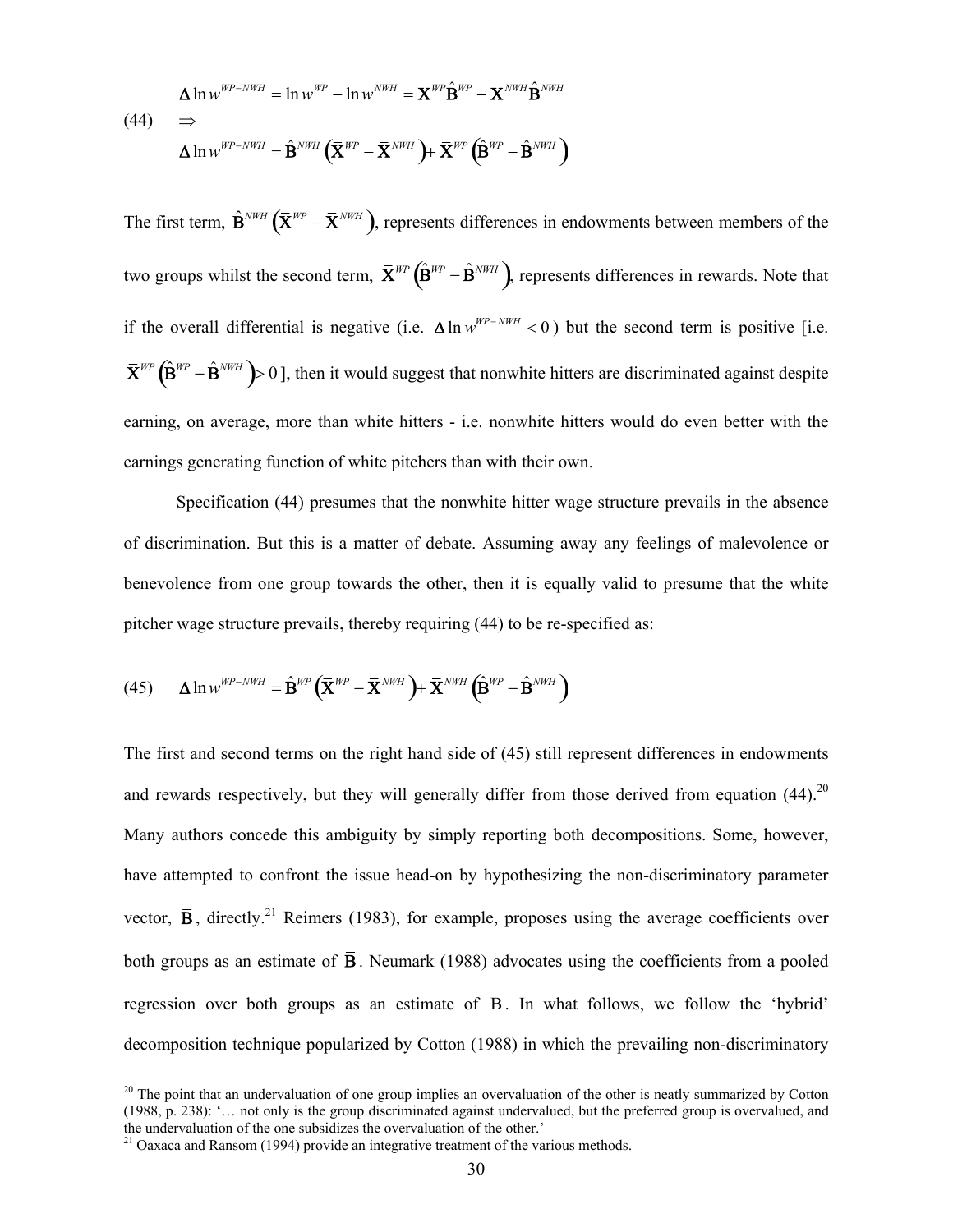$$
(44) \quad \begin{aligned} &\Delta \ln w^{WP-NWH} = \ln w^{WP} - \ln w^{NWH} = \overline{\mathbf{X}}^{WP}\hat{\mathbf{B}}^{WP} - \overline{\mathbf{X}}^{NWH}\hat{\mathbf{B}}^{NWH} \\ &\Rightarrow \\ &\Delta \ln w^{WP-NWH} = \hat{\mathbf{B}}^{NWH}\left(\overline{\mathbf{X}}^{WP} - \overline{\mathbf{X}}^{NWH}\right) + \overline{\mathbf{X}}^{WP}\left(\hat{\mathbf{B}}^{WP} - \hat{\mathbf{B}}^{NWH}\right) \end{aligned}
$$

The first term, $\hat{\mathbf{B}}^{NWH}\left(\overline{\mathbf{X}}^{WP} - \overline{\mathbf{X}}^{NWH}\right)$, represents differences in endowments between members of the two groups whilst the second term, $\overline{\mathbf{X}}^{WP}\left(\hat{\mathbf{B}}^{WP} - \hat{\mathbf{B}}^{NWH}\right)$, represents differences in rewards. Note that if the overall differential is negative (i.e. $\Delta \ln w^{WP-NWH} < 0$) but the second term is positive [i.e. $\overline{\mathbf{X}}^{WP}\left(\hat{\mathbf{B}}^{WP} - \hat{\mathbf{B}}^{NWH}\right) > 0$], then it would suggest that nonwhite hitters are discriminated against despite earning, on average, more than white hitters - i.e. nonwhite hitters would do even better with the earnings generating function of white pitchers than with their own.

Specification (44) presumes that the nonwhite hitter wage structure prevails in the absence of discrimination. But this is a matter of debate. Assuming away any feelings of malevolence or benevolence from one group towards the other, then it is equally valid to presume that the white pitcher wage structure prevails, thereby requiring (44) to be re-specified as:

$$
(45) \quad \Delta \ln w^{WP-NWH} = \hat{\mathbf{B}}^{WP}\left(\overline{\mathbf{X}}^{WP} - \overline{\mathbf{X}}^{NWH}\right) + \overline{\mathbf{X}}^{NWH}\left(\hat{\mathbf{B}}^{WP} - \hat{\mathbf{B}}^{NWH}\right)
$$

The first and second terms on the right hand side of (45) still represent differences in endowments and rewards respectively, but they will generally differ from those derived from equation (44).[20] Many authors concede this ambiguity by simply reporting both decompositions. Some, however, have attempted to confront the issue head-on by hypothesizing the non-discriminatory parameter vector, $\overline{\mathbf{B}}$, directly.[21] Reimers (1983), for example, proposes using the average coefficients over both groups as an estimate of $\overline{\mathbf{B}}$. Neumark (1988) advocates using the coefficients from a pooled regression over both groups as an estimate of $\overline{\mathrm{B}}$. In what follows, we follow the 'hybrid' decomposition technique popularized by Cotton (1988) in which the prevailing non-discriminatory

---

[20] The point that an undervaluation of one group implies an overvaluation of the other is neatly summarized by Cotton (1988, p. 238): '… not only is the group discriminated against undervalued, but the preferred group is overvalued, and the undervaluation of the one subsidizes the overvaluation of the other.'

[21] Oaxaca and Ransom (1994) provide an integrative treatment of the various methods.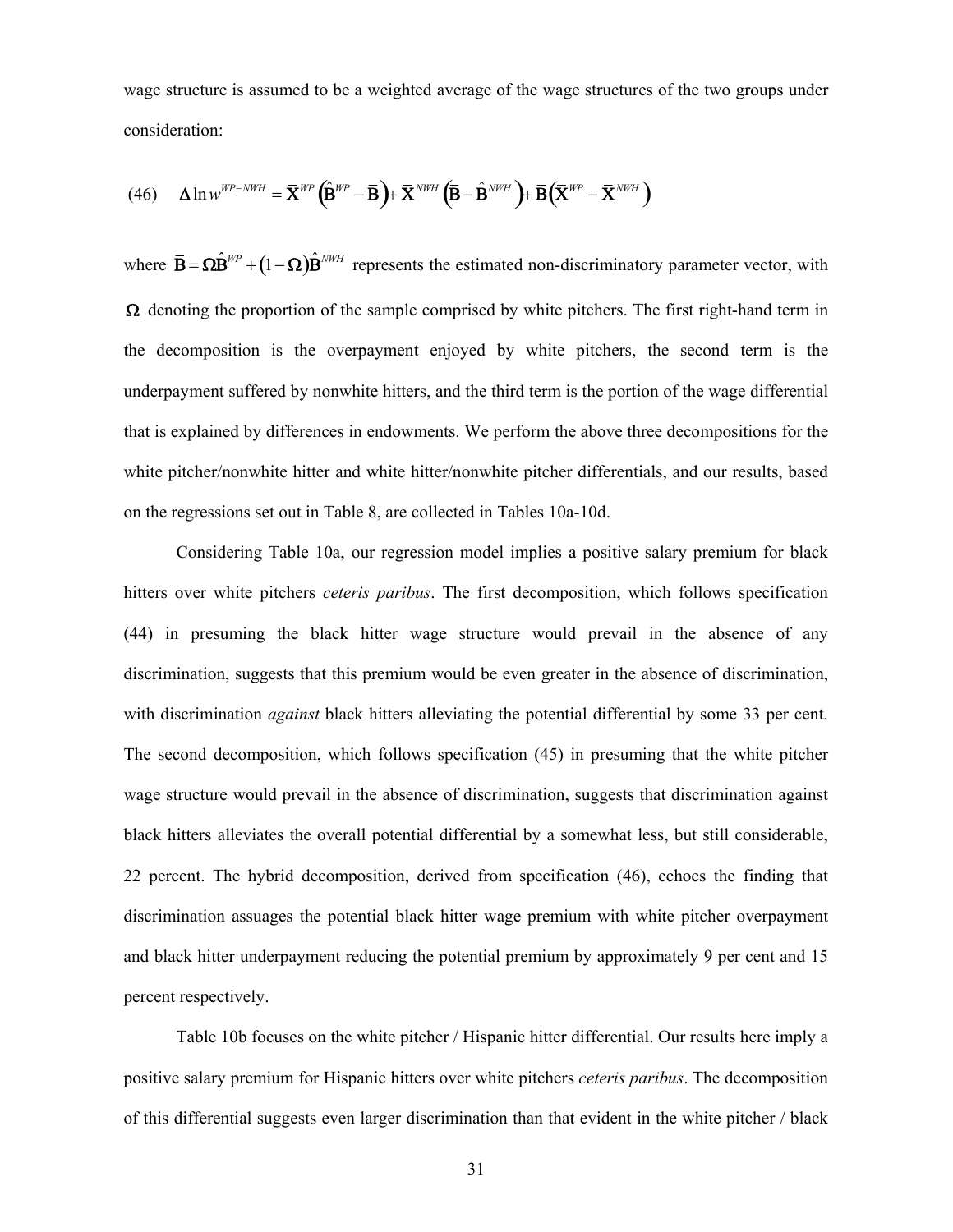wage structure is assumed to be a weighted average of the wage structures of the two groups under consideration:

$$(46) \quad \Delta \ln w^{WP-NWH} = \overline{\mathbf{X}}^{WP}\left(\hat{\mathbf{B}}^{WP} - \overline{\mathbf{B}}\right) + \overline{\mathbf{X}}^{NWH}\left(\overline{\mathbf{B}} - \hat{\mathbf{B}}^{NWH}\right) + \overline{\mathbf{B}}\left(\overline{\mathbf{X}}^{WP} - \overline{\mathbf{X}}^{NWH}\right)$$

where $\overline{\mathbf{B}} = \Omega \hat{\mathbf{B}}^{WP} + (1-\Omega)\hat{\mathbf{B}}^{NWH}$ represents the estimated non-discriminatory parameter vector, with $\Omega$ denoting the proportion of the sample comprised by white pitchers. The first right-hand term in the decomposition is the overpayment enjoyed by white pitchers, the second term is the underpayment suffered by nonwhite hitters, and the third term is the portion of the wage differential that is explained by differences in endowments. We perform the above three decompositions for the white pitcher/nonwhite hitter and white hitter/nonwhite pitcher differentials, and our results, based on the regressions set out in Table 8, are collected in Tables 10a-10d.

Considering Table 10a, our regression model implies a positive salary premium for black hitters over white pitchers *ceteris paribus*. The first decomposition, which follows specification (44) in presuming the black hitter wage structure would prevail in the absence of any discrimination, suggests that this premium would be even greater in the absence of discrimination, with discrimination *against* black hitters alleviating the potential differential by some 33 per cent. The second decomposition, which follows specification (45) in presuming that the white pitcher wage structure would prevail in the absence of discrimination, suggests that discrimination against black hitters alleviates the overall potential differential by a somewhat less, but still considerable, 22 percent. The hybrid decomposition, derived from specification (46), echoes the finding that discrimination assuages the potential black hitter wage premium with white pitcher overpayment and black hitter underpayment reducing the potential premium by approximately 9 per cent and 15 percent respectively.

Table 10b focuses on the white pitcher / Hispanic hitter differential. Our results here imply a positive salary premium for Hispanic hitters over white pitchers *ceteris paribus*. The decomposition of this differential suggests even larger discrimination than that evident in the white pitcher / black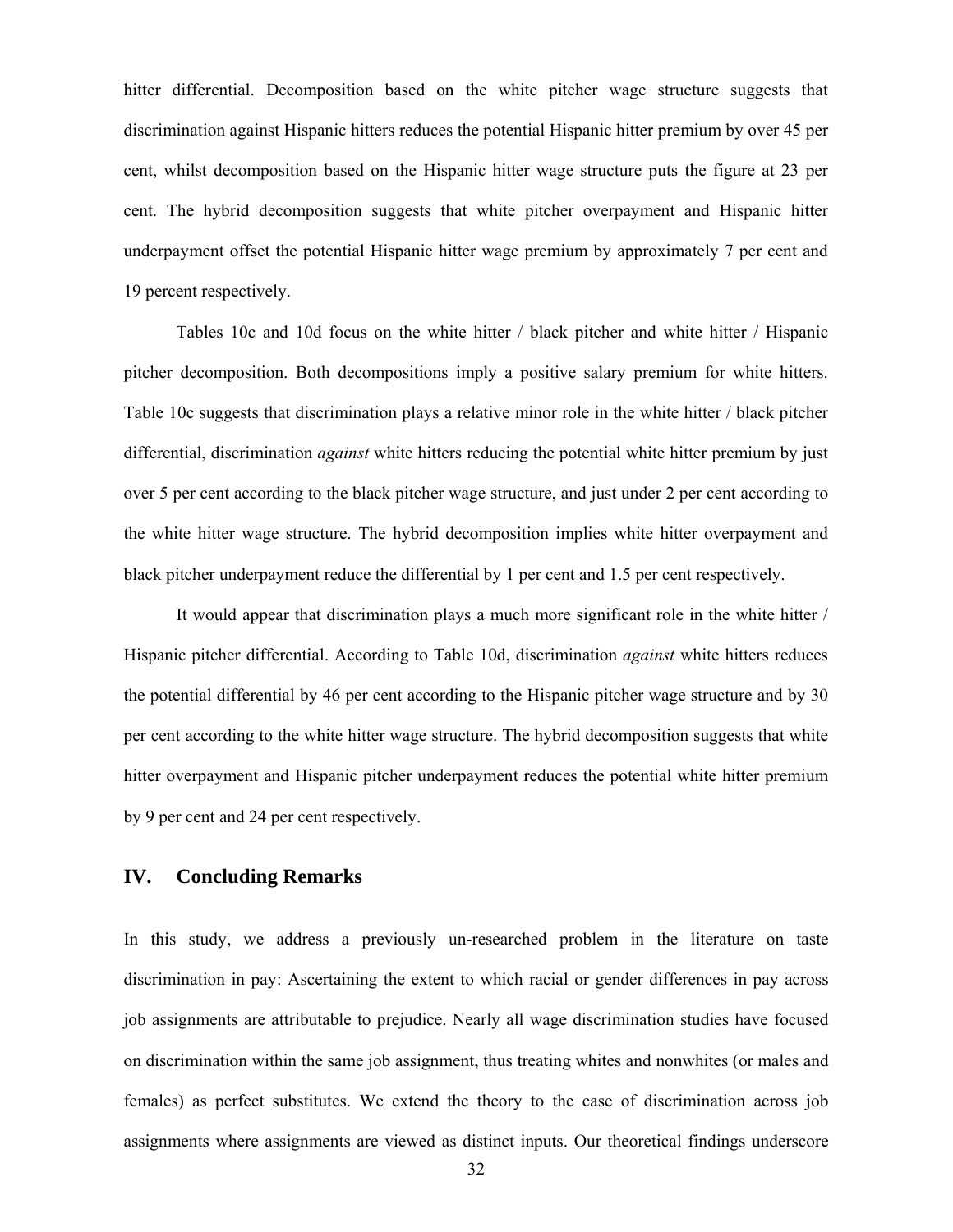hitter differential. Decomposition based on the white pitcher wage structure suggests that discrimination against Hispanic hitters reduces the potential Hispanic hitter premium by over 45 per cent, whilst decomposition based on the Hispanic hitter wage structure puts the figure at 23 per cent. The hybrid decomposition suggests that white pitcher overpayment and Hispanic hitter underpayment offset the potential Hispanic hitter wage premium by approximately 7 per cent and 19 percent respectively.

Tables 10c and 10d focus on the white hitter / black pitcher and white hitter / Hispanic pitcher decomposition. Both decompositions imply a positive salary premium for white hitters. Table 10c suggests that discrimination plays a relative minor role in the white hitter / black pitcher differential, discrimination *against* white hitters reducing the potential white hitter premium by just over 5 per cent according to the black pitcher wage structure, and just under 2 per cent according to the white hitter wage structure. The hybrid decomposition implies white hitter overpayment and black pitcher underpayment reduce the differential by 1 per cent and 1.5 per cent respectively.

It would appear that discrimination plays a much more significant role in the white hitter / Hispanic pitcher differential. According to Table 10d, discrimination *against* white hitters reduces the potential differential by 46 per cent according to the Hispanic pitcher wage structure and by 30 per cent according to the white hitter wage structure. The hybrid decomposition suggests that white hitter overpayment and Hispanic pitcher underpayment reduces the potential white hitter premium by 9 per cent and 24 per cent respectively.

## IV. Concluding Remarks

In this study, we address a previously un-researched problem in the literature on taste discrimination in pay: Ascertaining the extent to which racial or gender differences in pay across job assignments are attributable to prejudice. Nearly all wage discrimination studies have focused on discrimination within the same job assignment, thus treating whites and nonwhites (or males and females) as perfect substitutes. We extend the theory to the case of discrimination across job assignments where assignments are viewed as distinct inputs. Our theoretical findings underscore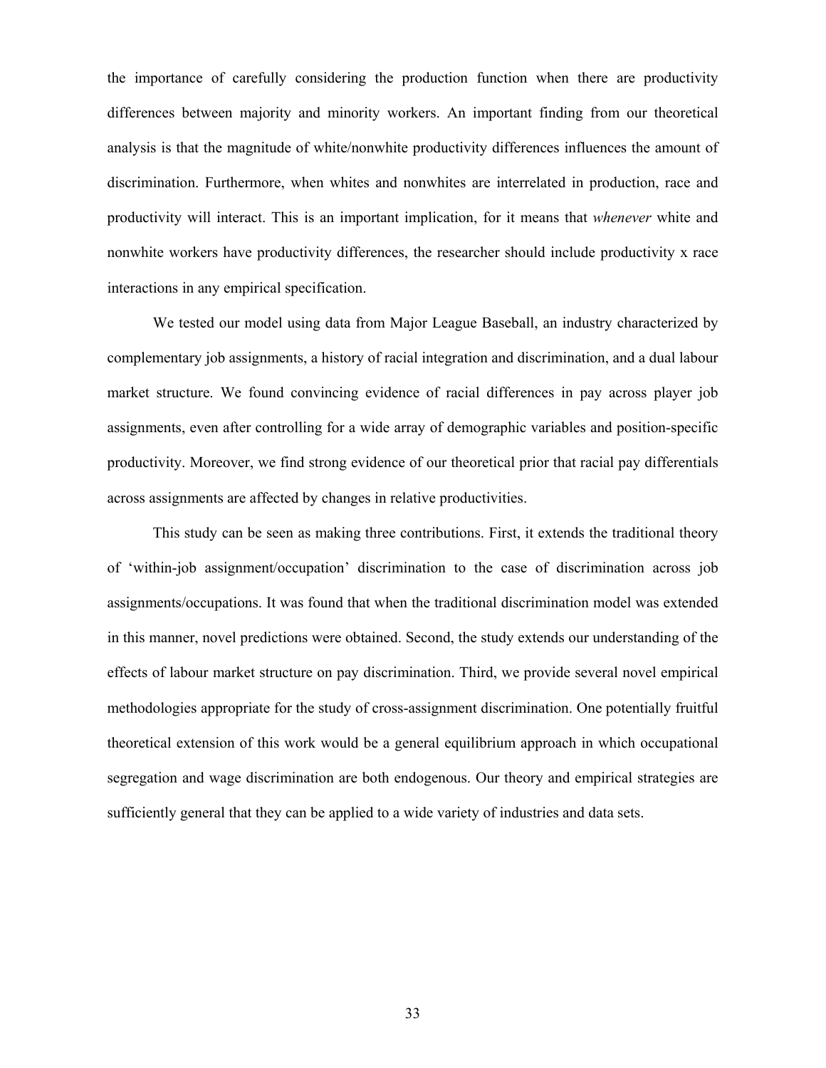the importance of carefully considering the production function when there are productivity differences between majority and minority workers. An important finding from our theoretical analysis is that the magnitude of white/nonwhite productivity differences influences the amount of discrimination. Furthermore, when whites and nonwhites are interrelated in production, race and productivity will interact. This is an important implication, for it means that *whenever* white and nonwhite workers have productivity differences, the researcher should include productivity x race interactions in any empirical specification.

We tested our model using data from Major League Baseball, an industry characterized by complementary job assignments, a history of racial integration and discrimination, and a dual labour market structure. We found convincing evidence of racial differences in pay across player job assignments, even after controlling for a wide array of demographic variables and position-specific productivity. Moreover, we find strong evidence of our theoretical prior that racial pay differentials across assignments are affected by changes in relative productivities.

This study can be seen as making three contributions. First, it extends the traditional theory of 'within-job assignment/occupation' discrimination to the case of discrimination across job assignments/occupations. It was found that when the traditional discrimination model was extended in this manner, novel predictions were obtained. Second, the study extends our understanding of the effects of labour market structure on pay discrimination. Third, we provide several novel empirical methodologies appropriate for the study of cross-assignment discrimination. One potentially fruitful theoretical extension of this work would be a general equilibrium approach in which occupational segregation and wage discrimination are both endogenous. Our theory and empirical strategies are sufficiently general that they can be applied to a wide variety of industries and data sets.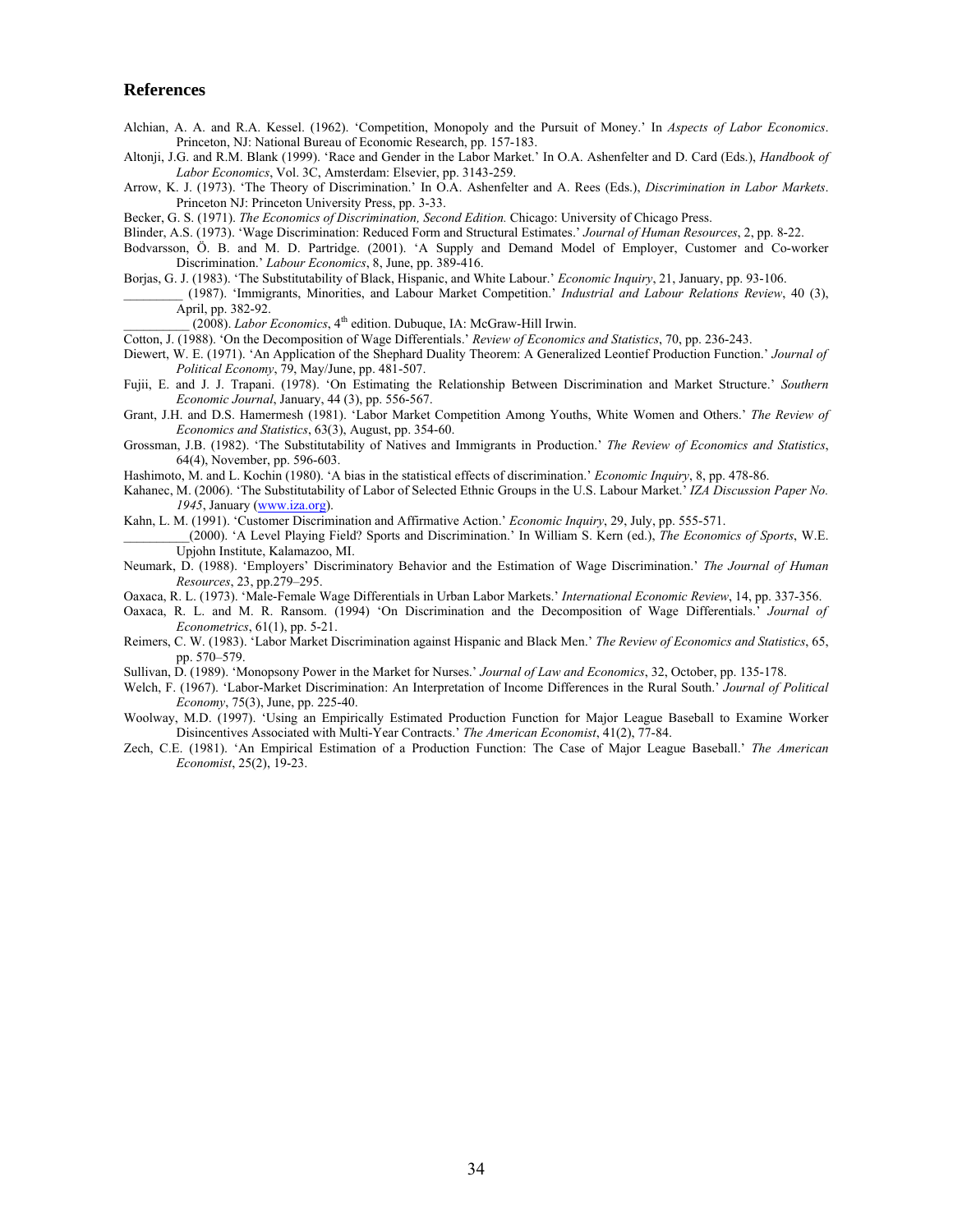## References

Alchian, A. A. and R.A. Kessel. (1962). 'Competition, Monopoly and the Pursuit of Money.' In *Aspects of Labor Economics*. Princeton, NJ: National Bureau of Economic Research, pp. 157-183.

Altonji, J.G. and R.M. Blank (1999). 'Race and Gender in the Labor Market.' In O.A. Ashenfelter and D. Card (Eds.), *Handbook of Labor Economics*, Vol. 3C, Amsterdam: Elsevier, pp. 3143-259.

Arrow, K. J. (1973). 'The Theory of Discrimination.' In O.A. Ashenfelter and A. Rees (Eds.), *Discrimination in Labor Markets*. Princeton NJ: Princeton University Press, pp. 3-33.

Becker, G. S. (1971). *The Economics of Discrimination, Second Edition.* Chicago: University of Chicago Press.

Blinder, A.S. (1973). 'Wage Discrimination: Reduced Form and Structural Estimates.' *Journal of Human Resources*, 2, pp. 8-22.

Bodvarsson, Ö. B. and M. D. Partridge. (2001). 'A Supply and Demand Model of Employer, Customer and Co-worker Discrimination.' *Labour Economics*, 8, June, pp. 389-416.

Borjas, G. J. (1983). 'The Substitutability of Black, Hispanic, and White Labour.' *Economic Inquiry*, 21, January, pp. 93-106.

_________ (1987). 'Immigrants, Minorities, and Labour Market Competition.' *Industrial and Labour Relations Review*, 40 (3), April, pp. 382-92.

_________ (2008). *Labor Economics*, 4th edition. Dubuque, IA: McGraw-Hill Irwin.

Cotton, J. (1988). 'On the Decomposition of Wage Differentials.' *Review of Economics and Statistics*, 70, pp. 236-243.

Diewert, W. E. (1971). 'An Application of the Shephard Duality Theorem: A Generalized Leontief Production Function.' *Journal of Political Economy*, 79, May/June, pp. 481-507.

Fujii, E. and J. J. Trapani. (1978). 'On Estimating the Relationship Between Discrimination and Market Structure.' *Southern Economic Journal*, January, 44 (3), pp. 556-567.

Grant, J.H. and D.S. Hamermesh (1981). 'Labor Market Competition Among Youths, White Women and Others.' *The Review of Economics and Statistics*, 63(3), August, pp. 354-60.

Grossman, J.B. (1982). 'The Substitutability of Natives and Immigrants in Production.' *The Review of Economics and Statistics*, 64(4), November, pp. 596-603.

Hashimoto, M. and L. Kochin (1980). 'A bias in the statistical effects of discrimination.' *Economic Inquiry*, 8, pp. 478-86.

Kahanec, M. (2006). 'The Substitutability of Labor of Selected Ethnic Groups in the U.S. Labour Market.' *IZA Discussion Paper No. 1945*, January (www.iza.org).

Kahn, L. M. (1991). 'Customer Discrimination and Affirmative Action.' *Economic Inquiry*, 29, July, pp. 555-571.

_________ (2000). 'A Level Playing Field? Sports and Discrimination.' In William S. Kern (ed.), *The Economics of Sports*, W.E. Upjohn Institute, Kalamazoo, MI.

Neumark, D. (1988). 'Employers' Discriminatory Behavior and the Estimation of Wage Discrimination.' *The Journal of Human Resources*, 23, pp.279–295.

Oaxaca, R. L. (1973). 'Male-Female Wage Differentials in Urban Labor Markets.' *International Economic Review*, 14, pp. 337-356.

Oaxaca, R. L. and M. R. Ransom. (1994) 'On Discrimination and the Decomposition of Wage Differentials.' *Journal of Econometrics*, 61(1), pp. 5-21.

Reimers, C. W. (1983). 'Labor Market Discrimination against Hispanic and Black Men.' *The Review of Economics and Statistics*, 65, pp. 570–579.

Sullivan, D. (1989). 'Monopsony Power in the Market for Nurses.' *Journal of Law and Economics*, 32, October, pp. 135-178.

Welch, F. (1967). 'Labor-Market Discrimination: An Interpretation of Income Differences in the Rural South.' *Journal of Political Economy*, 75(3), June, pp. 225-40.

Woolway, M.D. (1997). 'Using an Empirically Estimated Production Function for Major League Baseball to Examine Worker Disincentives Associated with Multi-Year Contracts.' *The American Economist*, 41(2), 77-84.

Zech, C.E. (1981). 'An Empirical Estimation of a Production Function: The Case of Major League Baseball.' *The American Economist*, 25(2), 19-23.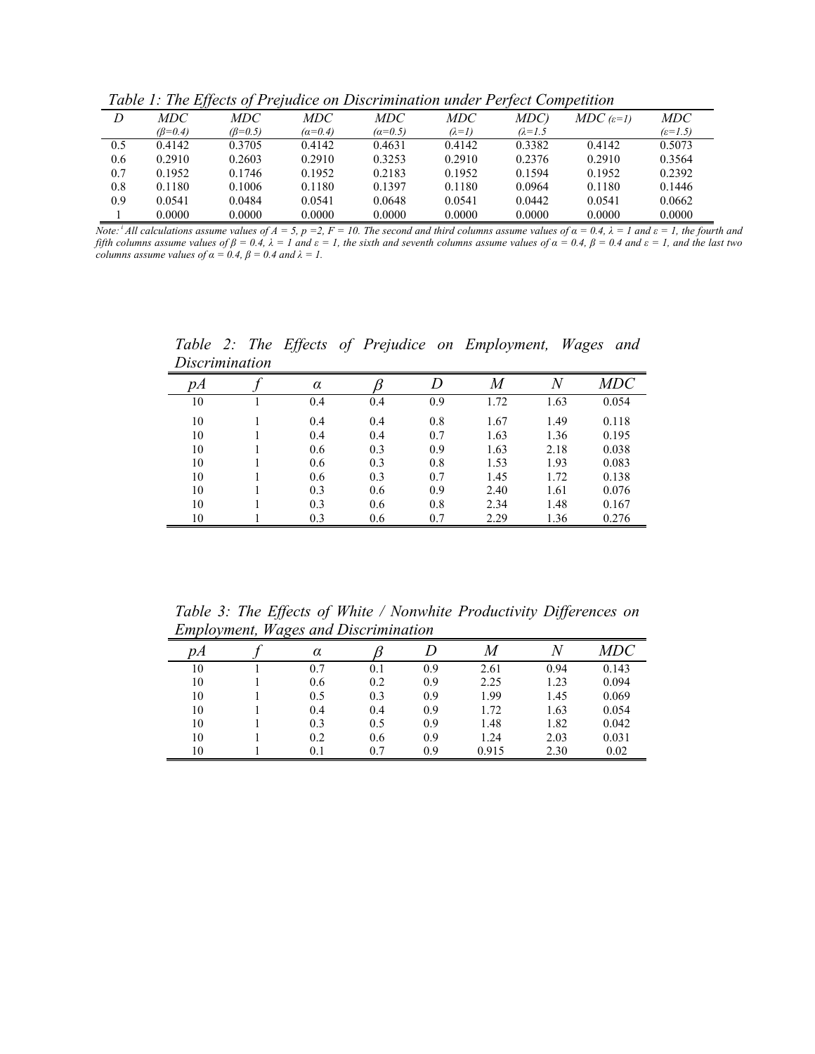*Table 1: The Effects of Prejudice on Discrimination under Perfect Competition*

| $D$ | $MDC$ ($\beta$=0.4) | $MDC$ ($\beta$=0.5) | $MDC$ ($\alpha$=0.4) | $MDC$ ($\alpha$=0.5) | $MDC$ ($\lambda$=1) | $MDC)$ ($\lambda$=1.5 | $MDC$ ($\varepsilon$=1) | $MDC$ ($\varepsilon$=1.5) |
|---|---|---|---|---|---|---|---|---|
| 0.5 | 0.4142 | 0.3705 | 0.4142 | 0.4631 | 0.4142 | 0.3382 | 0.4142 | 0.5073 |
| 0.6 | 0.2910 | 0.2603 | 0.2910 | 0.3253 | 0.2910 | 0.2376 | 0.2910 | 0.3564 |
| 0.7 | 0.1952 | 0.1746 | 0.1952 | 0.2183 | 0.1952 | 0.1594 | 0.1952 | 0.2392 |
| 0.8 | 0.1180 | 0.1006 | 0.1180 | 0.1397 | 0.1180 | 0.0964 | 0.1180 | 0.1446 |
| 0.9 | 0.0541 | 0.0484 | 0.0541 | 0.0648 | 0.0541 | 0.0442 | 0.0541 | 0.0662 |
| 1 | 0.0000 | 0.0000 | 0.0000 | 0.0000 | 0.0000 | 0.0000 | 0.0000 | 0.0000 |

*Note:*[i] *All calculations assume values of $A = 5$, $p = 2$, $F = 10$. The second and third columns assume values of $\alpha = 0.4$, $\lambda = 1$ and $\varepsilon = 1$, the fourth and fifth columns assume values of $\beta = 0.4$, $\lambda = 1$ and $\varepsilon = 1$, the sixth and seventh columns assume values of $\alpha = 0.4$, $\beta = 0.4$ and $\varepsilon = 1$, and the last two columns assume values of $\alpha = 0.4$, $\beta = 0.4$ and $\lambda = 1$.*

*Table 2: The Effects of Prejudice on Employment, Wages and Discrimination*

| $pA$ | $f$ | $\alpha$ | $\beta$ | $D$ | $M$ | $N$ | $MDC$ |
|---|---|---|---|---|---|---|---|
| 10 | 1 | 0.4 | 0.4 | 0.9 | 1.72 | 1.63 | 0.054 |
| 10 | 1 | 0.4 | 0.4 | 0.8 | 1.67 | 1.49 | 0.118 |
| 10 | 1 | 0.4 | 0.4 | 0.7 | 1.63 | 1.36 | 0.195 |
| 10 | 1 | 0.6 | 0.3 | 0.9 | 1.63 | 2.18 | 0.038 |
| 10 | 1 | 0.6 | 0.3 | 0.8 | 1.53 | 1.93 | 0.083 |
| 10 | 1 | 0.6 | 0.3 | 0.7 | 1.45 | 1.72 | 0.138 |
| 10 | 1 | 0.3 | 0.6 | 0.9 | 2.40 | 1.61 | 0.076 |
| 10 | 1 | 0.3 | 0.6 | 0.8 | 2.34 | 1.48 | 0.167 |
| 10 | 1 | 0.3 | 0.6 | 0.7 | 2.29 | 1.36 | 0.276 |

*Table 3: The Effects of White / Nonwhite Productivity Differences on Employment, Wages and Discrimination*

| $pA$ | $f$ | $\alpha$ | $\beta$ | $D$ | $M$ | $N$ | $MDC$ |
|---|---|---|---|---|---|---|---|
| 10 | 1 | 0.7 | 0.1 | 0.9 | 2.61 | 0.94 | 0.143 |
| 10 | 1 | 0.6 | 0.2 | 0.9 | 2.25 | 1.23 | 0.094 |
| 10 | 1 | 0.5 | 0.3 | 0.9 | 1.99 | 1.45 | 0.069 |
| 10 | 1 | 0.4 | 0.4 | 0.9 | 1.72 | 1.63 | 0.054 |
| 10 | 1 | 0.3 | 0.5 | 0.9 | 1.48 | 1.82 | 0.042 |
| 10 | 1 | 0.2 | 0.6 | 0.9 | 1.24 | 2.03 | 0.031 |
| 10 | 1 | 0.1 | 0.7 | 0.9 | 0.915 | 2.30 | 0.02 |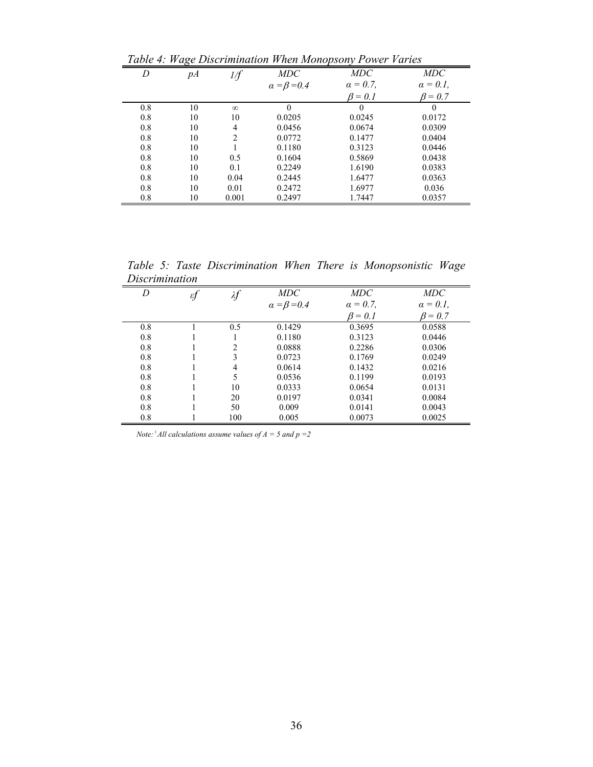*Table 4: Wage Discrimination When Monopsony Power Varies*

| $D$ | $pA$ | $1/f$ | $MDC$ $\alpha = \beta = 0.4$ | $MDC$ $\alpha = 0.7$, $\beta = 0.1$ | $MDC$ $\alpha = 0.1$, $\beta = 0.7$ |
|---|---|---|---|---|---|
| 0.8 | 10 | $\infty$ | 0 | 0 | 0 |
| 0.8 | 10 | 10 | 0.0205 | 0.0245 | 0.0172 |
| 0.8 | 10 | 4 | 0.0456 | 0.0674 | 0.0309 |
| 0.8 | 10 | 2 | 0.0772 | 0.1477 | 0.0404 |
| 0.8 | 10 | 1 | 0.1180 | 0.3123 | 0.0446 |
| 0.8 | 10 | 0.5 | 0.1604 | 0.5869 | 0.0438 |
| 0.8 | 10 | 0.1 | 0.2249 | 1.6190 | 0.0383 |
| 0.8 | 10 | 0.04 | 0.2445 | 1.6477 | 0.0363 |
| 0.8 | 10 | 0.01 | 0.2472 | 1.6977 | 0.036 |
| 0.8 | 10 | 0.001 | 0.2497 | 1.7447 | 0.0357 |

*Table 5: Taste Discrimination When There is Monopsonistic Wage Discrimination*

| $D$ | $\varepsilon f$ | $\lambda f$ | $MDC$ $\alpha = \beta = 0.4$ | $MDC$ $\alpha = 0.7$, $\beta = 0.1$ | $MDC$ $\alpha = 0.1$, $\beta = 0.7$ |
|---|---|---|---|---|---|
| 0.8 | 1 | 0.5 | 0.1429 | 0.3695 | 0.0588 |
| 0.8 | 1 | 1 | 0.1180 | 0.3123 | 0.0446 |
| 0.8 | 1 | 2 | 0.0888 | 0.2286 | 0.0306 |
| 0.8 | 1 | 3 | 0.0723 | 0.1769 | 0.0249 |
| 0.8 | 1 | 4 | 0.0614 | 0.1432 | 0.0216 |
| 0.8 | 1 | 5 | 0.0536 | 0.1199 | 0.0193 |
| 0.8 | 1 | 10 | 0.0333 | 0.0654 | 0.0131 |
| 0.8 | 1 | 20 | 0.0197 | 0.0341 | 0.0084 |
| 0.8 | 1 | 50 | 0.009 | 0.0141 | 0.0043 |
| 0.8 | 1 | 100 | 0.005 | 0.0073 | 0.0025 |

*Note:[i] All calculations assume values of $A = 5$ and $p = 2$*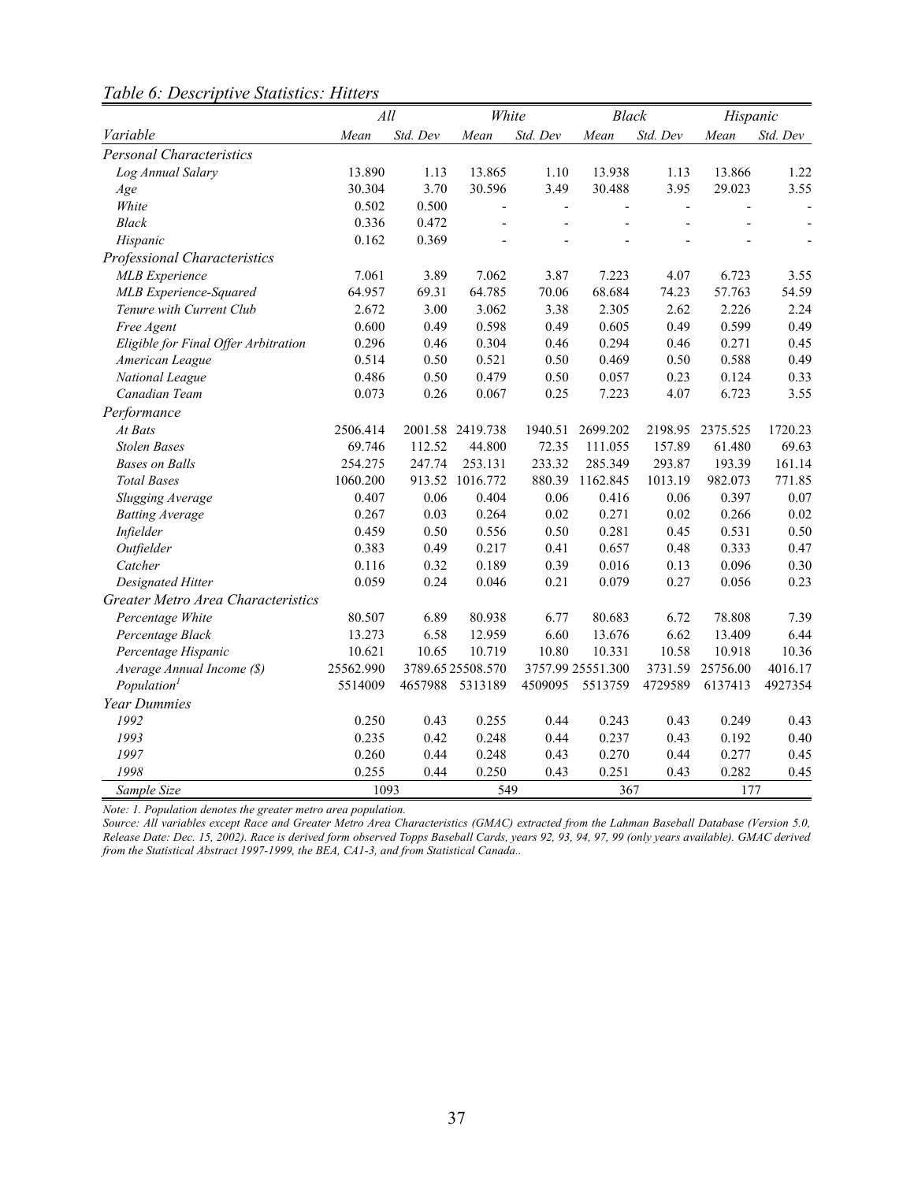*Table 6: Descriptive Statistics: Hitters*

| | *All* | | *White* | | *Black* | | *Hispanic* | |
|---|---|---|---|---|---|---|---|---|
| *Variable* | *Mean* | *Std. Dev* | *Mean* | *Std. Dev* | *Mean* | *Std. Dev* | *Mean* | *Std. Dev* |
| *Personal Characteristics* | | | | | | | | |
| *Log Annual Salary* | 13.890 | 1.13 | 13.865 | 1.10 | 13.938 | 1.13 | 13.866 | 1.22 |
| *Age* | 30.304 | 3.70 | 30.596 | 3.49 | 30.488 | 3.95 | 29.023 | 3.55 |
| *White* | 0.502 | 0.500 | - | - | - | - | - | - |
| *Black* | 0.336 | 0.472 | - | - | - | - | - | - |
| *Hispanic* | 0.162 | 0.369 | - | - | - | - | - | - |
| *Professional Characteristics* | | | | | | | | |
| *MLB Experience* | 7.061 | 3.89 | 7.062 | 3.87 | 7.223 | 4.07 | 6.723 | 3.55 |
| *MLB Experience-Squared* | 64.957 | 69.31 | 64.785 | 70.06 | 68.684 | 74.23 | 57.763 | 54.59 |
| *Tenure with Current Club* | 2.672 | 3.00 | 3.062 | 3.38 | 2.305 | 2.62 | 2.226 | 2.24 |
| *Free Agent* | 0.600 | 0.49 | 0.598 | 0.49 | 0.605 | 0.49 | 0.599 | 0.49 |
| *Eligible for Final Offer Arbitration* | 0.296 | 0.46 | 0.304 | 0.46 | 0.294 | 0.46 | 0.271 | 0.45 |
| *American League* | 0.514 | 0.50 | 0.521 | 0.50 | 0.469 | 0.50 | 0.588 | 0.49 |
| *National League* | 0.486 | 0.50 | 0.479 | 0.50 | 0.057 | 0.23 | 0.124 | 0.33 |
| *Canadian Team* | 0.073 | 0.26 | 0.067 | 0.25 | 7.223 | 4.07 | 6.723 | 3.55 |
| *Performance* | | | | | | | | |
| *At Bats* | 2506.414 | 2001.58 | 2419.738 | 1940.51 | 2699.202 | 2198.95 | 2375.525 | 1720.23 |
| *Stolen Bases* | 69.746 | 112.52 | 44.800 | 72.35 | 111.055 | 157.89 | 61.480 | 69.63 |
| *Bases on Balls* | 254.275 | 247.74 | 253.131 | 233.32 | 285.349 | 293.87 | 193.39 | 161.14 |
| *Total Bases* | 1060.200 | 913.52 | 1016.772 | 880.39 | 1162.845 | 1013.19 | 982.073 | 771.85 |
| *Slugging Average* | 0.407 | 0.06 | 0.404 | 0.06 | 0.416 | 0.06 | 0.397 | 0.07 |
| *Batting Average* | 0.267 | 0.03 | 0.264 | 0.02 | 0.271 | 0.02 | 0.266 | 0.02 |
| *Infielder* | 0.459 | 0.50 | 0.556 | 0.50 | 0.281 | 0.45 | 0.531 | 0.50 |
| *Outfielder* | 0.383 | 0.49 | 0.217 | 0.41 | 0.657 | 0.48 | 0.333 | 0.47 |
| *Catcher* | 0.116 | 0.32 | 0.189 | 0.39 | 0.016 | 0.13 | 0.096 | 0.30 |
| *Designated Hitter* | 0.059 | 0.24 | 0.046 | 0.21 | 0.079 | 0.27 | 0.056 | 0.23 |
| *Greater Metro Area Characteristics* | | | | | | | | |
| *Percentage White* | 80.507 | 6.89 | 80.938 | 6.77 | 80.683 | 6.72 | 78.808 | 7.39 |
| *Percentage Black* | 13.273 | 6.58 | 12.959 | 6.60 | 13.676 | 6.62 | 13.409 | 6.44 |
| *Percentage Hispanic* | 10.621 | 10.65 | 10.719 | 10.80 | 10.331 | 10.58 | 10.918 | 10.36 |
| *Average Annual Income ($)* | 25562.990 | 3789.65 | 25508.570 | 3757.99 | 25551.300 | 3731.59 | 25756.00 | 4016.17 |
| *Population[1]* | 5514009 | 4657988 | 5313189 | 4509095 | 5513759 | 4729589 | 6137413 | 4927354 |
| *Year Dummies* | | | | | | | | |
| *1992* | 0.250 | 0.43 | 0.255 | 0.44 | 0.243 | 0.43 | 0.249 | 0.43 |
| *1993* | 0.235 | 0.42 | 0.248 | 0.44 | 0.237 | 0.43 | 0.192 | 0.40 |
| *1997* | 0.260 | 0.44 | 0.248 | 0.43 | 0.270 | 0.44 | 0.277 | 0.45 |
| *1998* | 0.255 | 0.44 | 0.250 | 0.43 | 0.251 | 0.43 | 0.282 | 0.45 |
| *Sample Size* | 1093 | | 549 | | 367 | | 177 | |

*Note: 1. Population denotes the greater metro area population.*

*Source: All variables except Race and Greater Metro Area Characteristics (GMAC) extracted from the Lahman Baseball Database (Version 5.0, Release Date: Dec. 15, 2002). Race is derived form observed Topps Baseball Cards, years 92, 93, 94, 97, 99 (only years available). GMAC derived from the Statistical Abstract 1997-1999, the BEA, CA1-3, and from Statistical Canada..*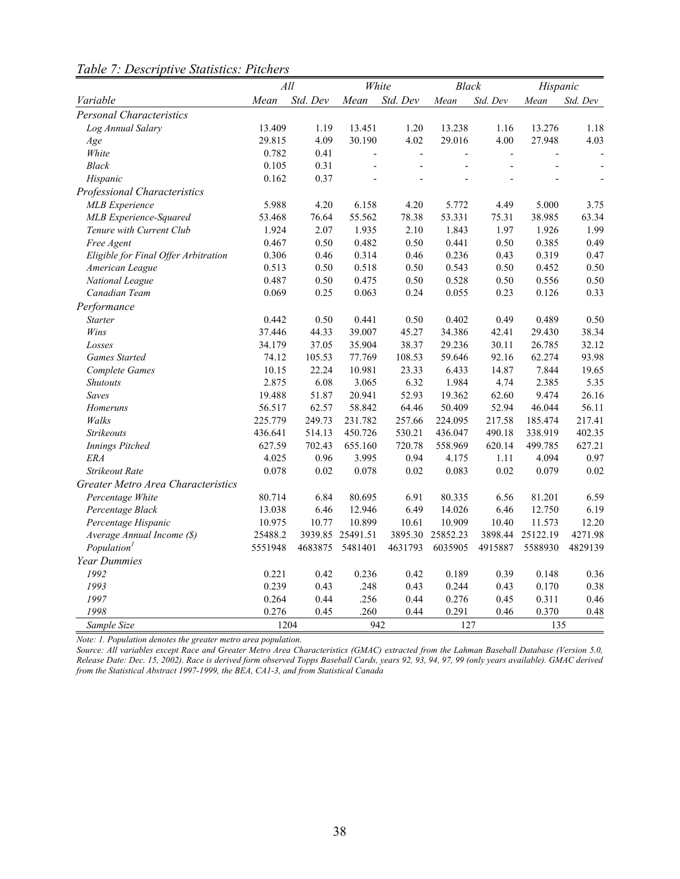*Table 7: Descriptive Statistics: Pitchers*

| | All | | White | | Black | | Hispanic | |
|---|---|---|---|---|---|---|---|---|
| *Variable* | *Mean* | *Std. Dev* | *Mean* | *Std. Dev* | *Mean* | *Std. Dev* | *Mean* | *Std. Dev* |
| *Personal Characteristics* | | | | | | | | |
| *Log Annual Salary* | 13.409 | 1.19 | 13.451 | 1.20 | 13.238 | 1.16 | 13.276 | 1.18 |
| *Age* | 29.815 | 4.09 | 30.190 | 4.02 | 29.016 | 4.00 | 27.948 | 4.03 |
| *White* | 0.782 | 0.41 | - | - | - | - | - | - |
| *Black* | 0.105 | 0.31 | - | - | - | - | - | - |
| *Hispanic* | 0.162 | 0.37 | - | - | - | - | - | - |
| *Professional Characteristics* | | | | | | | | |
| *MLB Experience* | 5.988 | 4.20 | 6.158 | 4.20 | 5.772 | 4.49 | 5.000 | 3.75 |
| *MLB Experience-Squared* | 53.468 | 76.64 | 55.562 | 78.38 | 53.331 | 75.31 | 38.985 | 63.34 |
| *Tenure with Current Club* | 1.924 | 2.07 | 1.935 | 2.10 | 1.843 | 1.97 | 1.926 | 1.99 |
| *Free Agent* | 0.467 | 0.50 | 0.482 | 0.50 | 0.441 | 0.50 | 0.385 | 0.49 |
| *Eligible for Final Offer Arbitration* | 0.306 | 0.46 | 0.314 | 0.46 | 0.236 | 0.43 | 0.319 | 0.47 |
| *American League* | 0.513 | 0.50 | 0.518 | 0.50 | 0.543 | 0.50 | 0.452 | 0.50 |
| *National League* | 0.487 | 0.50 | 0.475 | 0.50 | 0.528 | 0.50 | 0.556 | 0.50 |
| *Canadian Team* | 0.069 | 0.25 | 0.063 | 0.24 | 0.055 | 0.23 | 0.126 | 0.33 |
| *Performance* | | | | | | | | |
| *Starter* | 0.442 | 0.50 | 0.441 | 0.50 | 0.402 | 0.49 | 0.489 | 0.50 |
| *Wins* | 37.446 | 44.33 | 39.007 | 45.27 | 34.386 | 42.41 | 29.430 | 38.34 |
| *Losses* | 34.179 | 37.05 | 35.904 | 38.37 | 29.236 | 30.11 | 26.785 | 32.12 |
| *Games Started* | 74.12 | 105.53 | 77.769 | 108.53 | 59.646 | 92.16 | 62.274 | 93.98 |
| *Complete Games* | 10.15 | 22.24 | 10.981 | 23.33 | 6.433 | 14.87 | 7.844 | 19.65 |
| *Shutouts* | 2.875 | 6.08 | 3.065 | 6.32 | 1.984 | 4.74 | 2.385 | 5.35 |
| *Saves* | 19.488 | 51.87 | 20.941 | 52.93 | 19.362 | 62.60 | 9.474 | 26.16 |
| *Homeruns* | 56.517 | 62.57 | 58.842 | 64.46 | 50.409 | 52.94 | 46.044 | 56.11 |
| *Walks* | 225.779 | 249.73 | 231.782 | 257.66 | 224.095 | 217.58 | 185.474 | 217.41 |
| *Strikeouts* | 436.641 | 514.13 | 450.726 | 530.21 | 436.047 | 490.18 | 338.919 | 402.35 |
| *Innings Pitched* | 627.59 | 702.43 | 655.160 | 720.78 | 558.969 | 620.14 | 499.785 | 627.21 |
| *ERA* | 4.025 | 0.96 | 3.995 | 0.94 | 4.175 | 1.11 | 4.094 | 0.97 |
| *Strikeout Rate* | 0.078 | 0.02 | 0.078 | 0.02 | 0.083 | 0.02 | 0.079 | 0.02 |
| *Greater Metro Area Characteristics* | | | | | | | | |
| *Percentage White* | 80.714 | 6.84 | 80.695 | 6.91 | 80.335 | 6.56 | 81.201 | 6.59 |
| *Percentage Black* | 13.038 | 6.46 | 12.946 | 6.49 | 14.026 | 6.46 | 12.750 | 6.19 |
| *Percentage Hispanic* | 10.975 | 10.77 | 10.899 | 10.61 | 10.909 | 10.40 | 11.573 | 12.20 |
| *Average Annual Income ($)* | 25488.2 | 3939.85 | 25491.51 | 3895.30 | 25852.23 | 3898.44 | 25122.19 | 4271.98 |
| *Population*[1] | 5551948 | 4683875 | 5481401 | 4631793 | 6035905 | 4915887 | 5588930 | 4829139 |
| *Year Dummies* | | | | | | | | |
| *1992* | 0.221 | 0.42 | 0.236 | 0.42 | 0.189 | 0.39 | 0.148 | 0.36 |
| *1993* | 0.239 | 0.43 | .248 | 0.43 | 0.244 | 0.43 | 0.170 | 0.38 |
| *1997* | 0.264 | 0.44 | .256 | 0.44 | 0.276 | 0.45 | 0.311 | 0.46 |
| *1998* | 0.276 | 0.45 | .260 | 0.44 | 0.291 | 0.46 | 0.370 | 0.48 |
| *Sample Size* | 1204 | | 942 | | 127 | | 135 | |

*Note: 1. Population denotes the greater metro area population.*

*Source: All variables except Race and Greater Metro Area Characteristics (GMAC) extracted from the Lahman Baseball Database (Version 5.0, Release Date: Dec. 15, 2002). Race is derived form observed Topps Baseball Cards, years 92, 93, 94, 97, 99 (only years available). GMAC derived from the Statistical Abstract 1997-1999, the BEA, CA1-3, and from Statistical Canada*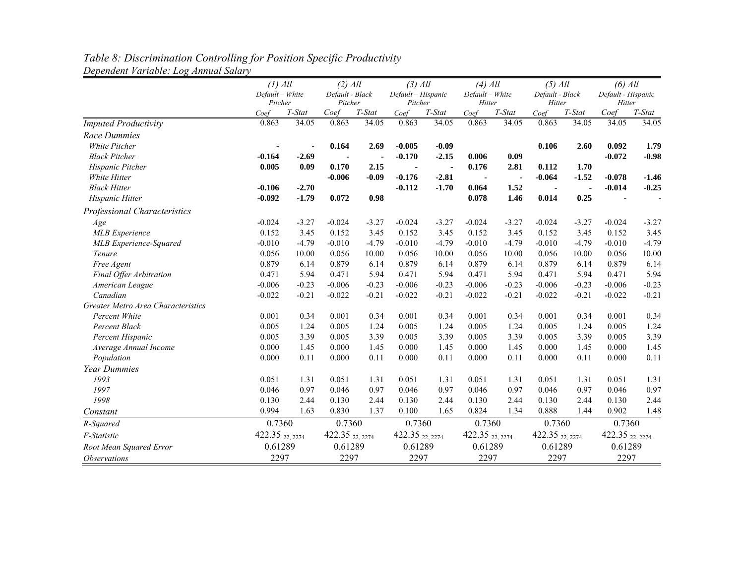*Table 8: Discrimination Controlling for Position Specific Productivity*
*Dependent Variable: Log Annual Salary*

| | (1) All Default – White Pitcher | | (2) All Default - Black Pitcher | | (3) All Default – Hispanic Pitcher | | (4) All Default – White Hitter | | (5) All Default - Black Hitter | | (6) All Default - Hispanic Hitter | |
|---|---|---|---|---|---|---|---|---|---|---|---|---|
| | Coef | T-Stat | Coef | T-Stat | Coef | T-Stat | Coef | T-Stat | Coef | T-Stat | Coef | T-Stat |
| *Imputed Productivity* | 0.863 | 34.05 | 0.863 | 34.05 | 0.863 | 34.05 | 0.863 | 34.05 | 0.863 | 34.05 | 34.05 | 34.05 |
| *Race Dummies* | | | | | | | | | | | | |
| *White Pitcher* | - | - | **0.164** | **2.69** | **-0.005** | **-0.09** | | | **0.106** | **2.60** | **0.092** | **1.79** |
| *Black Pitcher* | **-0.164** | **-2.69** | - | - | **-0.170** | **-2.15** | **0.006** | **0.09** | | | **-0.072** | **-0.98** |
| *Hispanic Pitcher* | **0.005** | **0.09** | **0.170** | **2.15** | - | - | **0.176** | **2.81** | **0.112** | **1.70** | | |
| *White Hitter* | | | **-0.006** | **-0.09** | **-0.176** | **-2.81** | - | - | **-0.064** | **-1.52** | **-0.078** | **-1.46** |
| *Black Hitter* | **-0.106** | **-2.70** | | | **-0.112** | **-1.70** | **0.064** | **1.52** | - | - | **-0.014** | **-0.25** |
| *Hispanic Hitter* | **-0.092** | **-1.79** | **0.072** | **0.98** | | | **0.078** | **1.46** | **0.014** | **0.25** | - | - |
| *Professional Characteristics* | | | | | | | | | | | | |
| *Age* | -0.024 | -3.27 | -0.024 | -3.27 | -0.024 | -3.27 | -0.024 | -3.27 | -0.024 | -3.27 | -0.024 | -3.27 |
| *MLB Experience* | 0.152 | 3.45 | 0.152 | 3.45 | 0.152 | 3.45 | 0.152 | 3.45 | 0.152 | 3.45 | 0.152 | 3.45 |
| *MLB Experience-Squared* | -0.010 | -4.79 | -0.010 | -4.79 | -0.010 | -4.79 | -0.010 | -4.79 | -0.010 | -4.79 | -0.010 | -4.79 |
| *Tenure* | 0.056 | 10.00 | 0.056 | 10.00 | 0.056 | 10.00 | 0.056 | 10.00 | 0.056 | 10.00 | 0.056 | 10.00 |
| *Free Agent* | 0.879 | 6.14 | 0.879 | 6.14 | 0.879 | 6.14 | 0.879 | 6.14 | 0.879 | 6.14 | 0.879 | 6.14 |
| *Final Offer Arbitration* | 0.471 | 5.94 | 0.471 | 5.94 | 0.471 | 5.94 | 0.471 | 5.94 | 0.471 | 5.94 | 0.471 | 5.94 |
| *American League* | -0.006 | -0.23 | -0.006 | -0.23 | -0.006 | -0.23 | -0.006 | -0.23 | -0.006 | -0.23 | -0.006 | -0.23 |
| *Canadian* | -0.022 | -0.21 | -0.022 | -0.21 | -0.022 | -0.21 | -0.022 | -0.21 | -0.022 | -0.21 | -0.022 | -0.21 |
| *Greater Metro Area Characteristics* | | | | | | | | | | | | |
| *Percent White* | 0.001 | 0.34 | 0.001 | 0.34 | 0.001 | 0.34 | 0.001 | 0.34 | 0.001 | 0.34 | 0.001 | 0.34 |
| *Percent Black* | 0.005 | 1.24 | 0.005 | 1.24 | 0.005 | 1.24 | 0.005 | 1.24 | 0.005 | 1.24 | 0.005 | 1.24 |
| *Percent Hispanic* | 0.005 | 3.39 | 0.005 | 3.39 | 0.005 | 3.39 | 0.005 | 3.39 | 0.005 | 3.39 | 0.005 | 3.39 |
| *Average Annual Income* | 0.000 | 1.45 | 0.000 | 1.45 | 0.000 | 1.45 | 0.000 | 1.45 | 0.000 | 1.45 | 0.000 | 1.45 |
| *Population* | 0.000 | 0.11 | 0.000 | 0.11 | 0.000 | 0.11 | 0.000 | 0.11 | 0.000 | 0.11 | 0.000 | 0.11 |
| *Year Dummies* | | | | | | | | | | | | |
| *1993* | 0.051 | 1.31 | 0.051 | 1.31 | 0.051 | 1.31 | 0.051 | 1.31 | 0.051 | 1.31 | 0.051 | 1.31 |
| *1997* | 0.046 | 0.97 | 0.046 | 0.97 | 0.046 | 0.97 | 0.046 | 0.97 | 0.046 | 0.97 | 0.046 | 0.97 |
| *1998* | 0.130 | 2.44 | 0.130 | 2.44 | 0.130 | 2.44 | 0.130 | 2.44 | 0.130 | 2.44 | 0.130 | 2.44 |
| *Constant* | 0.994 | 1.63 | 0.830 | 1.37 | 0.100 | 1.65 | 0.824 | 1.34 | 0.888 | 1.44 | 0.902 | 1.48 |
| *R-Squared* | 0.7360 | | 0.7360 | | 0.7360 | | 0.7360 | | 0.7360 | | 0.7360 | |
| *F-Statistic* | $422.35_{22, 2274}$ | | $422.35_{22, 2274}$ | | $422.35_{22, 2274}$ | | $422.35_{22, 2274}$ | | $422.35_{22, 2274}$ | | $422.35_{22, 2274}$ | |
| *Root Mean Squared Error* | 0.61289 | | 0.61289 | | 0.61289 | | 0.61289 | | 0.61289 | | 0.61289 | |
| *Observations* | 2297 | | 2297 | | 2297 | | 2297 | | 2297 | | 2297 | |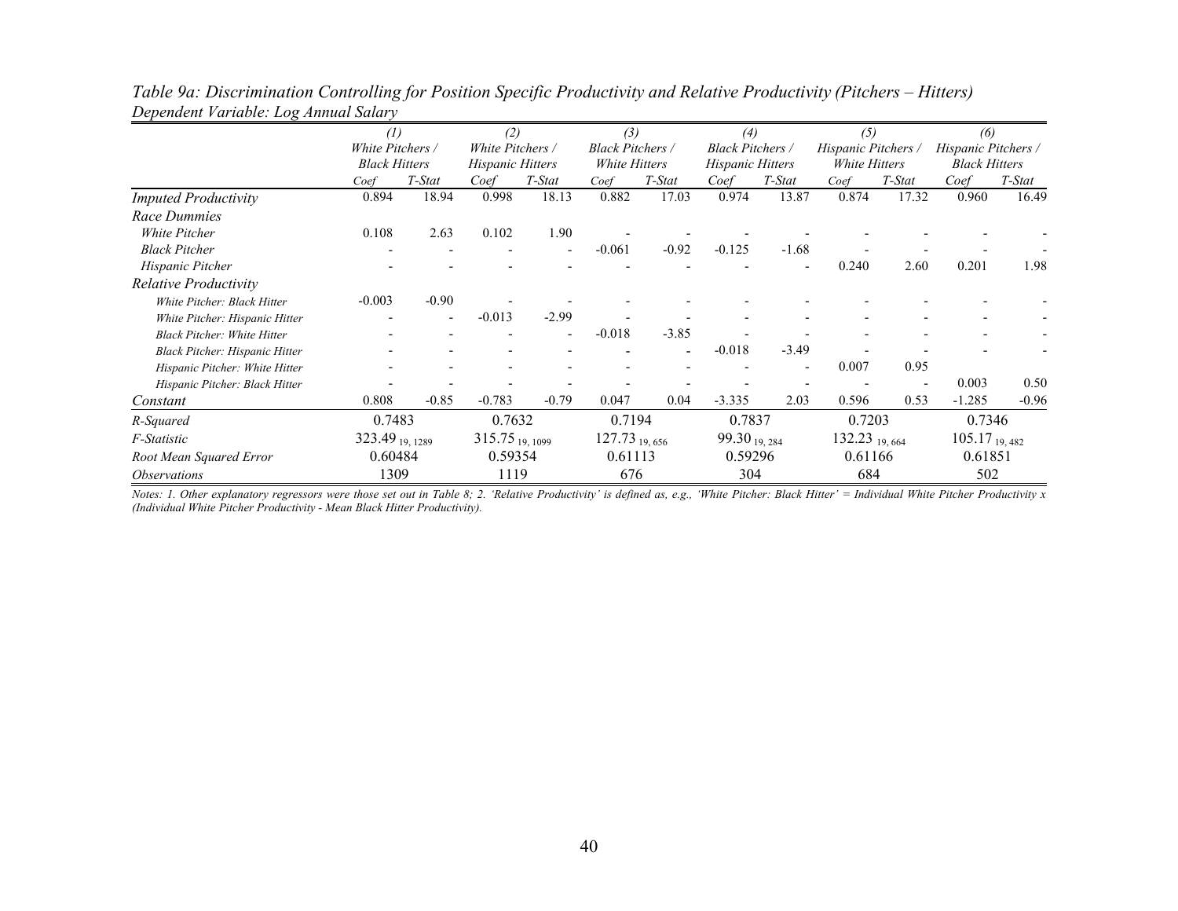*Table 9a: Discrimination Controlling for Position Specific Productivity and Relative Productivity (Pitchers – Hitters)*
*Dependent Variable: Log Annual Salary*

| | *(1)* | | *(2)* | | *(3)* | | *(4)* | | *(5)* | | *(6)* | |
|---|---|---|---|---|---|---|---|---|---|---|---|---|
| | *White Pitchers / Black Hitters* | | *White Pitchers / Hispanic Hitters* | | *Black Pitchers / White Hitters* | | *Black Pitchers / Hispanic Hitters* | | *Hispanic Pitchers / White Hitters* | | *Hispanic Pitchers / Black Hitters* | |
| | *Coef* | *T-Stat* | *Coef* | *T-Stat* | *Coef* | *T-Stat* | *Coef* | *T-Stat* | *Coef* | *T-Stat* | *Coef* | *T-Stat* |
| *Imputed Productivity* | 0.894 | 18.94 | 0.998 | 18.13 | 0.882 | 17.03 | 0.974 | 13.87 | 0.874 | 17.32 | 0.960 | 16.49 |
| *Race Dummies* | | | | | | | | | | | | |
| *White Pitcher* | 0.108 | 2.63 | 0.102 | 1.90 | - | - | - | - | - | - | - | - |
| *Black Pitcher* | - | - | - | - | -0.061 | -0.92 | -0.125 | -1.68 | - | - | - | - |
| *Hispanic Pitcher* | - | - | - | - | - | - | - | - | 0.240 | 2.60 | 0.201 | 1.98 |
| *Relative Productivity* | | | | | | | | | | | | |
| *White Pitcher: Black Hitter* | -0.003 | -0.90 | - | - | - | - | - | - | - | - | - | - |
| *White Pitcher: Hispanic Hitter* | - | - | -0.013 | -2.99 | - | - | - | - | - | - | - | - |
| *Black Pitcher: White Hitter* | - | - | - | - | -0.018 | -3.85 | - | - | - | - | - | - |
| *Black Pitcher: Hispanic Hitter* | - | - | - | - | - | - | -0.018 | -3.49 | - | - | - | - |
| *Hispanic Pitcher: White Hitter* | - | - | - | - | - | - | - | - | 0.007 | 0.95 | | |
| *Hispanic Pitcher: Black Hitter* | - | - | - | - | - | - | - | - | - | - | 0.003 | 0.50 |
| *Constant* | 0.808 | -0.85 | -0.783 | -0.79 | 0.047 | 0.04 | -3.335 | 2.03 | 0.596 | 0.53 | -1.285 | -0.96 |
| *R-Squared* | 0.7483 | | 0.7632 | | 0.7194 | | 0.7837 | | 0.7203 | | 0.7346 | |
| *F-Statistic* | $323.49_{19,\,1289}$ | | $315.75_{19,\,1099}$ | | $127.73_{19,\,656}$ | | $99.30_{19,\,284}$ | | $132.23_{19,\,664}$ | | $105.17_{19,\,482}$ | |
| *Root Mean Squared Error* | 0.60484 | | 0.59354 | | 0.61113 | | 0.59296 | | 0.61166 | | 0.61851 | |
| *Observations* | 1309 | | 1119 | | 676 | | 304 | | 684 | | 502 | |

*Notes: 1. Other explanatory regressors were those set out in Table 8; 2. 'Relative Productivity' is defined as, e.g., 'White Pitcher: Black Hitter' = Individual White Pitcher Productivity x (Individual White Pitcher Productivity - Mean Black Hitter Productivity).*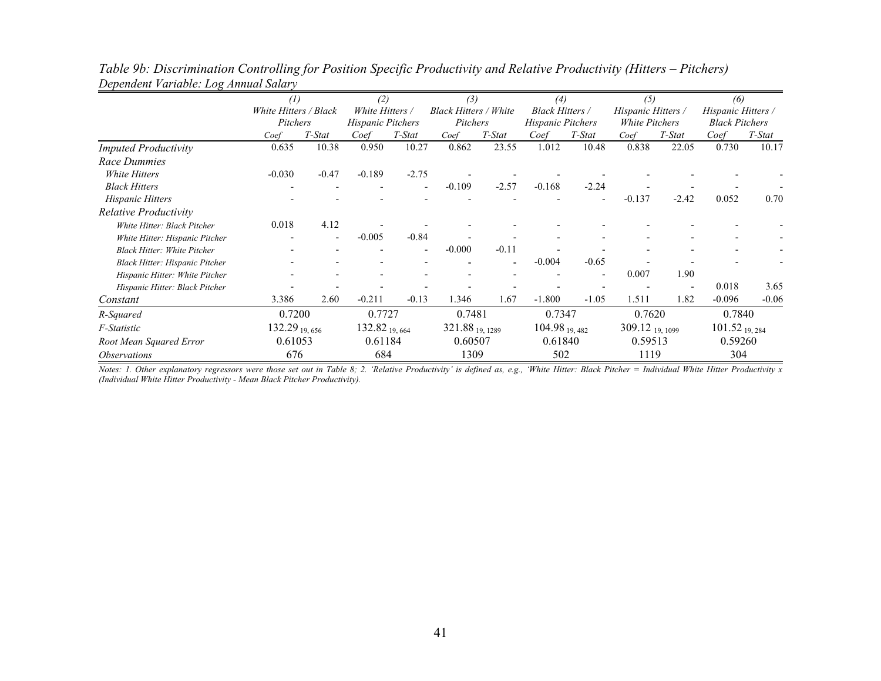*Table 9b: Discrimination Controlling for Position Specific Productivity and Relative Productivity (Hitters – Pitchers)*
*Dependent Variable: Log Annual Salary*

| | *(1)* | | *(2)* | | *(3)* | | *(4)* | | *(5)* | | *(6)* | |
|---|---|---|---|---|---|---|---|---|---|---|---|---|
| | *White Hitters / Black Pitchers* | | *White Hitters / Hispanic Pitchers* | | *Black Hitters / White Pitchers* | | *Black Hitters / Hispanic Pitchers* | | *Hispanic Hitters / White Pitchers* | | *Hispanic Hitters / Black Pitchers* | |
| | *Coef* | *T-Stat* | *Coef* | *T-Stat* | *Coef* | *T-Stat* | *Coef* | *T-Stat* | *Coef* | *T-Stat* | *Coef* | *T-Stat* |
| *Imputed Productivity* | 0.635 | 10.38 | 0.950 | 10.27 | 0.862 | 23.55 | 1.012 | 10.48 | 0.838 | 22.05 | 0.730 | 10.17 |
| *Race Dummies* | | | | | | | | | | | | |
| *White Hitters* | -0.030 | -0.47 | -0.189 | -2.75 | - | - | - | - | - | - | - | - |
| *Black Hitters* | - | - | - | - | -0.109 | -2.57 | -0.168 | -2.24 | - | - | - | - |
| *Hispanic Hitters* | - | - | - | - | - | - | - | - | -0.137 | -2.42 | 0.052 | 0.70 |
| *Relative Productivity* | | | | | | | | | | | | |
| *White Hitter: Black Pitcher* | 0.018 | 4.12 | - | - | - | - | - | - | - | - | - | - |
| *White Hitter: Hispanic Pitcher* | - | - | -0.005 | -0.84 | - | - | - | - | - | - | - | - |
| *Black Hitter: White Pitcher* | - | - | - | - | -0.000 | -0.11 | - | - | - | - | - | - |
| *Black Hitter: Hispanic Pitcher* | - | - | - | - | - | - | -0.004 | -0.65 | - | - | - | - |
| *Hispanic Hitter: White Pitcher* | - | - | - | - | - | - | - | - | 0.007 | 1.90 | | |
| *Hispanic Hitter: Black Pitcher* | - | - | - | - | - | - | - | - | - | - | 0.018 | 3.65 |
| *Constant* | 3.386 | 2.60 | -0.211 | -0.13 | 1.346 | 1.67 | -1.800 | -1.05 | 1.511 | 1.82 | -0.096 | -0.06 |
| *R-Squared* | 0.7200 | | 0.7727 | | 0.7481 | | 0.7347 | | 0.7620 | | 0.7840 | |
| *F-Statistic* | $132.29_{19,656}$ | | $132.82_{19,664}$ | | $321.88_{19,1289}$ | | $104.98_{19,482}$ | | $309.12_{19,1099}$ | | $101.52_{19,284}$ | |
| *Root Mean Squared Error* | 0.61053 | | 0.61184 | | 0.60507 | | 0.61840 | | 0.59513 | | 0.59260 | |
| *Observations* | 676 | | 684 | | 1309 | | 502 | | 1119 | | 304 | |

*Notes: 1. Other explanatory regressors were those set out in Table 8; 2. 'Relative Productivity' is defined as, e.g., 'White Hitter: Black Pitcher = Individual White Hitter Productivity x (Individual White Hitter Productivity - Mean Black Pitcher Productivity).*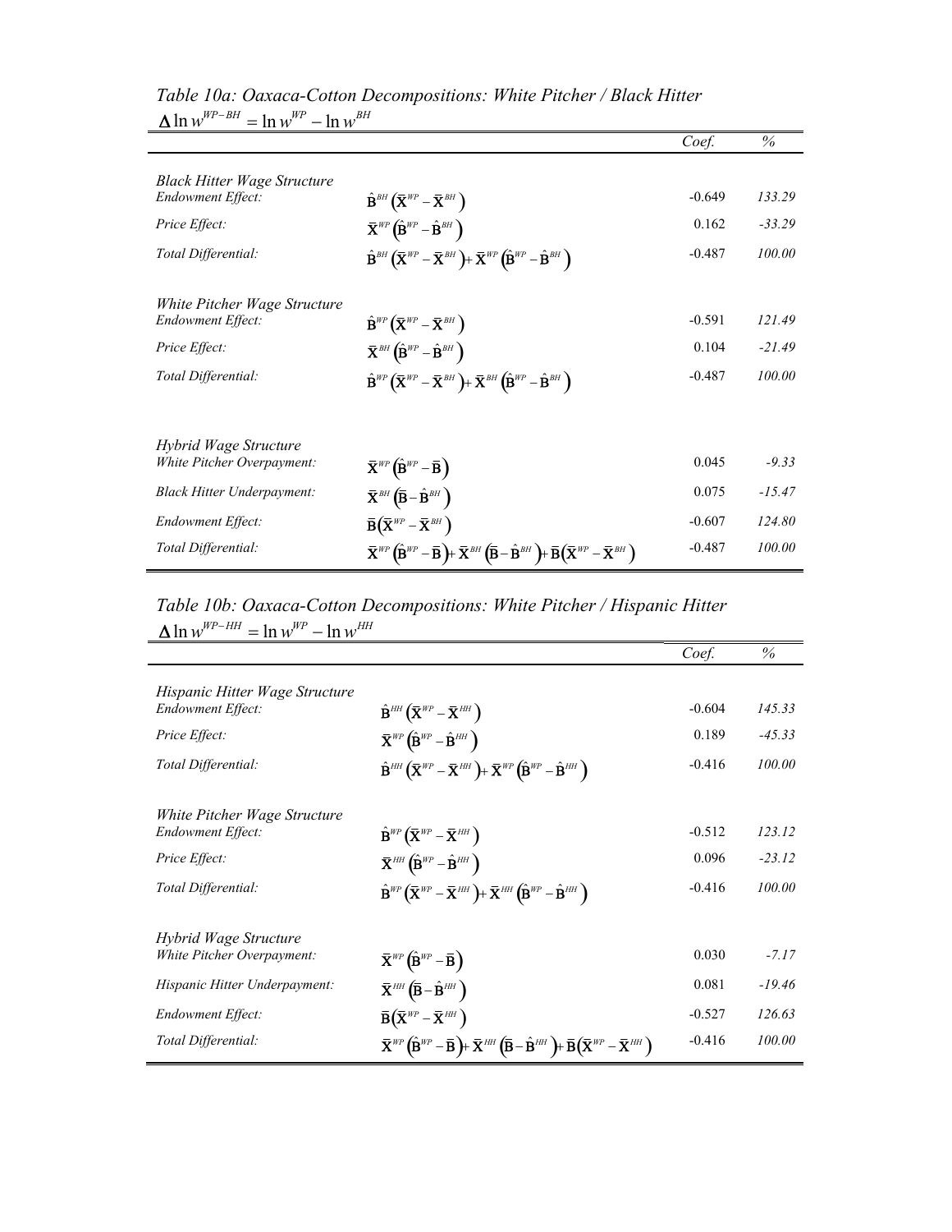*Table 10a: Oaxaca-Cotton Decompositions: White Pitcher / Black Hitter*

$\Delta \ln w^{WP-BH} = \ln w^{WP} - \ln w^{BH}$

| | | Coef. | % |
|---|---|---|---|
| *Black Hitter Wage Structure* | | | |
| *Endowment Effect:* | $\hat{\mathbf{B}}^{BH}\left(\bar{\mathbf{X}}^{WP} - \bar{\mathbf{X}}^{BH}\right)$ | -0.649 | *133.29* |
| *Price Effect:* | $\bar{\mathbf{X}}^{WP}\left(\hat{\mathbf{B}}^{WP} - \hat{\mathbf{B}}^{BH}\right)$ | 0.162 | *-33.29* |
| *Total Differential:* | $\hat{\mathbf{B}}^{BH}\left(\bar{\mathbf{X}}^{WP} - \bar{\mathbf{X}}^{BH}\right) + \bar{\mathbf{X}}^{WP}\left(\hat{\mathbf{B}}^{WP} - \hat{\mathbf{B}}^{BH}\right)$ | -0.487 | *100.00* |
| *White Pitcher Wage Structure* | | | |
| *Endowment Effect:* | $\hat{\mathbf{B}}^{WP}\left(\bar{\mathbf{X}}^{WP} - \bar{\mathbf{X}}^{BH}\right)$ | -0.591 | *121.49* |
| *Price Effect:* | $\bar{\mathbf{X}}^{BH}\left(\hat{\mathbf{B}}^{WP} - \hat{\mathbf{B}}^{BH}\right)$ | 0.104 | *-21.49* |
| *Total Differential:* | $\hat{\mathbf{B}}^{WP}\left(\bar{\mathbf{X}}^{WP} - \bar{\mathbf{X}}^{BH}\right) + \bar{\mathbf{X}}^{BH}\left(\hat{\mathbf{B}}^{WP} - \hat{\mathbf{B}}^{BH}\right)$ | -0.487 | *100.00* |
| *Hybrid Wage Structure* | | | |
| *White Pitcher Overpayment:* | $\bar{\mathbf{X}}^{WP}\left(\hat{\mathbf{B}}^{WP} - \bar{\mathbf{B}}\right)$ | 0.045 | *-9.33* |
| *Black Hitter Underpayment:* | $\bar{\mathbf{X}}^{BH}\left(\bar{\mathbf{B}} - \hat{\mathbf{B}}^{BH}\right)$ | 0.075 | *-15.47* |
| *Endowment Effect:* | $\bar{\mathbf{B}}\left(\bar{\mathbf{X}}^{WP} - \bar{\mathbf{X}}^{BH}\right)$ | -0.607 | *124.80* |
| *Total Differential:* | $\bar{\mathbf{X}}^{WP}\left(\hat{\mathbf{B}}^{WP} - \bar{\mathbf{B}}\right) + \bar{\mathbf{X}}^{BH}\left(\bar{\mathbf{B}} - \hat{\mathbf{B}}^{BH}\right) + \bar{\mathbf{B}}\left(\bar{\mathbf{X}}^{WP} - \bar{\mathbf{X}}^{BH}\right)$ | -0.487 | *100.00* |

*Table 10b: Oaxaca-Cotton Decompositions: White Pitcher / Hispanic Hitter*

$\Delta \ln w^{WP-HH} = \ln w^{WP} - \ln w^{HH}$

| | | Coef. | % |
|---|---|---|---|
| *Hispanic Hitter Wage Structure* | | | |
| *Endowment Effect:* | $\hat{\mathbf{B}}^{HH}\left(\bar{\mathbf{X}}^{WP} - \bar{\mathbf{X}}^{HH}\right)$ | -0.604 | *145.33* |
| *Price Effect:* | $\bar{\mathbf{X}}^{WP}\left(\hat{\mathbf{B}}^{WP} - \hat{\mathbf{B}}^{HH}\right)$ | 0.189 | *-45.33* |
| *Total Differential:* | $\hat{\mathbf{B}}^{HH}\left(\bar{\mathbf{X}}^{WP} - \bar{\mathbf{X}}^{HH}\right) + \bar{\mathbf{X}}^{WP}\left(\hat{\mathbf{B}}^{WP} - \hat{\mathbf{B}}^{HH}\right)$ | -0.416 | *100.00* |
| *White Pitcher Wage Structure* | | | |
| *Endowment Effect:* | $\hat{\mathbf{B}}^{WP}\left(\bar{\mathbf{X}}^{WP} - \bar{\mathbf{X}}^{HH}\right)$ | -0.512 | *123.12* |
| *Price Effect:* | $\bar{\mathbf{X}}^{HH}\left(\hat{\mathbf{B}}^{WP} - \hat{\mathbf{B}}^{HH}\right)$ | 0.096 | *-23.12* |
| *Total Differential:* | $\hat{\mathbf{B}}^{WP}\left(\bar{\mathbf{X}}^{WP} - \bar{\mathbf{X}}^{HH}\right) + \bar{\mathbf{X}}^{HH}\left(\hat{\mathbf{B}}^{WP} - \hat{\mathbf{B}}^{HH}\right)$ | -0.416 | *100.00* |
| *Hybrid Wage Structure* | | | |
| *White Pitcher Overpayment:* | $\bar{\mathbf{X}}^{WP}\left(\hat{\mathbf{B}}^{WP} - \bar{\mathbf{B}}\right)$ | 0.030 | *-7.17* |
| *Hispanic Hitter Underpayment:* | $\bar{\mathbf{X}}^{HH}\left(\bar{\mathbf{B}} - \hat{\mathbf{B}}^{HH}\right)$ | 0.081 | *-19.46* |
| *Endowment Effect:* | $\bar{\mathbf{B}}\left(\bar{\mathbf{X}}^{WP} - \bar{\mathbf{X}}^{HH}\right)$ | -0.527 | *126.63* |
| *Total Differential:* | $\bar{\mathbf{X}}^{WP}\left(\hat{\mathbf{B}}^{WP} - \bar{\mathbf{B}}\right) + \bar{\mathbf{X}}^{HH}\left(\bar{\mathbf{B}} - \hat{\mathbf{B}}^{HH}\right) + \bar{\mathbf{B}}\left(\bar{\mathbf{X}}^{WP} - \bar{\mathbf{X}}^{HH}\right)$ | -0.416 | *100.00* |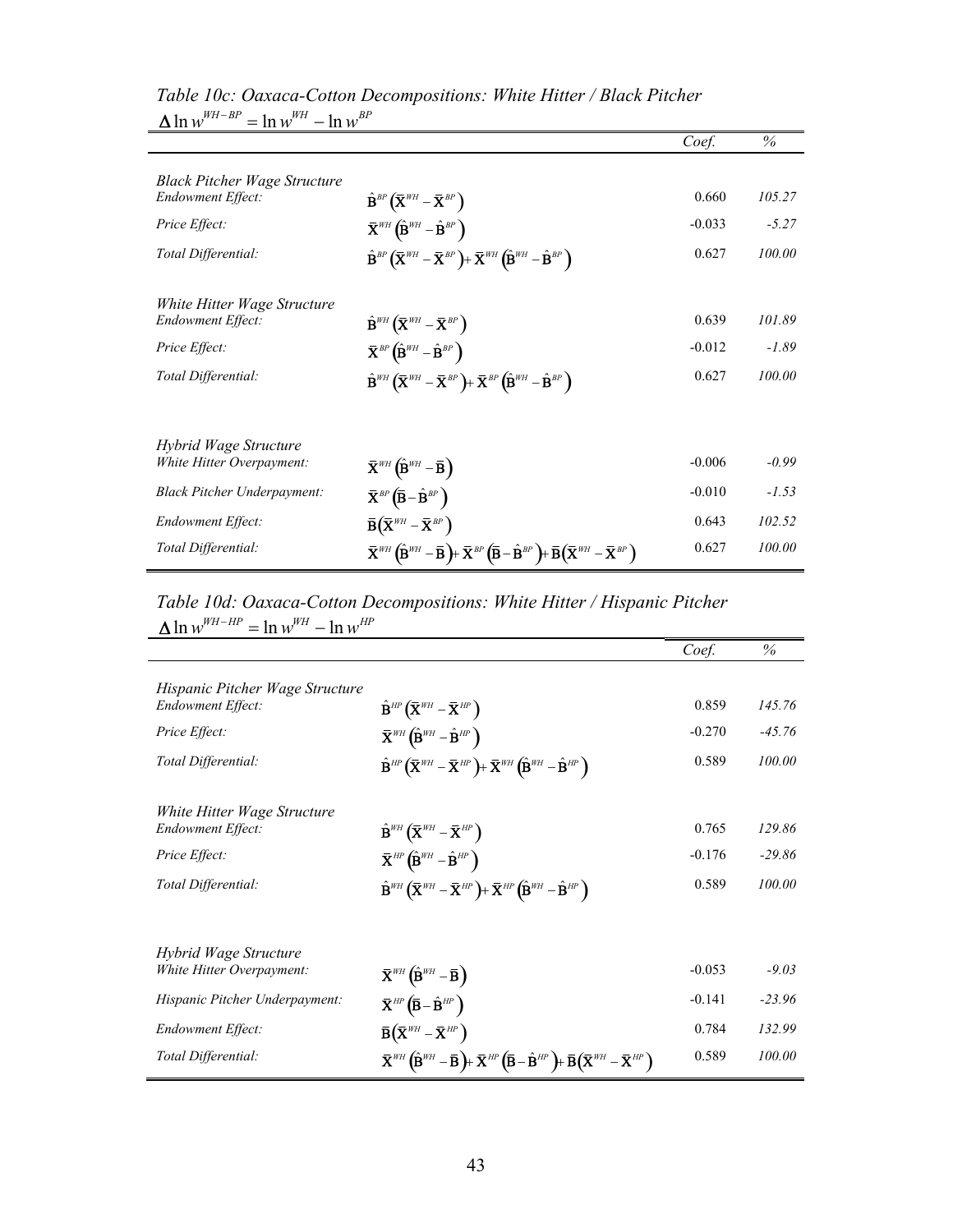*Table 10c: Oaxaca-Cotton Decompositions: White Hitter / Black Pitcher*

$\Delta \ln w^{WH-BP} = \ln w^{WH} - \ln w^{BP}$

| | | Coef. | % |
|---|---|---|---|
| *Black Pitcher Wage Structure* | | | |
| *Endowment Effect:* | $\hat{\mathbf{B}}^{BP}\left(\bar{\mathbf{X}}^{WH} - \bar{\mathbf{X}}^{BP}\right)$ | 0.660 | *105.27* |
| *Price Effect:* | $\bar{\mathbf{X}}^{WH}\left(\hat{\mathbf{B}}^{WH} - \hat{\mathbf{B}}^{BP}\right)$ | -0.033 | *-5.27* |
| *Total Differential:* | $\hat{\mathbf{B}}^{BP}\left(\bar{\mathbf{X}}^{WH} - \bar{\mathbf{X}}^{BP}\right) + \bar{\mathbf{X}}^{WH}\left(\hat{\mathbf{B}}^{WH} - \hat{\mathbf{B}}^{BP}\right)$ | 0.627 | *100.00* |
| *White Hitter Wage Structure* | | | |
| *Endowment Effect:* | $\hat{\mathbf{B}}^{WH}\left(\bar{\mathbf{X}}^{WH} - \bar{\mathbf{X}}^{BP}\right)$ | 0.639 | *101.89* |
| *Price Effect:* | $\bar{\mathbf{X}}^{BP}\left(\hat{\mathbf{B}}^{WH} - \hat{\mathbf{B}}^{BP}\right)$ | -0.012 | *-1.89* |
| *Total Differential:* | $\hat{\mathbf{B}}^{WH}\left(\bar{\mathbf{X}}^{WH} - \bar{\mathbf{X}}^{BP}\right) + \bar{\mathbf{X}}^{BP}\left(\hat{\mathbf{B}}^{WH} - \hat{\mathbf{B}}^{BP}\right)$ | 0.627 | *100.00* |
| *Hybrid Wage Structure* | | | |
| *White Hitter Overpayment:* | $\bar{\mathbf{X}}^{WH}\left(\hat{\mathbf{B}}^{WH} - \bar{\mathbf{B}}\right)$ | -0.006 | *-0.99* |
| *Black Pitcher Underpayment:* | $\bar{\mathbf{X}}^{BP}\left(\bar{\mathbf{B}} - \hat{\mathbf{B}}^{BP}\right)$ | -0.010 | *-1.53* |
| *Endowment Effect:* | $\bar{\mathbf{B}}\left(\bar{\mathbf{X}}^{WH} - \bar{\mathbf{X}}^{BP}\right)$ | 0.643 | *102.52* |
| *Total Differential:* | $\bar{\mathbf{X}}^{WH}\left(\hat{\mathbf{B}}^{WH} - \bar{\mathbf{B}}\right) + \bar{\mathbf{X}}^{BP}\left(\bar{\mathbf{B}} - \hat{\mathbf{B}}^{BP}\right) + \bar{\mathbf{B}}\left(\bar{\mathbf{X}}^{WH} - \bar{\mathbf{X}}^{BP}\right)$ | 0.627 | *100.00* |

*Table 10d: Oaxaca-Cotton Decompositions: White Hitter / Hispanic Pitcher*

$\Delta \ln w^{WH-HP} = \ln w^{WH} - \ln w^{HP}$

| | | Coef. | % |
|---|---|---|---|
| *Hispanic Pitcher Wage Structure* | | | |
| *Endowment Effect:* | $\hat{\mathbf{B}}^{HP}\left(\bar{\mathbf{X}}^{WH} - \bar{\mathbf{X}}^{HP}\right)$ | 0.859 | *145.76* |
| *Price Effect:* | $\bar{\mathbf{X}}^{WH}\left(\hat{\mathbf{B}}^{WH} - \hat{\mathbf{B}}^{HP}\right)$ | -0.270 | *-45.76* |
| *Total Differential:* | $\hat{\mathbf{B}}^{HP}\left(\bar{\mathbf{X}}^{WH} - \bar{\mathbf{X}}^{HP}\right) + \bar{\mathbf{X}}^{WH}\left(\hat{\mathbf{B}}^{WH} - \hat{\mathbf{B}}^{HP}\right)$ | 0.589 | *100.00* |
| *White Hitter Wage Structure* | | | |
| *Endowment Effect:* | $\hat{\mathbf{B}}^{WH}\left(\bar{\mathbf{X}}^{WH} - \bar{\mathbf{X}}^{HP}\right)$ | 0.765 | *129.86* |
| *Price Effect:* | $\bar{\mathbf{X}}^{HP}\left(\hat{\mathbf{B}}^{WH} - \hat{\mathbf{B}}^{HP}\right)$ | -0.176 | *-29.86* |
| *Total Differential:* | $\hat{\mathbf{B}}^{WH}\left(\bar{\mathbf{X}}^{WH} - \bar{\mathbf{X}}^{HP}\right) + \bar{\mathbf{X}}^{HP}\left(\hat{\mathbf{B}}^{WH} - \hat{\mathbf{B}}^{HP}\right)$ | 0.589 | *100.00* |
| *Hybrid Wage Structure* | | | |
| *White Hitter Overpayment:* | $\bar{\mathbf{X}}^{WH}\left(\hat{\mathbf{B}}^{WH} - \bar{\mathbf{B}}\right)$ | -0.053 | *-9.03* |
| *Hispanic Pitcher Underpayment:* | $\bar{\mathbf{X}}^{HP}\left(\bar{\mathbf{B}} - \hat{\mathbf{B}}^{HP}\right)$ | -0.141 | *-23.96* |
| *Endowment Effect:* | $\bar{\mathbf{B}}\left(\bar{\mathbf{X}}^{WH} - \bar{\mathbf{X}}^{HP}\right)$ | 0.784 | *132.99* |
| *Total Differential:* | $\bar{\mathbf{X}}^{WH}\left(\hat{\mathbf{B}}^{WH} - \bar{\mathbf{B}}\right) + \bar{\mathbf{X}}^{HP}\left(\bar{\mathbf{B}} - \hat{\mathbf{B}}^{HP}\right) + \bar{\mathbf{B}}\left(\bar{\mathbf{X}}^{WH} - \bar{\mathbf{X}}^{HP}\right)$ | 0.589 | *100.00* |